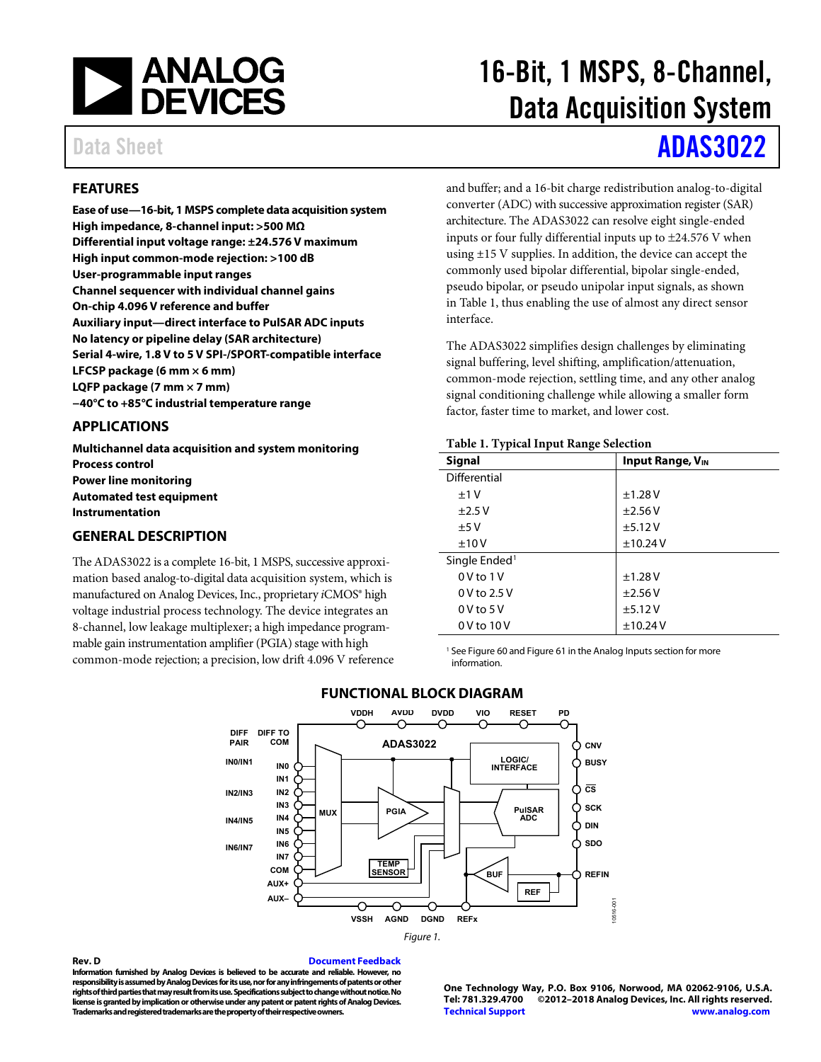# 16-Bit, 1 MSPS, 8-Channel, Data Acquisition System

Data Sheet **ADAS3022**

## FEATURES

**Ease of use—16-bit, 1 MSPS complete data acquisition system**
**High impedance, 8-channel input: >500 MΩ**
**Differential input voltage range: ±24.576 V maximum**
**High input common-mode rejection: >100 dB**
**User-programmable input ranges**
**Channel sequencer with individual channel gains**
**On-chip 4.096 V reference and buffer**
**Auxiliary input—direct interface to PulSAR ADC inputs**
**No latency or pipeline delay (SAR architecture)**
**Serial 4-wire, 1.8 V to 5 V SPI-/SPORT-compatible interface**
**LFCSP package (6 mm × 6 mm)**
**LQFP package (7 mm × 7 mm)**
**−40°C to +85°C industrial temperature range**

## APPLICATIONS

**Multichannel data acquisition and system monitoring**
**Process control**
**Power line monitoring**
**Automated test equipment**
**Instrumentation**

## GENERAL DESCRIPTION

The ADAS3022 is a complete 16-bit, 1 MSPS, successive approximation based analog-to-digital data acquisition system, which is manufactured on Analog Devices, Inc., proprietary *i*CMOS® high voltage industrial process technology. The device integrates an 8-channel, low leakage multiplexer; a high impedance programmable gain instrumentation amplifier (PGIA) stage with high common-mode rejection; a precision, low drift 4.096 V reference and buffer; and a 16-bit charge redistribution analog-to-digital converter (ADC) with successive approximation register (SAR) architecture. The ADAS3022 can resolve eight single-ended inputs or four fully differential inputs up to ±24.576 V when using ±15 V supplies. In addition, the device can accept the commonly used bipolar differential, bipolar single-ended, pseudo bipolar, or pseudo unipolar input signals, as shown in Table 1, thus enabling the use of almost any direct sensor interface.

The ADAS3022 simplifies design challenges by eliminating signal buffering, level shifting, amplification/attenuation, common-mode rejection, settling time, and any other analog signal conditioning challenge while allowing a smaller form factor, faster time to market, and lower cost.

**Table 1. Typical Input Range Selection**

| Signal | Input Range, $V_{IN}$ |
|---|---|
| Differential | |
| ±1 V | ±1.28 V |
| ±2.5 V | ±2.56 V |
| ±5 V | ±5.12 V |
| ±10 V | ±10.24 V |
| Single Ended[1] | |
| 0 V to 1 V | ±1.28 V |
| 0 V to 2.5 V | ±2.56 V |
| 0 V to 5 V | ±5.12 V |
| 0 V to 10 V | ±10.24 V |

[1] See Figure 60 and Figure 61 in the Analog Inputs section for more information.

## FUNCTIONAL BLOCK DIAGRAM

Figure 1.

Rev. D Document Feedback
Information furnished by Analog Devices is believed to be accurate and reliable. However, no responsibility is assumed by Analog Devices for its use, nor for any infringements of patents or other rights of third parties that may result from its use. Specifications subject to change without notice. No license is granted by implication or otherwise under any patent or patent rights of Analog Devices. Trademarks and registered trademarks are the property of their respective owners.

One Technology Way, P.O. Box 9106, Norwood, MA 02062-9106, U.S.A.
Tel: 781.329.4700 ©2012–2018 Analog Devices, Inc. All rights reserved.
Technical Support www.analog.com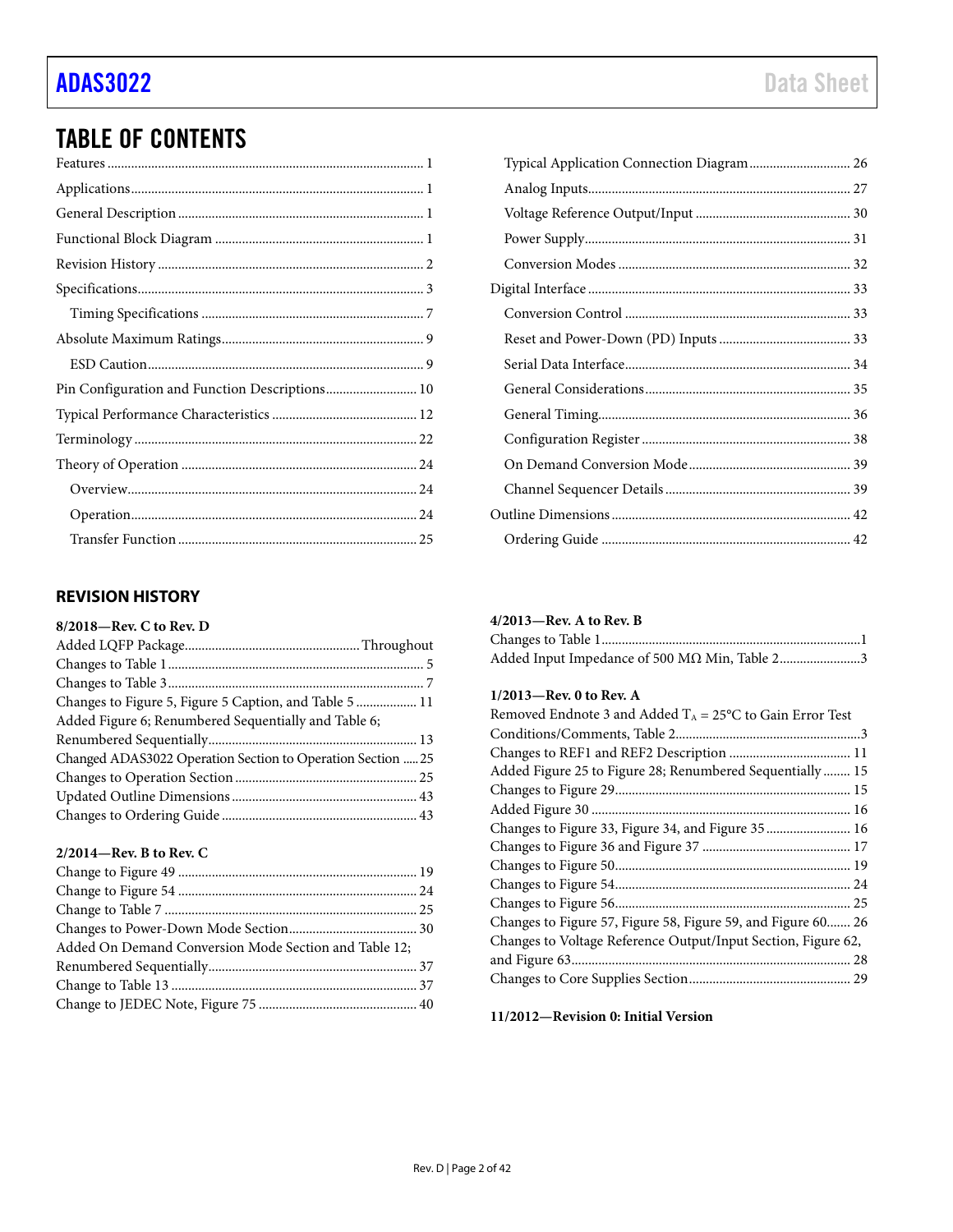# TABLE OF CONTENTS

Features ... 1
Applications ... 1
General Description ... 1
Functional Block Diagram ... 1
Revision History ... 2
Specifications ... 3
  Timing Specifications ... 7
Absolute Maximum Ratings ... 9
  ESD Caution ... 9
Pin Configuration and Function Descriptions ... 10
Typical Performance Characteristics ... 12
Terminology ... 22
Theory of Operation ... 24
  Overview ... 24
  Operation ... 24
  Transfer Function ... 25
  Typical Application Connection Diagram ... 26
  Analog Inputs ... 27
  Voltage Reference Output/Input ... 30
  Power Supply ... 31
  Conversion Modes ... 32
Digital Interface ... 33
  Conversion Control ... 33
  Reset and Power-Down (PD) Inputs ... 33
  Serial Data Interface ... 34
  General Considerations ... 35
  General Timing ... 36
  Configuration Register ... 38
  On Demand Conversion Mode ... 39
  Channel Sequencer Details ... 39
Outline Dimensions ... 42
  Ordering Guide ... 42

## REVISION HISTORY

**8/2018—Rev. C to Rev. D**

Added LQFP Package ... Throughout
Changes to Table 1 ... 5
Changes to Table 3 ... 7
Changes to Figure 5, Figure 5 Caption, and Table 5 ... 11
Added Figure 6; Renumbered Sequentially and Table 6; Renumbered Sequentially ... 13
Changed ADAS3022 Operation Section to Operation Section ... 25
Changes to Operation Section ... 25
Updated Outline Dimensions ... 43
Changes to Ordering Guide ... 43

**2/2014—Rev. B to Rev. C**

Change to Figure 49 ... 19
Change to Figure 54 ... 24
Change to Table 7 ... 25
Changes to Power-Down Mode Section ... 30
Added On Demand Conversion Mode Section and Table 12; Renumbered Sequentially ... 37
Change to Table 13 ... 37
Change to JEDEC Note, Figure 75 ... 40

**4/2013—Rev. A to Rev. B**

Changes to Table 1 ... 1
Added Input Impedance of 500 MΩ Min, Table 2 ... 3

**1/2013—Rev. 0 to Rev. A**

Removed Endnote 3 and Added $T_A$ = 25°C to Gain Error Test Conditions/Comments, Table 2 ... 3
Changes to REF1 and REF2 Description ... 11
Added Figure 25 to Figure 28; Renumbered Sequentially ... 15
Changes to Figure 29 ... 15
Added Figure 30 ... 16
Changes to Figure 33, Figure 34, and Figure 35 ... 16
Changes to Figure 36 and Figure 37 ... 17
Changes to Figure 50 ... 19
Changes to Figure 54 ... 24
Changes to Figure 56 ... 25
Changes to Figure 57, Figure 58, Figure 59, and Figure 60 ... 26
Changes to Voltage Reference Output/Input Section, Figure 62, and Figure 63 ... 28
Changes to Core Supplies Section ... 29

**11/2012—Revision 0: Initial Version**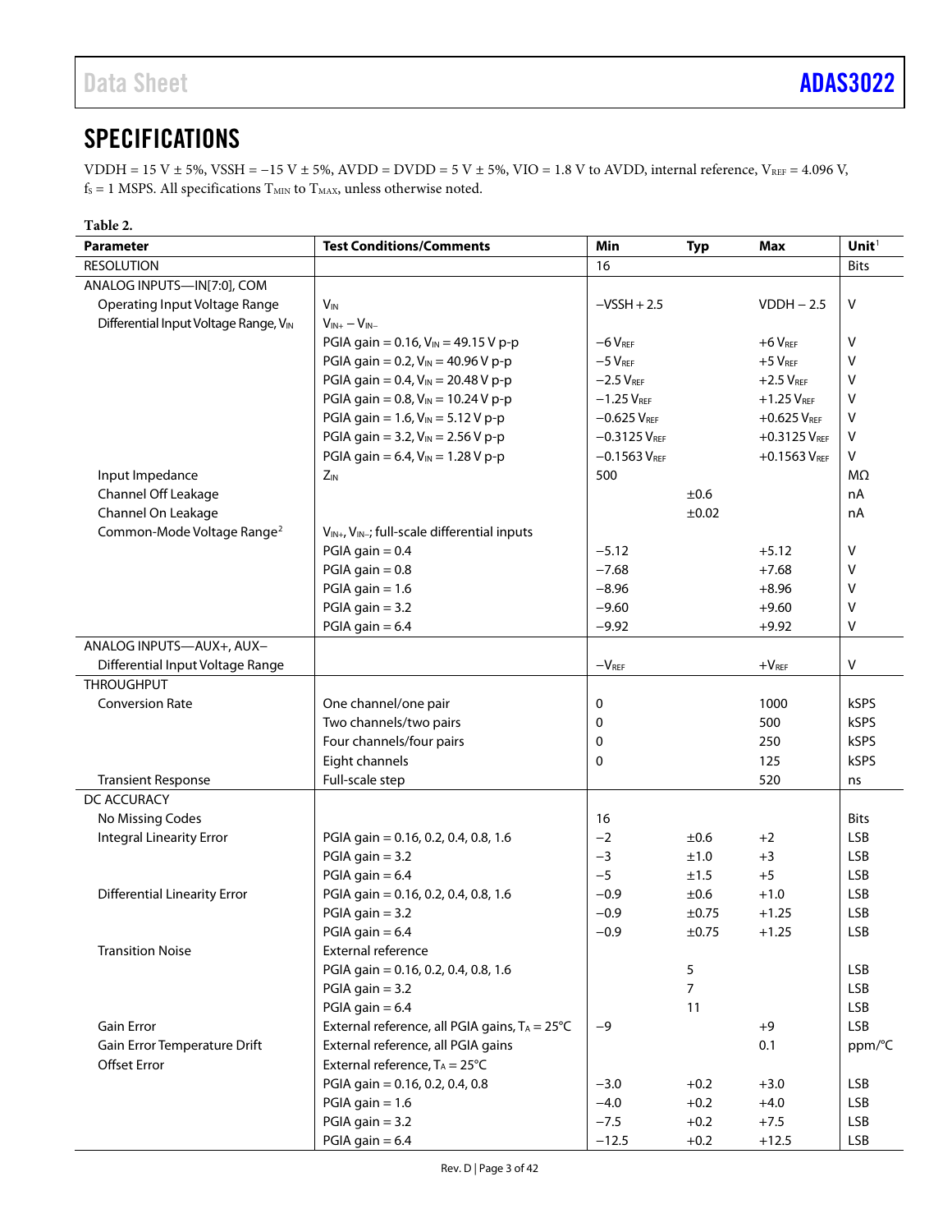# SPECIFICATIONS

VDDH = 15 V ± 5%, VSSH = −15 V ± 5%, AVDD = DVDD = 5 V ± 5%, VIO = 1.8 V to AVDD, internal reference, $V_{REF}$ = 4.096 V, $f_S$ = 1 MSPS. All specifications $T_{MIN}$ to $T_{MAX}$, unless otherwise noted.

**Table 2.**

| Parameter | Test Conditions/Comments | Min | Typ | Max | Unit[1] |
|---|---|---|---|---|---|
| RESOLUTION | | 16 | | | Bits |
| ANALOG INPUTS—IN[7:0], COM | | | | | |
| Operating Input Voltage Range | $V_{IN}$ | −VSSH + 2.5 | | VDDH − 2.5 | V |
| Differential Input Voltage Range, $V_{IN}$ | $V_{IN+} − V_{IN−}$ | | | | |
| | PGIA gain = 0.16, $V_{IN}$ = 49.15 V p-p | −6 $V_{REF}$ | | +6 $V_{REF}$ | V |
| | PGIA gain = 0.2, $V_{IN}$ = 40.96 V p-p | −5 $V_{REF}$ | | +5 $V_{REF}$ | V |
| | PGIA gain = 0.4, $V_{IN}$ = 20.48 V p-p | −2.5 $V_{REF}$ | | +2.5 $V_{REF}$ | V |
| | PGIA gain = 0.8, $V_{IN}$ = 10.24 V p-p | −1.25 $V_{REF}$ | | +1.25 $V_{REF}$ | V |
| | PGIA gain = 1.6, $V_{IN}$ = 5.12 V p-p | −0.625 $V_{REF}$ | | +0.625 $V_{REF}$ | V |
| | PGIA gain = 3.2, $V_{IN}$ = 2.56 V p-p | −0.3125 $V_{REF}$ | | +0.3125 $V_{REF}$ | V |
| | PGIA gain = 6.4, $V_{IN}$ = 1.28 V p-p | −0.1563 $V_{REF}$ | | +0.1563 $V_{REF}$ | V |
| Input Impedance | $Z_{IN}$ | 500 | | | MΩ |
| Channel Off Leakage | | | ±0.6 | | nA |
| Channel On Leakage | | | ±0.02 | | nA |
| Common-Mode Voltage Range[2] | $V_{IN+}$, $V_{IN−}$; full-scale differential inputs | | | | |
| | PGIA gain = 0.4 | −5.12 | | +5.12 | V |
| | PGIA gain = 0.8 | −7.68 | | +7.68 | V |
| | PGIA gain = 1.6 | −8.96 | | +8.96 | V |
| | PGIA gain = 3.2 | −9.60 | | +9.60 | V |
| | PGIA gain = 6.4 | −9.92 | | +9.92 | V |
| ANALOG INPUTS—AUX+, AUX− | | | | | |
| Differential Input Voltage Range | | −$V_{REF}$ | | +$V_{REF}$ | V |
| THROUGHPUT | | | | | |
| Conversion Rate | One channel/one pair | 0 | | 1000 | kSPS |
| | Two channels/two pairs | 0 | | 500 | kSPS |
| | Four channels/four pairs | 0 | | 250 | kSPS |
| | Eight channels | 0 | | 125 | kSPS |
| Transient Response | Full-scale step | | | 520 | ns |
| DC ACCURACY | | | | | |
| No Missing Codes | | 16 | | | Bits |
| Integral Linearity Error | PGIA gain = 0.16, 0.2, 0.4, 0.8, 1.6 | −2 | ±0.6 | +2 | LSB |
| | PGIA gain = 3.2 | −3 | ±1.0 | +3 | LSB |
| | PGIA gain = 6.4 | −5 | ±1.5 | +5 | LSB |
| Differential Linearity Error | PGIA gain = 0.16, 0.2, 0.4, 0.8, 1.6 | −0.9 | ±0.6 | +1.0 | LSB |
| | PGIA gain = 3.2 | −0.9 | ±0.75 | +1.25 | LSB |
| | PGIA gain = 6.4 | −0.9 | ±0.75 | +1.25 | LSB |
| Transition Noise | External reference | | | | |
| | PGIA gain = 0.16, 0.2, 0.4, 0.8, 1.6 | | 5 | | LSB |
| | PGIA gain = 3.2 | | 7 | | LSB |
| | PGIA gain = 6.4 | | 11 | | LSB |
| Gain Error | External reference, all PGIA gains, $T_A$ = 25°C | −9 | | +9 | LSB |
| Gain Error Temperature Drift | External reference, all PGIA gains | | | 0.1 | ppm/°C |
| Offset Error | External reference, $T_A$ = 25°C | | | | |
| | PGIA gain = 0.16, 0.2, 0.4, 0.8 | −3.0 | +0.2 | +3.0 | LSB |
| | PGIA gain = 1.6 | −4.0 | +0.2 | +4.0 | LSB |
| | PGIA gain = 3.2 | −7.5 | +0.2 | +7.5 | LSB |
| | PGIA gain = 6.4 | −12.5 | +0.2 | +12.5 | LSB |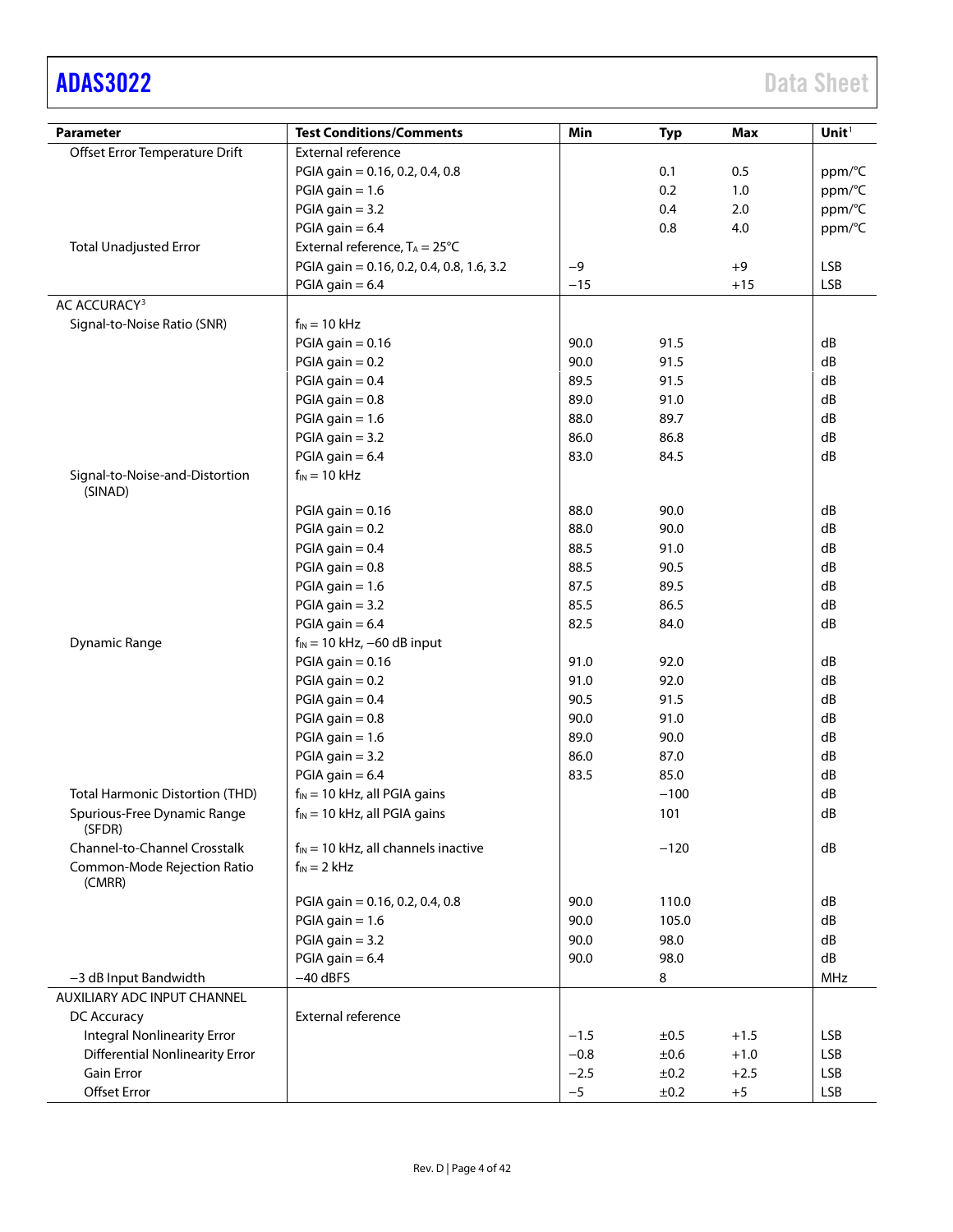| Parameter | Test Conditions/Comments | Min | Typ | Max | Unit[1] |
|---|---|---|---|---|---|
| Offset Error Temperature Drift | External reference | | | | |
| | PGIA gain = 0.16, 0.2, 0.4, 0.8 | | 0.1 | 0.5 | ppm/°C |
| | PGIA gain = 1.6 | | 0.2 | 1.0 | ppm/°C |
| | PGIA gain = 3.2 | | 0.4 | 2.0 | ppm/°C |
| | PGIA gain = 6.4 | | 0.8 | 4.0 | ppm/°C |
| Total Unadjusted Error | External reference, $T_A$ = 25°C | | | | |
| | PGIA gain = 0.16, 0.2, 0.4, 0.8, 1.6, 3.2 | −9 | | +9 | LSB |
| | PGIA gain = 6.4 | −15 | | +15 | LSB |
| AC ACCURACY[3] | | | | | |
| Signal-to-Noise Ratio (SNR) | $f_{IN}$ = 10 kHz | | | | |
| | PGIA gain = 0.16 | 90.0 | 91.5 | | dB |
| | PGIA gain = 0.2 | 90.0 | 91.5 | | dB |
| | PGIA gain = 0.4 | 89.5 | 91.5 | | dB |
| | PGIA gain = 0.8 | 89.0 | 91.0 | | dB |
| | PGIA gain = 1.6 | 88.0 | 89.7 | | dB |
| | PGIA gain = 3.2 | 86.0 | 86.8 | | dB |
| | PGIA gain = 6.4 | 83.0 | 84.5 | | dB |
| Signal-to-Noise-and-Distortion (SINAD) | $f_{IN}$ = 10 kHz | | | | |
| | PGIA gain = 0.16 | 88.0 | 90.0 | | dB |
| | PGIA gain = 0.2 | 88.0 | 90.0 | | dB |
| | PGIA gain = 0.4 | 88.5 | 91.0 | | dB |
| | PGIA gain = 0.8 | 88.5 | 90.5 | | dB |
| | PGIA gain = 1.6 | 87.5 | 89.5 | | dB |
| | PGIA gain = 3.2 | 85.5 | 86.5 | | dB |
| | PGIA gain = 6.4 | 82.5 | 84.0 | | dB |
| Dynamic Range | $f_{IN}$ = 10 kHz, −60 dB input | | | | |
| | PGIA gain = 0.16 | 91.0 | 92.0 | | dB |
| | PGIA gain = 0.2 | 91.0 | 92.0 | | dB |
| | PGIA gain = 0.4 | 90.5 | 91.5 | | dB |
| | PGIA gain = 0.8 | 90.0 | 91.0 | | dB |
| | PGIA gain = 1.6 | 89.0 | 90.0 | | dB |
| | PGIA gain = 3.2 | 86.0 | 87.0 | | dB |
| | PGIA gain = 6.4 | 83.5 | 85.0 | | dB |
| Total Harmonic Distortion (THD) | $f_{IN}$ = 10 kHz, all PGIA gains | | −100 | | dB |
| Spurious-Free Dynamic Range (SFDR) | $f_{IN}$ = 10 kHz, all PGIA gains | | 101 | | dB |
| Channel-to-Channel Crosstalk | $f_{IN}$ = 10 kHz, all channels inactive | | −120 | | dB |
| Common-Mode Rejection Ratio (CMRR) | $f_{IN}$ = 2 kHz | | | | |
| | PGIA gain = 0.16, 0.2, 0.4, 0.8 | 90.0 | 110.0 | | dB |
| | PGIA gain = 1.6 | 90.0 | 105.0 | | dB |
| | PGIA gain = 3.2 | 90.0 | 98.0 | | dB |
| | PGIA gain = 6.4 | 90.0 | 98.0 | | dB |
| −3 dB Input Bandwidth | −40 dBFS | | 8 | | MHz |
| AUXILIARY ADC INPUT CHANNEL | | | | | |
| DC Accuracy | External reference | | | | |
| Integral Nonlinearity Error | | −1.5 | ±0.5 | +1.5 | LSB |
| Differential Nonlinearity Error | | −0.8 | ±0.6 | +1.0 | LSB |
| Gain Error | | −2.5 | ±0.2 | +2.5 | LSB |
| Offset Error | | −5 | ±0.2 | +5 | LSB |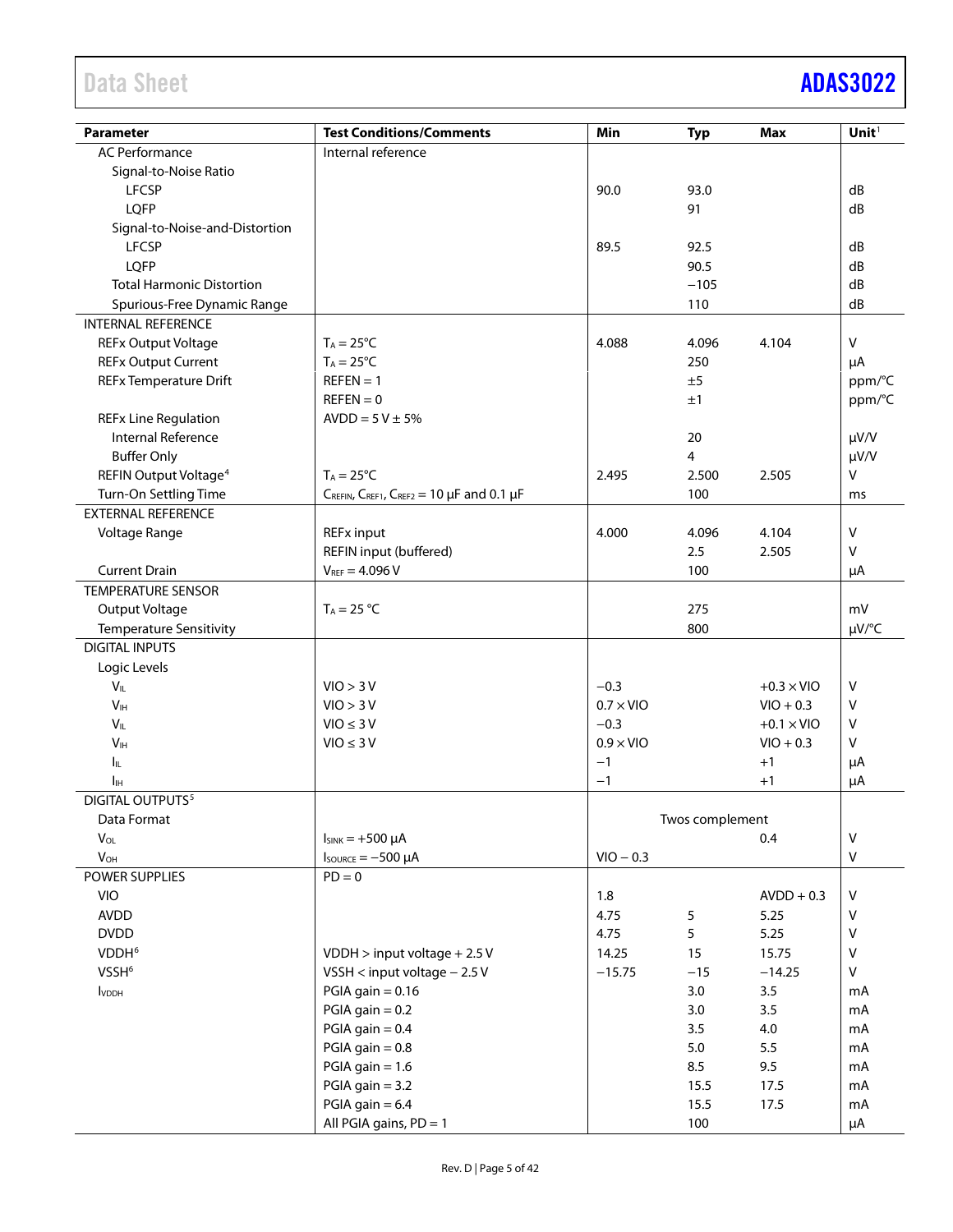| Parameter | Test Conditions/Comments | Min | Typ | Max | Unit[1] |
|---|---|---|---|---|---|
| AC Performance | Internal reference | | | | |
| Signal-to-Noise Ratio | | | | | |
| LFCSP | | 90.0 | 93.0 | | dB |
| LQFP | | | 91 | | dB |
| Signal-to-Noise-and-Distortion | | | | | |
| LFCSP | | 89.5 | 92.5 | | dB |
| LQFP | | | 90.5 | | dB |
| Total Harmonic Distortion | | | −105 | | dB |
| Spurious-Free Dynamic Range | | | 110 | | dB |
| INTERNAL REFERENCE | | | | | |
| REFx Output Voltage | $T_A$ = 25°C | 4.088 | 4.096 | 4.104 | V |
| REFx Output Current | $T_A$ = 25°C | | 250 | | µA |
| REFx Temperature Drift | REFEN = 1 | | ±5 | | ppm/°C |
| | REFEN = 0 | | ±1 | | ppm/°C |
| REFx Line Regulation | AVDD = 5 V ± 5% | | | | |
| Internal Reference | | | 20 | | µV/V |
| Buffer Only | | | 4 | | µV/V |
| REFIN Output Voltage[4] | $T_A$ = 25°C | 2.495 | 2.500 | 2.505 | V |
| Turn-On Settling Time | $C_{REFIN}$, $C_{REF1}$, $C_{REF2}$ = 10 µF and 0.1 µF | | 100 | | ms |
| EXTERNAL REFERENCE | | | | | |
| Voltage Range | REFx input | 4.000 | 4.096 | 4.104 | V |
| | REFIN input (buffered) | | 2.5 | 2.505 | V |
| Current Drain | $V_{REF}$ = 4.096 V | | 100 | | µA |
| TEMPERATURE SENSOR | | | | | |
| Output Voltage | $T_A$ = 25 °C | | 275 | | mV |
| Temperature Sensitivity | | | 800 | | µV/°C |
| DIGITAL INPUTS | | | | | |
| Logic Levels | | | | | |
| $V_{IL}$ | VIO > 3 V | −0.3 | | +0.3 × VIO | V |
| $V_{IH}$ | VIO > 3 V | 0.7 × VIO | | VIO + 0.3 | V |
| $V_{IL}$ | VIO ≤ 3 V | −0.3 | | +0.1 × VIO | V |
| $V_{IH}$ | VIO ≤ 3 V | 0.9 × VIO | | VIO + 0.3 | V |
| $I_{IL}$ | | −1 | | +1 | µA |
| $I_{IH}$ | | −1 | | +1 | µA |
| DIGITAL OUTPUTS[5] | | | | | |
| Data Format | | | Twos complement | | |
| $V_{OL}$ | $I_{SINK}$ = +500 µA | | | 0.4 | V |
| $V_{OH}$ | $I_{SOURCE}$ = −500 µA | VIO − 0.3 | | | V |
| POWER SUPPLIES | PD = 0 | | | | |
| VIO | | 1.8 | | AVDD + 0.3 | V |
| AVDD | | 4.75 | 5 | 5.25 | V |
| DVDD | | 4.75 | 5 | 5.25 | V |
| VDDH[6] | VDDH > input voltage + 2.5 V | 14.25 | 15 | 15.75 | V |
| VSSH[6] | VSSH < input voltage − 2.5 V | −15.75 | −15 | −14.25 | V |
| $I_{VDDH}$ | PGIA gain = 0.16 | | 3.0 | 3.5 | mA |
| | PGIA gain = 0.2 | | 3.0 | 3.5 | mA |
| | PGIA gain = 0.4 | | 3.5 | 4.0 | mA |
| | PGIA gain = 0.8 | | 5.0 | 5.5 | mA |
| | PGIA gain = 1.6 | | 8.5 | 9.5 | mA |
| | PGIA gain = 3.2 | | 15.5 | 17.5 | mA |
| | PGIA gain = 6.4 | | 15.5 | 17.5 | mA |
| | All PGIA gains, PD = 1 | | 100 | | µA |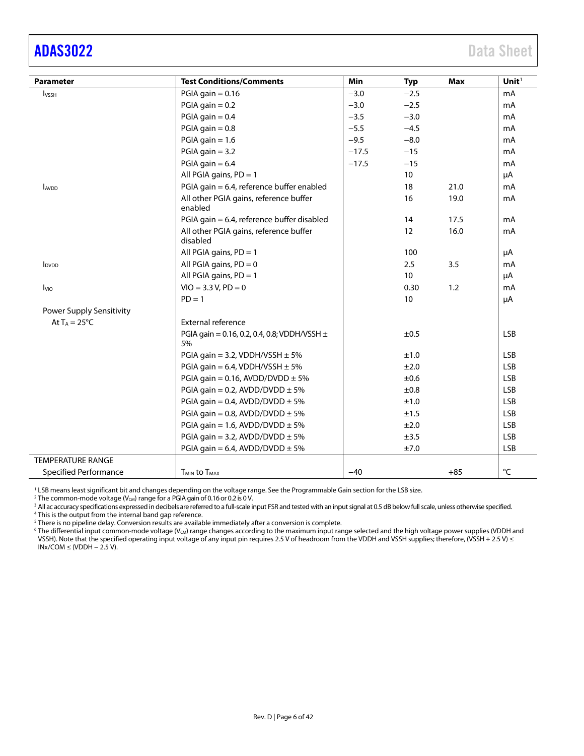| Parameter | Test Conditions/Comments | Min | Typ | Max | Unit[1] |
|---|---|---|---|---|---|
| $I_{VSSH}$ | PGIA gain = 0.16 | −3.0 | −2.5 | | mA |
| | PGIA gain = 0.2 | −3.0 | −2.5 | | mA |
| | PGIA gain = 0.4 | −3.5 | −3.0 | | mA |
| | PGIA gain = 0.8 | −5.5 | −4.5 | | mA |
| | PGIA gain = 1.6 | −9.5 | −8.0 | | mA |
| | PGIA gain = 3.2 | −17.5 | −15 | | mA |
| | PGIA gain = 6.4 | −17.5 | −15 | | mA |
| | All PGIA gains, PD = 1 | | 10 | | µA |
| $I_{AVDD}$ | PGIA gain = 6.4, reference buffer enabled | | 18 | 21.0 | mA |
| | All other PGIA gains, reference buffer enabled | | 16 | 19.0 | mA |
| | PGIA gain = 6.4, reference buffer disabled | | 14 | 17.5 | mA |
| | All other PGIA gains, reference buffer disabled | | 12 | 16.0 | mA |
| | All PGIA gains, PD = 1 | | 100 | | µA |
| $I_{DVDD}$ | All PGIA gains, PD = 0 | | 2.5 | 3.5 | mA |
| | All PGIA gains, PD = 1 | | 10 | | µA |
| $I_{VIO}$ | VIO = 3.3 V, PD = 0 | | 0.30 | 1.2 | mA |
| | PD = 1 | | 10 | | µA |
| Power Supply Sensitivity | | | | | |
| At $T_A$ = 25°C | External reference | | | | |
| | PGIA gain = 0.16, 0.2, 0.4, 0.8; VDDH/VSSH ± 5% | | ±0.5 | | LSB |
| | PGIA gain = 3.2, VDDH/VSSH ± 5% | | ±1.0 | | LSB |
| | PGIA gain = 6.4, VDDH/VSSH ± 5% | | ±2.0 | | LSB |
| | PGIA gain = 0.16, AVDD/DVDD ± 5% | | ±0.6 | | LSB |
| | PGIA gain = 0.2, AVDD/DVDD ± 5% | | ±0.8 | | LSB |
| | PGIA gain = 0.4, AVDD/DVDD ± 5% | | ±1.0 | | LSB |
| | PGIA gain = 0.8, AVDD/DVDD ± 5% | | ±1.5 | | LSB |
| | PGIA gain = 1.6, AVDD/DVDD ± 5% | | ±2.0 | | LSB |
| | PGIA gain = 3.2, AVDD/DVDD ± 5% | | ±3.5 | | LSB |
| | PGIA gain = 6.4, AVDD/DVDD ± 5% | | ±7.0 | | LSB |
| TEMPERATURE RANGE | | | | | |
| Specified Performance | $T_{MIN}$ to $T_{MAX}$ | −40 | | +85 | °C |

[1] LSB means least significant bit and changes depending on the voltage range. See the Programmable Gain section for the LSB size.

[2] The common-mode voltage ($V_{CM}$) range for a PGIA gain of 0.16 or 0.2 is 0 V.

[3] All ac accuracy specifications expressed in decibels are referred to a full-scale input FSR and tested with an input signal at 0.5 dB below full scale, unless otherwise specified.

[4] This is the output from the internal band gap reference.

[5] There is no pipeline delay. Conversion results are available immediately after a conversion is complete.

[6] The differential input common-mode voltage ($V_{CM}$) range changes according to the maximum input range selected and the high voltage power supplies (VDDH and VSSH). Note that the specified operating input voltage of any input pin requires 2.5 V of headroom from the VDDH and VSSH supplies; therefore, (VSSH + 2.5 V) ≤ INx/COM ≤ (VDDH − 2.5 V).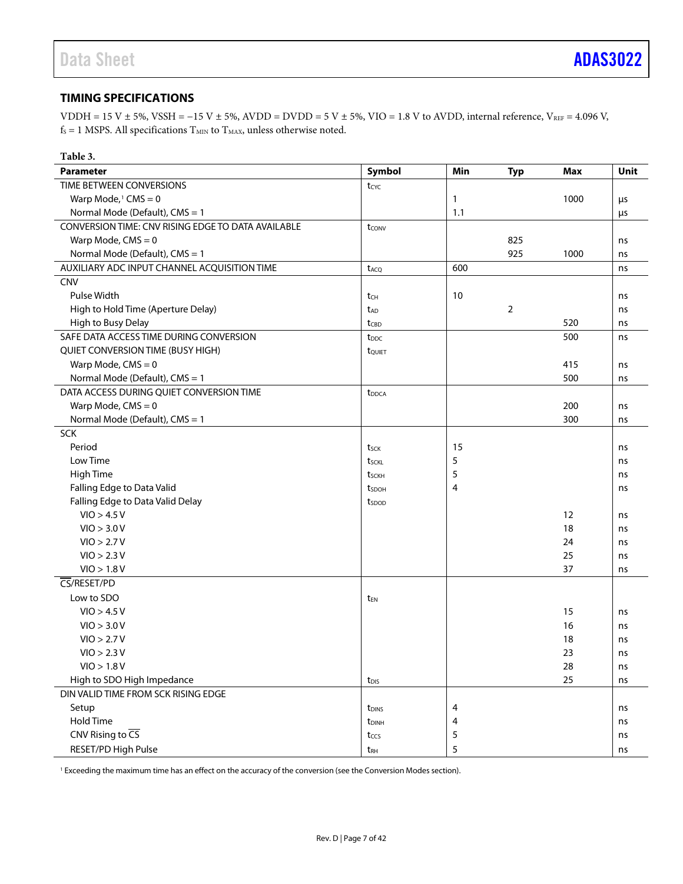## TIMING SPECIFICATIONS

VDDH = 15 V ± 5%, VSSH = −15 V ± 5%, AVDD = DVDD = 5 V ± 5%, VIO = 1.8 V to AVDD, internal reference, $V_{REF}$ = 4.096 V, $f_S$ = 1 MSPS. All specifications $T_{MIN}$ to $T_{MAX}$, unless otherwise noted.

**Table 3.**

| Parameter | Symbol | Min | Typ | Max | Unit |
|---|---|---|---|---|---|
| TIME BETWEEN CONVERSIONS | $t_{CYC}$ | | | | |
| Warp Mode,[1] CMS = 0 | | 1 | | 1000 | µs |
| Normal Mode (Default), CMS = 1 | | 1.1 | | | µs |
| CONVERSION TIME: CNV RISING EDGE TO DATA AVAILABLE | $t_{CONV}$ | | | | |
| Warp Mode, CMS = 0 | | | 825 | | ns |
| Normal Mode (Default), CMS = 1 | | | 925 | 1000 | ns |
| AUXILIARY ADC INPUT CHANNEL ACQUISITION TIME | $t_{ACQ}$ | 600 | | | ns |
| CNV | | | | | |
| Pulse Width | $t_{CH}$ | 10 | | | ns |
| High to Hold Time (Aperture Delay) | $t_{AD}$ | | 2 | | ns |
| High to Busy Delay | $t_{CBD}$ | | | 520 | ns |
| SAFE DATA ACCESS TIME DURING CONVERSION | $t_{DDC}$ | | | 500 | ns |
| QUIET CONVERSION TIME (BUSY HIGH) | $t_{QUIET}$ | | | | |
| Warp Mode, CMS = 0 | | | | 415 | ns |
| Normal Mode (Default), CMS = 1 | | | | 500 | ns |
| DATA ACCESS DURING QUIET CONVERSION TIME | $t_{DDCA}$ | | | | |
| Warp Mode, CMS = 0 | | | | 200 | ns |
| Normal Mode (Default), CMS = 1 | | | | 300 | ns |
| SCK | | | | | |
| Period | $t_{SCK}$ | 15 | | | ns |
| Low Time | $t_{SCKL}$ | 5 | | | ns |
| High Time | $t_{SCKH}$ | 5 | | | ns |
| Falling Edge to Data Valid | $t_{SDOH}$ | 4 | | | ns |
| Falling Edge to Data Valid Delay | $t_{SDOD}$ | | | | |
| VIO > 4.5 V | | | | 12 | ns |
| VIO > 3.0 V | | | | 18 | ns |
| VIO > 2.7 V | | | | 24 | ns |
| VIO > 2.3 V | | | | 25 | ns |
| VIO > 1.8 V | | | | 37 | ns |
| $\overline{CS}$/RESET/PD | | | | | |
| Low to SDO | $t_{EN}$ | | | | |
| VIO > 4.5 V | | | | 15 | ns |
| VIO > 3.0 V | | | | 16 | ns |
| VIO > 2.7 V | | | | 18 | ns |
| VIO > 2.3 V | | | | 23 | ns |
| VIO > 1.8 V | | | | 28 | ns |
| High to SDO High Impedance | $t_{DIS}$ | | | 25 | ns |
| DIN VALID TIME FROM SCK RISING EDGE | | | | | |
| Setup | $t_{DINS}$ | 4 | | | ns |
| Hold Time | $t_{DINH}$ | 4 | | | ns |
| CNV Rising to $\overline{CS}$ | $t_{CCS}$ | 5 | | | ns |
| RESET/PD High Pulse | $t_{RH}$ | 5 | | | ns |

[1] Exceeding the maximum time has an effect on the accuracy of the conversion (see the Conversion Modes section).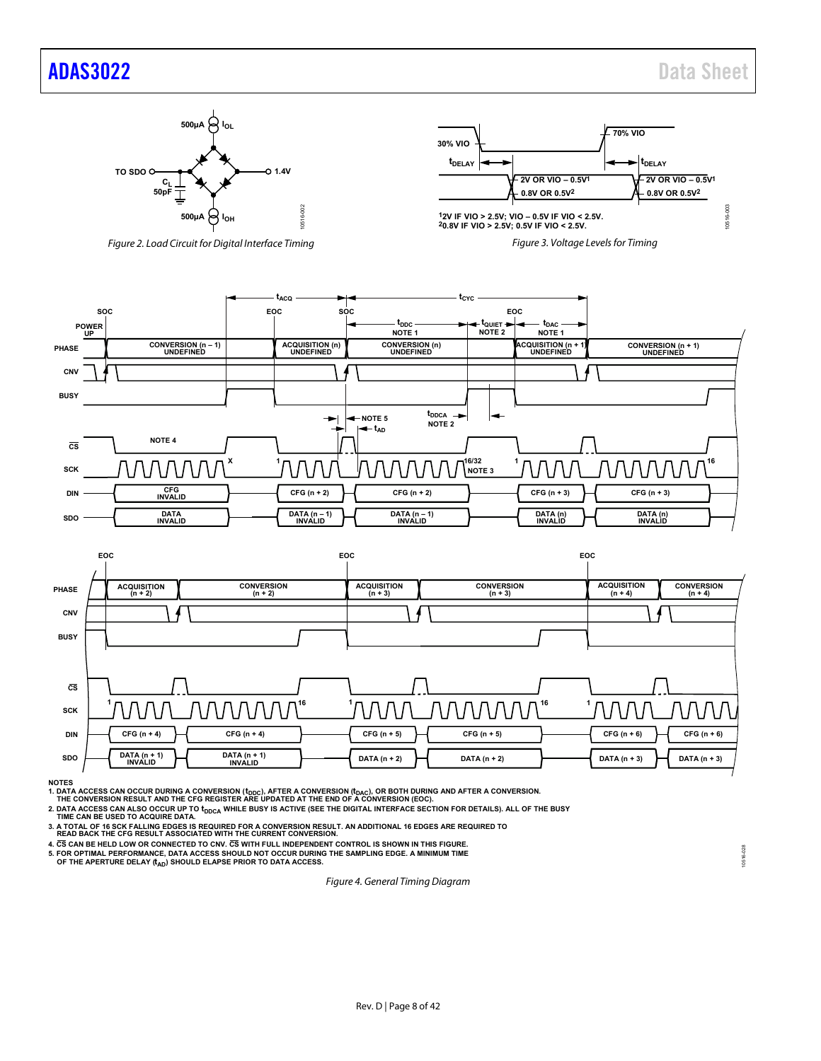*Figure 2. Load Circuit for Digital Interface Timing*

*Figure 3. Voltage Levels for Timing*

*Figure 4. General Timing Diagram*

NOTES
1. DATA ACCESS CAN OCCUR DURING A CONVERSION ($t_{DDC}$), AFTER A CONVERSION ($t_{DAC}$), OR BOTH DURING AND AFTER A CONVERSION. THE CONVERSION RESULT AND THE CFG REGISTER ARE UPDATED AT THE END OF A CONVERSION (EOC).
2. DATA ACCESS CAN ALSO OCCUR UP TO $t_{DDCA}$ WHILE BUSY IS ACTIVE (SEE THE DIGITAL INTERFACE SECTION FOR DETAILS). ALL OF THE BUSY TIME CAN BE USED TO ACQUIRE DATA.
3. A TOTAL OF 16 SCK FALLING EDGES IS REQUIRED FOR A CONVERSION RESULT. AN ADDITIONAL 16 EDGES ARE REQUIRED TO READ BACK THE CFG RESULT ASSOCIATED WITH THE CURRENT CONVERSION.
4. $\overline{CS}$ CAN BE HELD LOW OR CONNECTED TO CNV. $\overline{CS}$ WITH FULL INDEPENDENT CONTROL IS SHOWN IN THIS FIGURE.
5. FOR OPTIMAL PERFORMANCE, DATA ACCESS SHOULD NOT OCCUR DURING THE SAMPLING EDGE. A MINIMUM TIME OF THE APERTURE DELAY ($t_{AD}$) SHOULD ELAPSE PRIOR TO DATA ACCESS.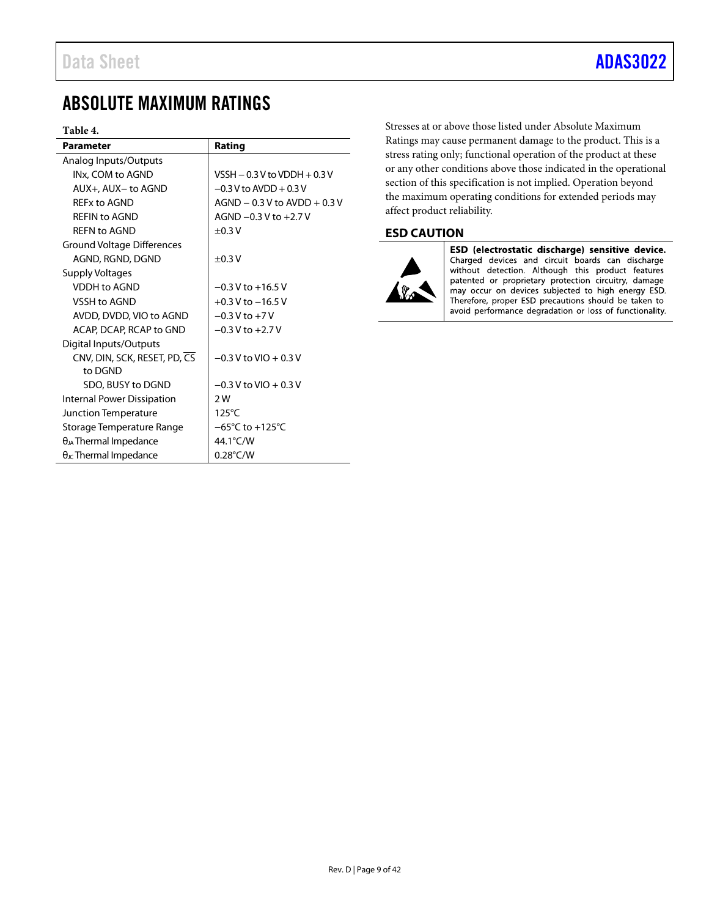# ABSOLUTE MAXIMUM RATINGS

**Table 4.**

| Parameter | Rating |
|---|---|
| Analog Inputs/Outputs | |
| INx, COM to AGND | VSSH − 0.3 V to VDDH + 0.3 V |
| AUX+, AUX− to AGND | −0.3 V to AVDD + 0.3 V |
| REFx to AGND | AGND − 0.3 V to AVDD + 0.3 V |
| REFIN to AGND | AGND −0.3 V to +2.7 V |
| REFN to AGND | ±0.3 V |
| Ground Voltage Differences | |
| AGND, RGND, DGND | ±0.3 V |
| Supply Voltages | |
| VDDH to AGND | −0.3 V to +16.5 V |
| VSSH to AGND | +0.3 V to −16.5 V |
| AVDD, DVDD, VIO to AGND | −0.3 V to +7 V |
| ACAP, DCAP, RCAP to GND | −0.3 V to +2.7 V |
| Digital Inputs/Outputs | |
| CNV, DIN, SCK, RESET, PD, $\overline{\text{CS}}$ to DGND | −0.3 V to VIO + 0.3 V |
| SDO, BUSY to DGND | −0.3 V to VIO + 0.3 V |
| Internal Power Dissipation | 2 W |
| Junction Temperature | 125°C |
| Storage Temperature Range | −65°C to +125°C |
| $\theta_{JA}$ Thermal Impedance | 44.1°C/W |
| $\theta_{JC}$ Thermal Impedance | 0.28°C/W |

Stresses at or above those listed under Absolute Maximum Ratings may cause permanent damage to the product. This is a stress rating only; functional operation of the product at these or any other conditions above those indicated in the operational section of this specification is not implied. Operation beyond the maximum operating conditions for extended periods may affect product reliability.

## ESD CAUTION

**ESD (electrostatic discharge) sensitive device.** Charged devices and circuit boards can discharge without detection. Although this product features patented or proprietary protection circuitry, damage may occur on devices subjected to high energy ESD. Therefore, proper ESD precautions should be taken to avoid performance degradation or loss of functionality.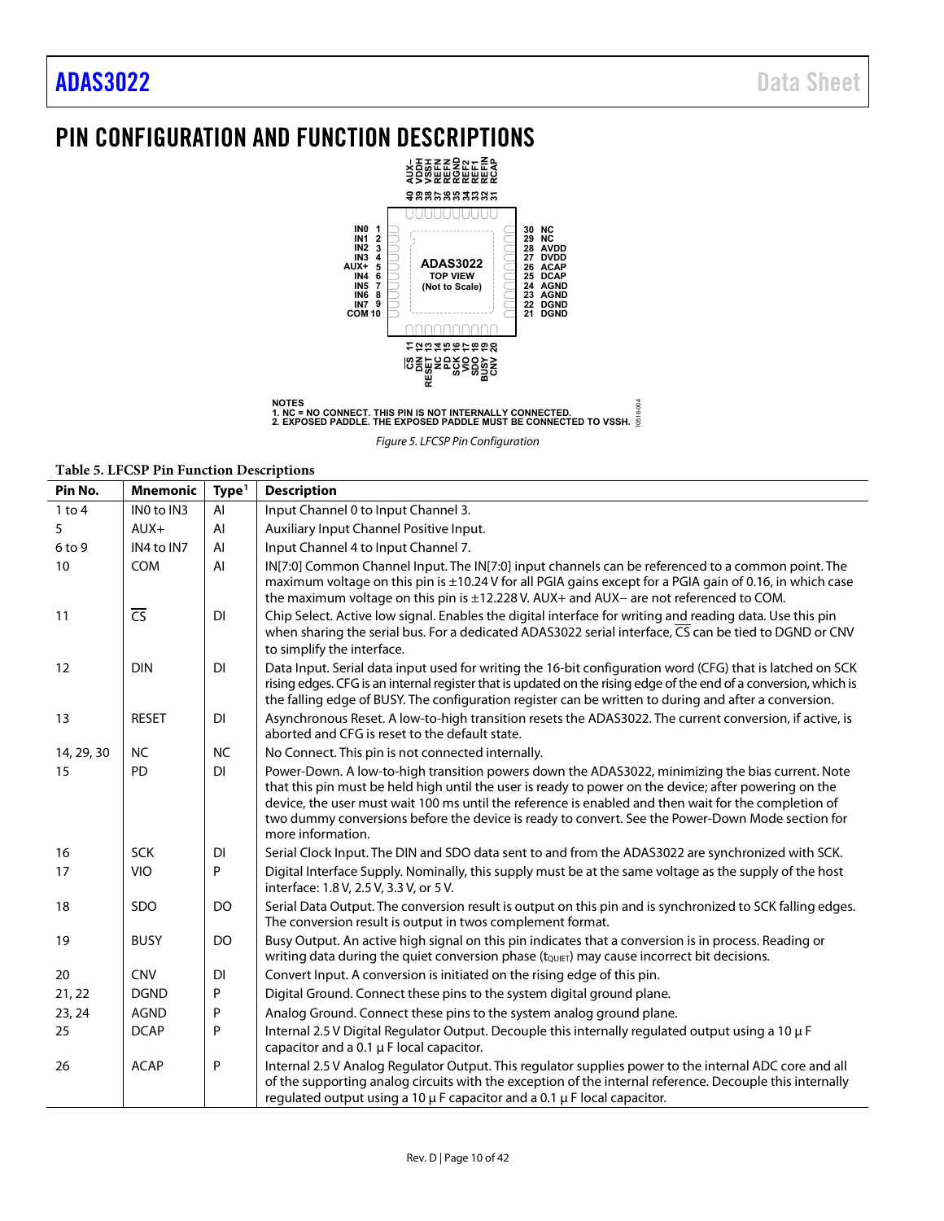# PIN CONFIGURATION AND FUNCTION DESCRIPTIONS

NOTES
1. NC = NO CONNECT. THIS PIN IS NOT INTERNALLY CONNECTED.
2. EXPOSED PADDLE. THE EXPOSED PADDLE MUST BE CONNECTED TO VSSH.

*Figure 5. LFCSP Pin Configuration*

**Table 5. LFCSP Pin Function Descriptions**

| Pin No. | Mnemonic | Type[1] | Description |
|---|---|---|---|
| 1 to 4 | IN0 to IN3 | AI | Input Channel 0 to Input Channel 3. |
| 5 | AUX+ | AI | Auxiliary Input Channel Positive Input. |
| 6 to 9 | IN4 to IN7 | AI | Input Channel 4 to Input Channel 7. |
| 10 | COM | AI | IN[7:0] Common Channel Input. The IN[7:0] input channels can be referenced to a common point. The maximum voltage on this pin is ±10.24 V for all PGIA gains except for a PGIA gain of 0.16, in which case the maximum voltage on this pin is ±12.228 V. AUX+ and AUX− are not referenced to COM. |
| 11 | $\overline{CS}$ | DI | Chip Select. Active low signal. Enables the digital interface for writing and reading data. Use this pin when sharing the serial bus. For a dedicated ADAS3022 serial interface, $\overline{CS}$ can be tied to DGND or CNV to simplify the interface. |
| 12 | DIN | DI | Data Input. Serial data input used for writing the 16-bit configuration word (CFG) that is latched on SCK rising edges. CFG is an internal register that is updated on the rising edge of the end of a conversion, which is the falling edge of BUSY. The configuration register can be written to during and after a conversion. |
| 13 | RESET | DI | Asynchronous Reset. A low-to-high transition resets the ADAS3022. The current conversion, if active, is aborted and CFG is reset to the default state. |
| 14, 29, 30 | NC | NC | No Connect. This pin is not connected internally. |
| 15 | PD | DI | Power-Down. A low-to-high transition powers down the ADAS3022, minimizing the bias current. Note that this pin must be held high until the user is ready to power on the device; after powering on the device, the user must wait 100 ms until the reference is enabled and then wait for the completion of two dummy conversions before the device is ready to convert. See the Power-Down Mode section for more information. |
| 16 | SCK | DI | Serial Clock Input. The DIN and SDO data sent to and from the ADAS3022 are synchronized with SCK. |
| 17 | VIO | P | Digital Interface Supply. Nominally, this supply must be at the same voltage as the supply of the host interface: 1.8 V, 2.5 V, 3.3 V, or 5 V. |
| 18 | SDO | DO | Serial Data Output. The conversion result is output on this pin and is synchronized to SCK falling edges. The conversion result is output in twos complement format. |
| 19 | BUSY | DO | Busy Output. An active high signal on this pin indicates that a conversion is in process. Reading or writing data during the quiet conversion phase ($t_{QUIET}$) may cause incorrect bit decisions. |
| 20 | CNV | DI | Convert Input. A conversion is initiated on the rising edge of this pin. |
| 21, 22 | DGND | P | Digital Ground. Connect these pins to the system digital ground plane. |
| 23, 24 | AGND | P | Analog Ground. Connect these pins to the system analog ground plane. |
| 25 | DCAP | P | Internal 2.5 V Digital Regulator Output. Decouple this internally regulated output using a 10 µF capacitor and a 0.1 µF local capacitor. |
| 26 | ACAP | P | Internal 2.5 V Analog Regulator Output. This regulator supplies power to the internal ADC core and all of the supporting analog circuits with the exception of the internal reference. Decouple this internally regulated output using a 10 µF capacitor and a 0.1 µF local capacitor. |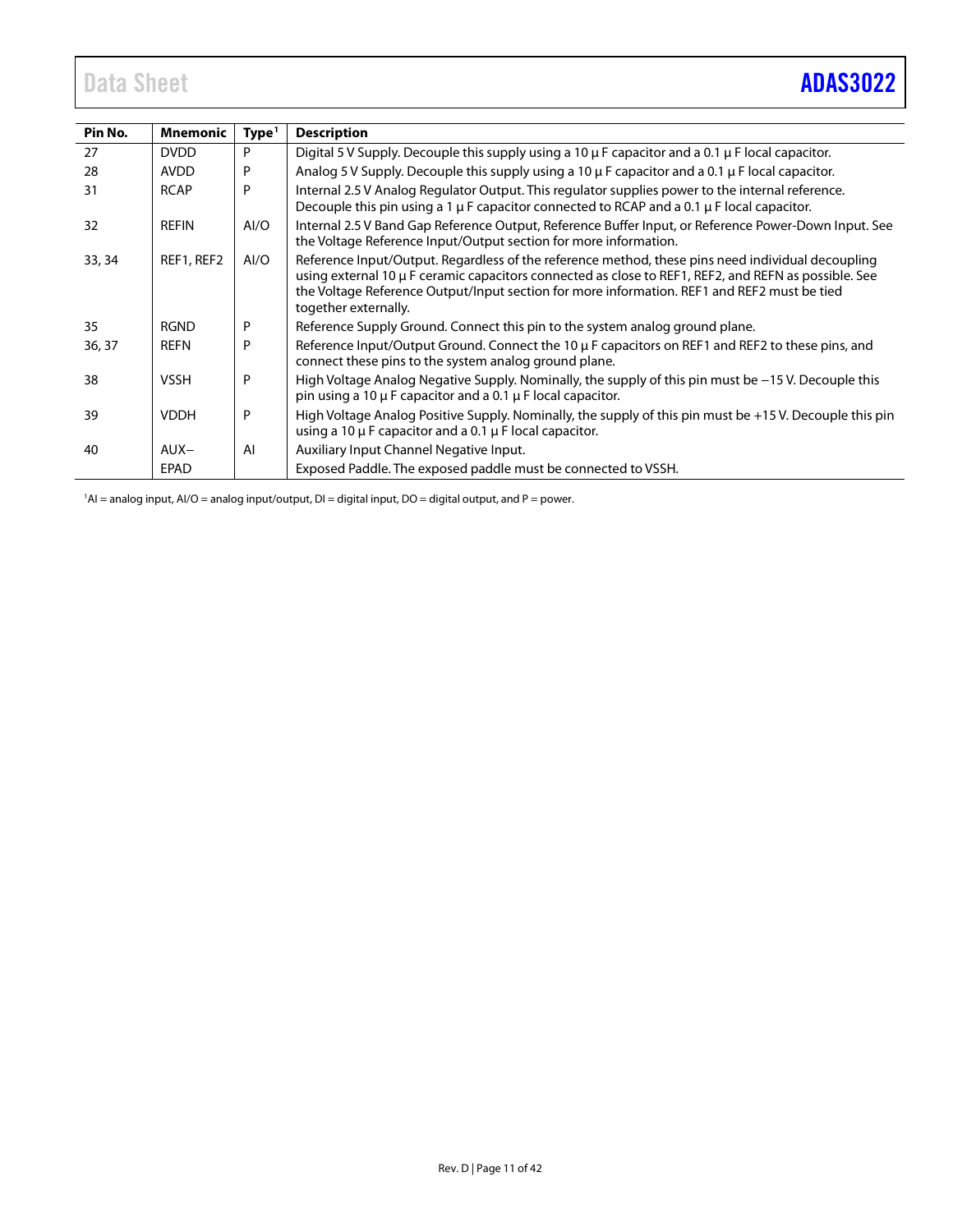| Pin No. | Mnemonic | Type[1] | Description |
|---|---|---|---|
| 27 | DVDD | P | Digital 5 V Supply. Decouple this supply using a 10 µF capacitor and a 0.1 µF local capacitor. |
| 28 | AVDD | P | Analog 5 V Supply. Decouple this supply using a 10 µF capacitor and a 0.1 µF local capacitor. |
| 31 | RCAP | P | Internal 2.5 V Analog Regulator Output. This regulator supplies power to the internal reference. Decouple this pin using a 1 µF capacitor connected to RCAP and a 0.1 µF local capacitor. |
| 32 | REFIN | AI/O | Internal 2.5 V Band Gap Reference Output, Reference Buffer Input, or Reference Power-Down Input. See the Voltage Reference Input/Output section for more information. |
| 33, 34 | REF1, REF2 | AI/O | Reference Input/Output. Regardless of the reference method, these pins need individual decoupling using external 10 µF ceramic capacitors connected as close to REF1, REF2, and REFN as possible. See the Voltage Reference Output/Input section for more information. REF1 and REF2 must be tied together externally. |
| 35 | RGND | P | Reference Supply Ground. Connect this pin to the system analog ground plane. |
| 36, 37 | REFN | P | Reference Input/Output Ground. Connect the 10 µF capacitors on REF1 and REF2 to these pins, and connect these pins to the system analog ground plane. |
| 38 | VSSH | P | High Voltage Analog Negative Supply. Nominally, the supply of this pin must be −15 V. Decouple this pin using a 10 µF capacitor and a 0.1 µF local capacitor. |
| 39 | VDDH | P | High Voltage Analog Positive Supply. Nominally, the supply of this pin must be +15 V. Decouple this pin using a 10 µF capacitor and a 0.1 µF local capacitor. |
| 40 | AUX− | AI | Auxiliary Input Channel Negative Input. |
|  | EPAD |  | Exposed Paddle. The exposed paddle must be connected to VSSH. |

[1] AI = analog input, AI/O = analog input/output, DI = digital input, DO = digital output, and P = power.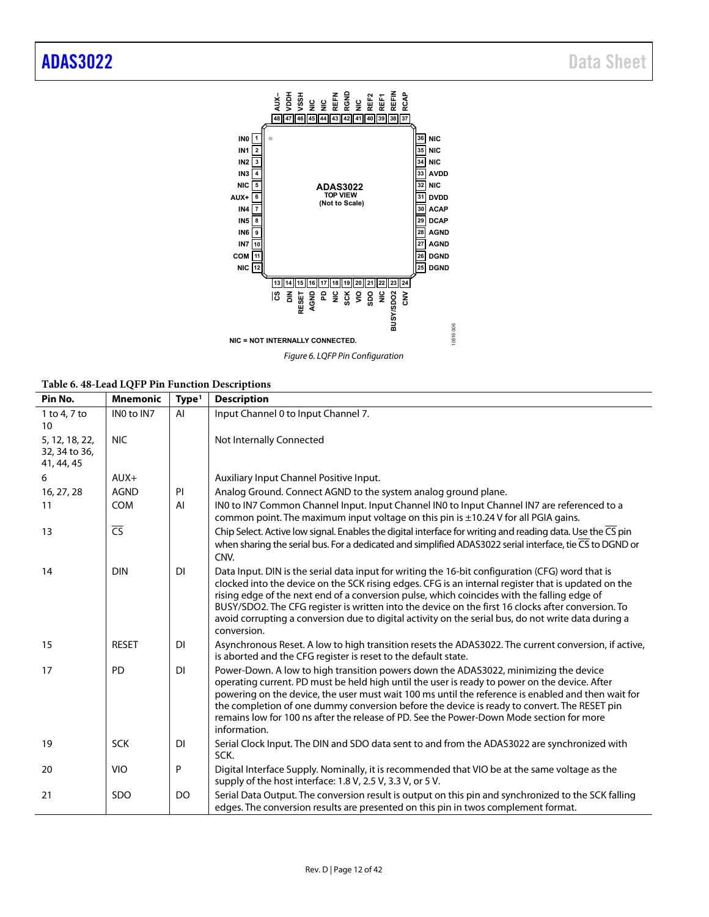NIC = NOT INTERNALLY CONNECTED.

*Figure 6. LQFP Pin Configuration*

**Table 6. 48-Lead LQFP Pin Function Descriptions**

| Pin No. | Mnemonic | Type[1] | Description |
|---|---|---|---|
| 1 to 4, 7 to 10 | IN0 to IN7 | AI | Input Channel 0 to Input Channel 7. |
| 5, 12, 18, 22, 32, 34 to 36, 41, 44, 45 | NIC | | Not Internally Connected |
| 6 | AUX+ | | Auxiliary Input Channel Positive Input. |
| 16, 27, 28 | AGND | PI | Analog Ground. Connect AGND to the system analog ground plane. |
| 11 | COM | AI | IN0 to IN7 Common Channel Input. Input Channel IN0 to Input Channel IN7 are referenced to a common point. The maximum input voltage on this pin is ±10.24 V for all PGIA gains. |
| 13 | $\overline{CS}$ | | Chip Select. Active low signal. Enables the digital interface for writing and reading data. Use the $\overline{CS}$ pin when sharing the serial bus. For a dedicated and simplified ADAS3022 serial interface, tie $\overline{CS}$ to DGND or CNV. |
| 14 | DIN | DI | Data Input. DIN is the serial data input for writing the 16-bit configuration (CFG) word that is clocked into the device on the SCK rising edges. CFG is an internal register that is updated on the rising edge of the next end of a conversion pulse, which coincides with the falling edge of BUSY/SDO2. The CFG register is written into the device on the first 16 clocks after conversion. To avoid corrupting a conversion due to digital activity on the serial bus, do not write data during a conversion. |
| 15 | RESET | DI | Asynchronous Reset. A low to high transition resets the ADAS3022. The current conversion, if active, is aborted and the CFG register is reset to the default state. |
| 17 | PD | DI | Power-Down. A low to high transition powers down the ADAS3022, minimizing the device operating current. PD must be held high until the user is ready to power on the device. After powering on the device, the user must wait 100 ms until the reference is enabled and then wait for the completion of one dummy conversion before the device is ready to convert. The RESET pin remains low for 100 ns after the release of PD. See the Power-Down Mode section for more information. |
| 19 | SCK | DI | Serial Clock Input. The DIN and SDO data sent to and from the ADAS3022 are synchronized with SCK. |
| 20 | VIO | P | Digital Interface Supply. Nominally, it is recommended that VIO be at the same voltage as the supply of the host interface: 1.8 V, 2.5 V, 3.3 V, or 5 V. |
| 21 | SDO | DO | Serial Data Output. The conversion result is output on this pin and synchronized to the SCK falling edges. The conversion results are presented on this pin in twos complement format. |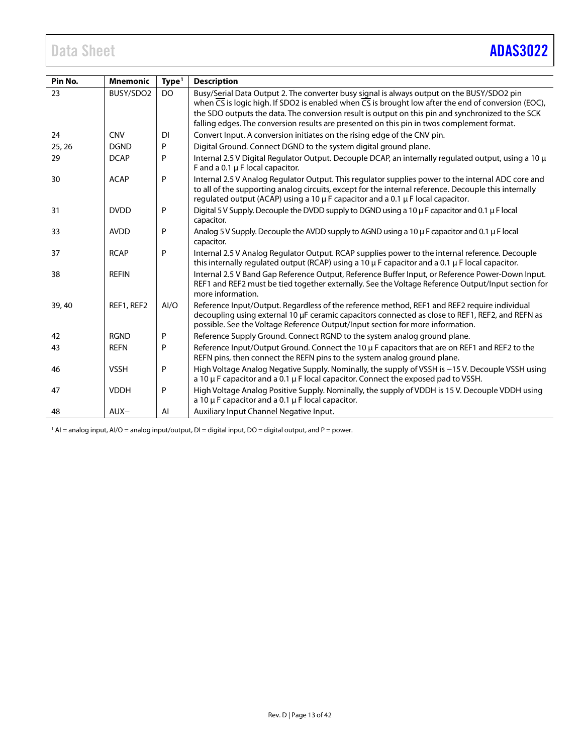| Pin No. | Mnemonic | Type[1] | Description |
|---|---|---|---|
| 23 | BUSY/SDO2 | DO | Busy/Serial Data Output 2. The converter busy signal is always output on the BUSY/SDO2 pin when $\overline{CS}$ is logic high. If SDO2 is enabled when $\overline{CS}$ is brought low after the end of conversion (EOC), the SDO outputs the data. The conversion result is output on this pin and synchronized to the SCK falling edges. The conversion results are presented on this pin in twos complement format. |
| 24 | CNV | DI | Convert Input. A conversion initiates on the rising edge of the CNV pin. |
| 25, 26 | DGND | P | Digital Ground. Connect DGND to the system digital ground plane. |
| 29 | DCAP | P | Internal 2.5 V Digital Regulator Output. Decouple DCAP, an internally regulated output, using a 10 µF and a 0.1 µF local capacitor. |
| 30 | ACAP | P | Internal 2.5 V Analog Regulator Output. This regulator supplies power to the internal ADC core and to all of the supporting analog circuits, except for the internal reference. Decouple this internally regulated output (ACAP) using a 10 µF capacitor and a 0.1 µF local capacitor. |
| 31 | DVDD | P | Digital 5 V Supply. Decouple the DVDD supply to DGND using a 10 µF capacitor and 0.1 µF local capacitor. |
| 33 | AVDD | P | Analog 5 V Supply. Decouple the AVDD supply to AGND using a 10 µF capacitor and 0.1 µF local capacitor. |
| 37 | RCAP | P | Internal 2.5 V Analog Regulator Output. RCAP supplies power to the internal reference. Decouple this internally regulated output (RCAP) using a 10 µF capacitor and a 0.1 µF local capacitor. |
| 38 | REFIN | | Internal 2.5 V Band Gap Reference Output, Reference Buffer Input, or Reference Power-Down Input. REF1 and REF2 must be tied together externally. See the Voltage Reference Output/Input section for more information. |
| 39, 40 | REF1, REF2 | AI/O | Reference Input/Output. Regardless of the reference method, REF1 and REF2 require individual decoupling using external 10 µF ceramic capacitors connected as close to REF1, REF2, and REFN as possible. See the Voltage Reference Output/Input section for more information. |
| 42 | RGND | P | Reference Supply Ground. Connect RGND to the system analog ground plane. |
| 43 | REFN | P | Reference Input/Output Ground. Connect the 10 µF capacitors that are on REF1 and REF2 to the REFN pins, then connect the REFN pins to the system analog ground plane. |
| 46 | VSSH | P | High Voltage Analog Negative Supply. Nominally, the supply of VSSH is −15 V. Decouple VSSH using a 10 µF capacitor and a 0.1 µF local capacitor. Connect the exposed pad to VSSH. |
| 47 | VDDH | P | High Voltage Analog Positive Supply. Nominally, the supply of VDDH is 15 V. Decouple VDDH using a 10 µF capacitor and a 0.1 µF local capacitor. |
| 48 | AUX− | AI | Auxiliary Input Channel Negative Input. |

[1] AI = analog input, AI/O = analog input/output, DI = digital input, DO = digital output, and P = power.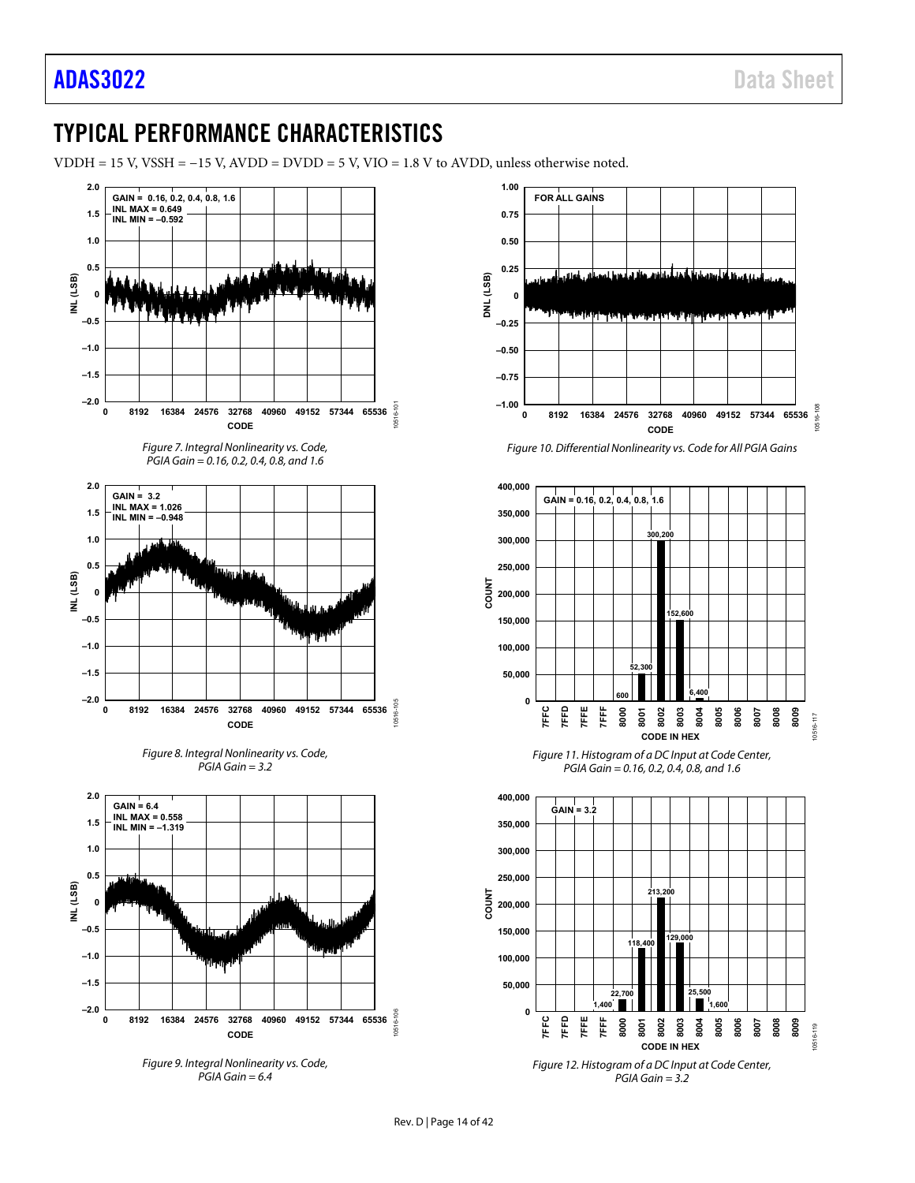# TYPICAL PERFORMANCE CHARACTERISTICS

VDDH = 15 V, VSSH = −15 V, AVDD = DVDD = 5 V, VIO = 1.8 V to AVDD, unless otherwise noted.

*Figure 7. Integral Nonlinearity vs. Code, PGIA Gain = 0.16, 0.2, 0.4, 0.8, and 1.6*

*Figure 8. Integral Nonlinearity vs. Code, PGIA Gain = 3.2*

*Figure 9. Integral Nonlinearity vs. Code, PGIA Gain = 6.4*

*Figure 10. Differential Nonlinearity vs. Code for All PGIA Gains*

*Figure 11. Histogram of a DC Input at Code Center, PGIA Gain = 0.16, 0.2, 0.4, 0.8, and 1.6*

*Figure 12. Histogram of a DC Input at Code Center, PGIA Gain = 3.2*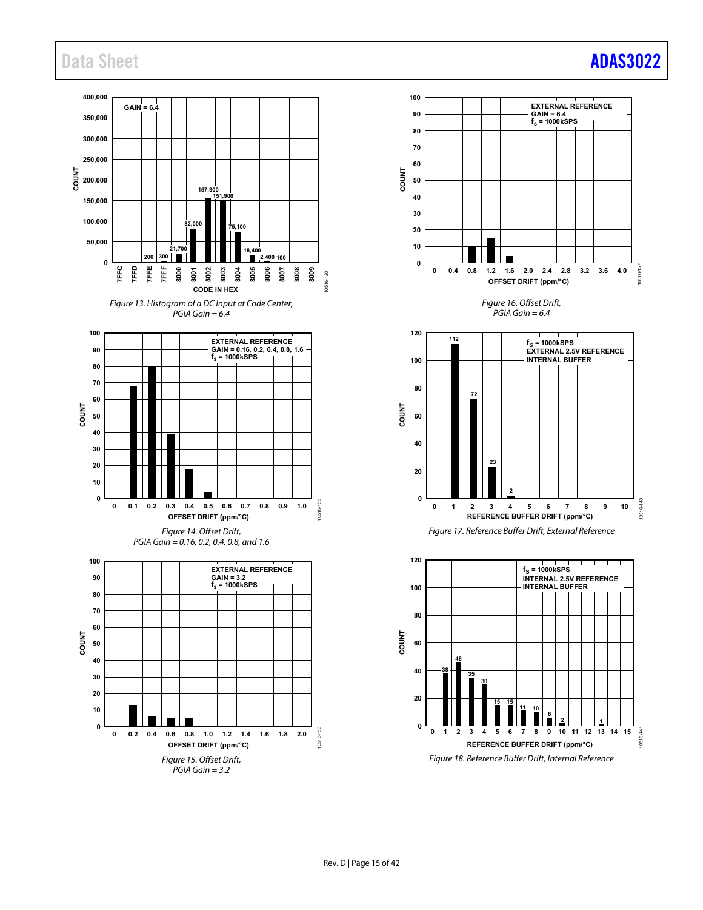Figure 13. Histogram of a DC Input at Code Center, PGIA Gain = 6.4

Figure 14. Offset Drift, PGIA Gain = 0.16, 0.2, 0.4, 0.8, and 1.6

Figure 15. Offset Drift, PGIA Gain = 3.2

Figure 16. Offset Drift, PGIA Gain = 6.4

Figure 17. Reference Buffer Drift, External Reference

Figure 18. Reference Buffer Drift, Internal Reference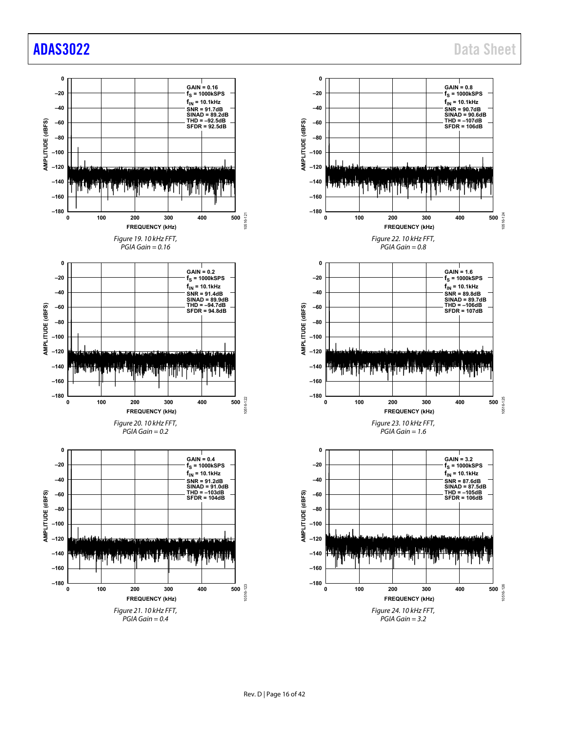GAIN = 0.16
$f_S$ = 1000kSPS
$f_{IN}$ = 10.1kHz
SNR = 91.7dB
SINAD = 89.2dB
THD = –92.5dB
SFDR = 92.5dB

*Figure 19. 10 kHz FFT, PGIA Gain = 0.16*

GAIN = 0.2
$f_S$ = 1000kSPS
$f_{IN}$ = 10.1kHz
SNR = 91.4dB
SINAD = 89.9dB
THD = –94.7dB
SFDR = 94.8dB

*Figure 20. 10 kHz FFT, PGIA Gain = 0.2*

GAIN = 0.4
$f_S$ = 1000kSPS
$f_{IN}$ = 10.1kHz
SNR = 91.2dB
SINAD = 91.0dB
THD = –103dB
SFDR = 104dB

*Figure 21. 10 kHz FFT, PGIA Gain = 0.4*

GAIN = 0.8
$f_S$ = 1000kSPS
$f_{IN}$ = 10.1kHz
SNR = 90.7dB
SINAD = 90.6dB
THD = –107dB
SFDR = 106dB

*Figure 22. 10 kHz FFT, PGIA Gain = 0.8*

GAIN = 1.6
$f_S$ = 1000kSPS
$f_{IN}$ = 10.1kHz
SNR = 89.8dB
SINAD = 89.7dB
THD = –106dB
SFDR = 107dB

*Figure 23. 10 kHz FFT, PGIA Gain = 1.6*

GAIN = 3.2
$f_S$ = 1000kSPS
$f_{IN}$ = 10.1kHz
SNR = 87.6dB
SINAD = 87.5dB
THD = –105dB
SFDR = 106dB

*Figure 24. 10 kHz FFT, PGIA Gain = 3.2*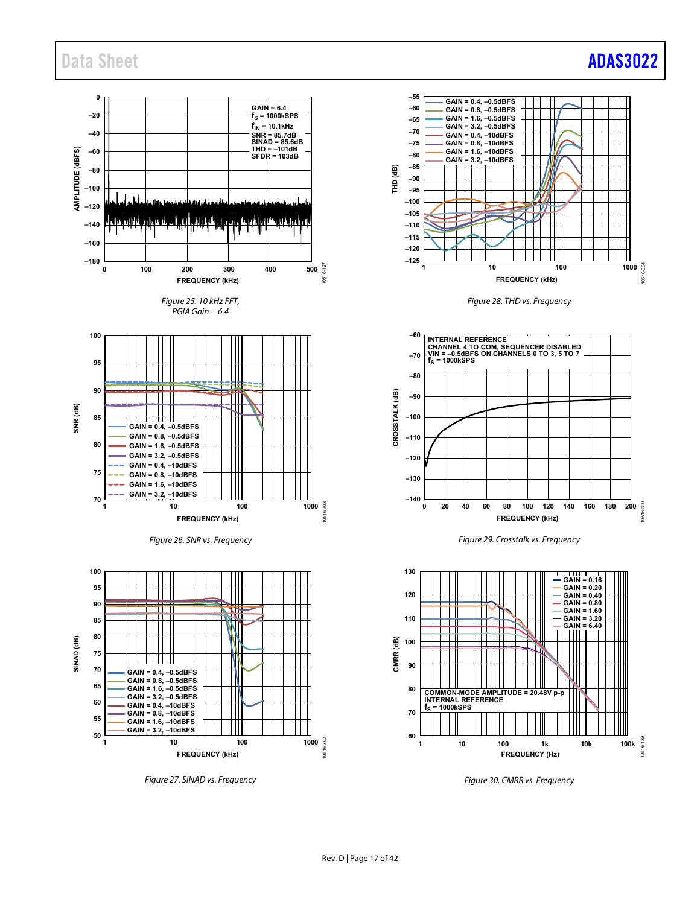Figure 25. 10 kHz FFT, PGIA Gain = 6.4

Figure 26. SNR vs. Frequency

Figure 27. SINAD vs. Frequency

Figure 28. THD vs. Frequency

Figure 29. Crosstalk vs. Frequency

Figure 30. CMRR vs. Frequency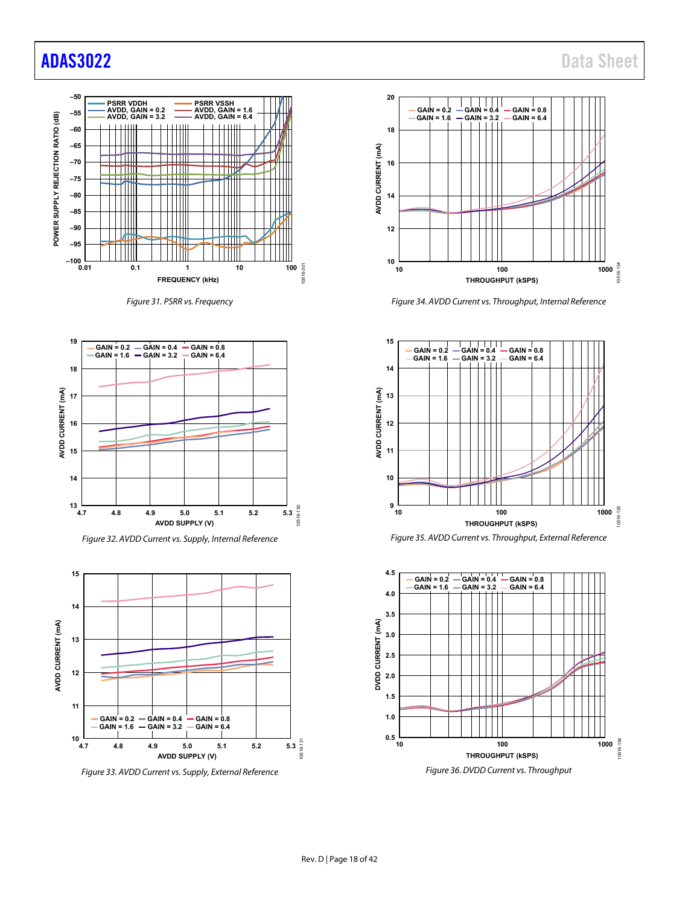Figure 31. PSRR vs. Frequency

Figure 32. AVDD Current vs. Supply, Internal Reference

Figure 33. AVDD Current vs. Supply, External Reference

Figure 34. AVDD Current vs. Throughput, Internal Reference

Figure 35. AVDD Current vs. Throughput, External Reference

Figure 36. DVDD Current vs. Throughput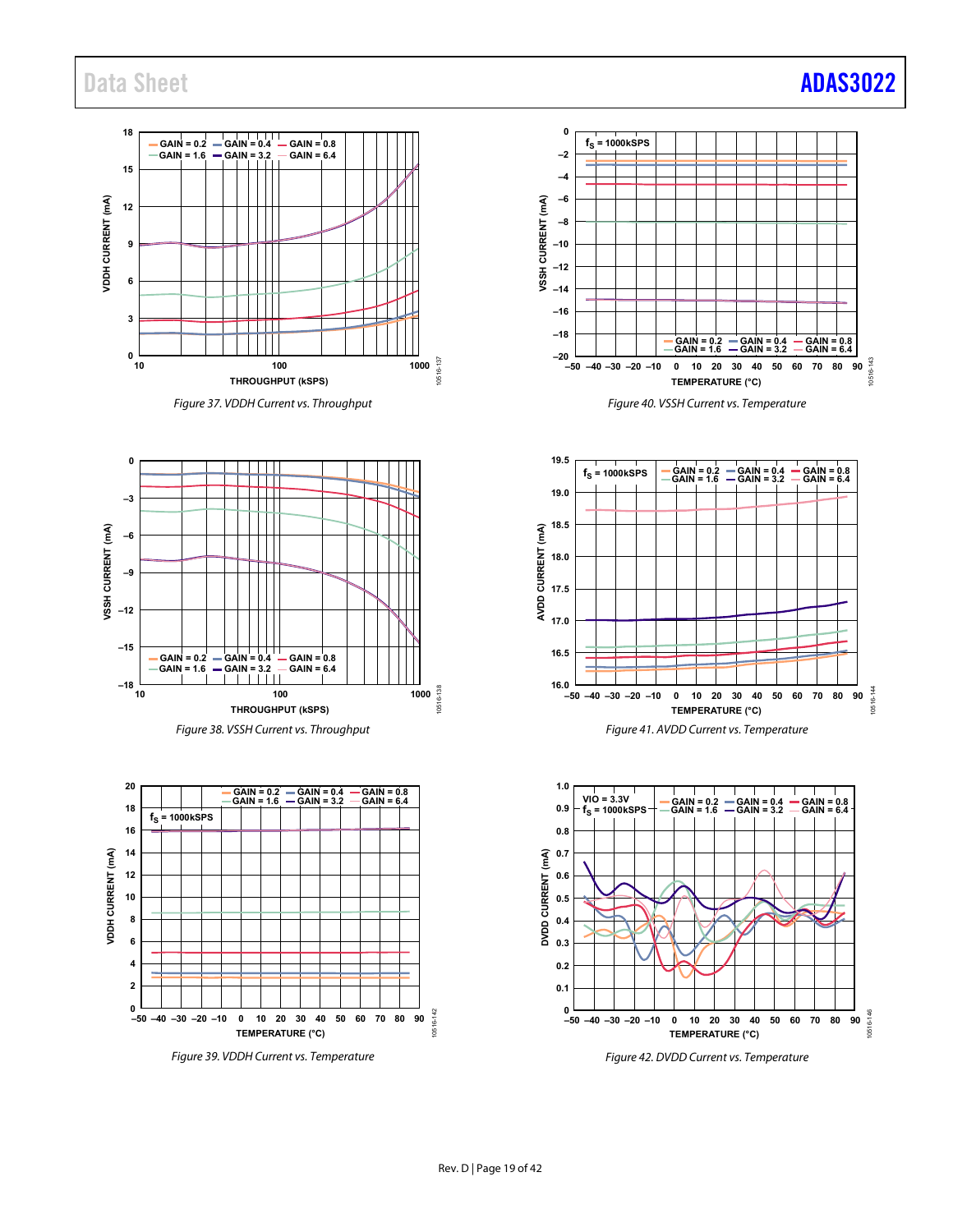Figure 37. VDDH Current vs. Throughput

Figure 38. VSSH Current vs. Throughput

Figure 39. VDDH Current vs. Temperature

Figure 40. VSSH Current vs. Temperature

Figure 41. AVDD Current vs. Temperature

Figure 42. DVDD Current vs. Temperature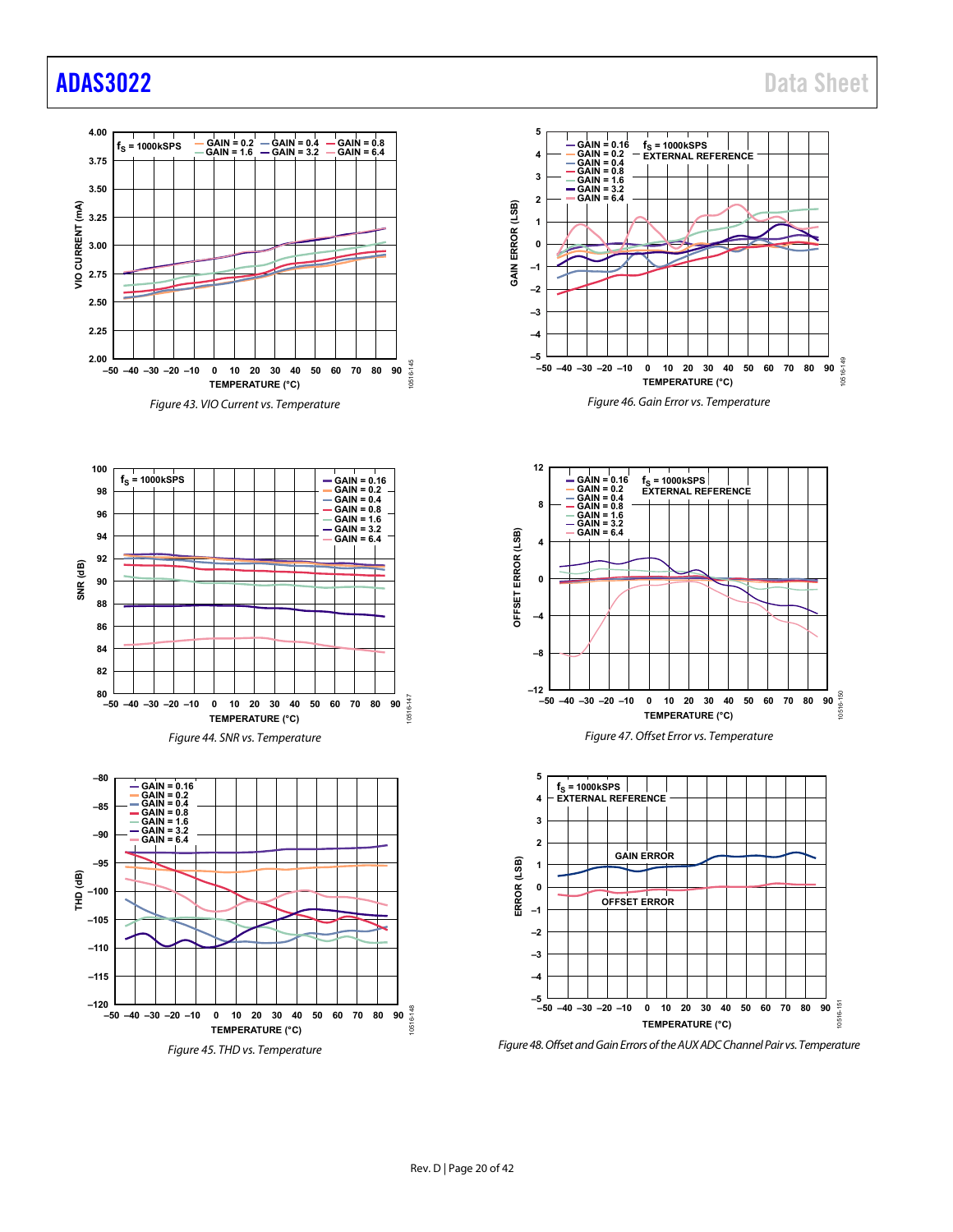Figure 43. VIO Current vs. Temperature

Figure 44. SNR vs. Temperature

Figure 45. THD vs. Temperature

Figure 46. Gain Error vs. Temperature

Figure 47. Offset Error vs. Temperature

Figure 48. Offset and Gain Errors of the AUX ADC Channel Pair vs. Temperature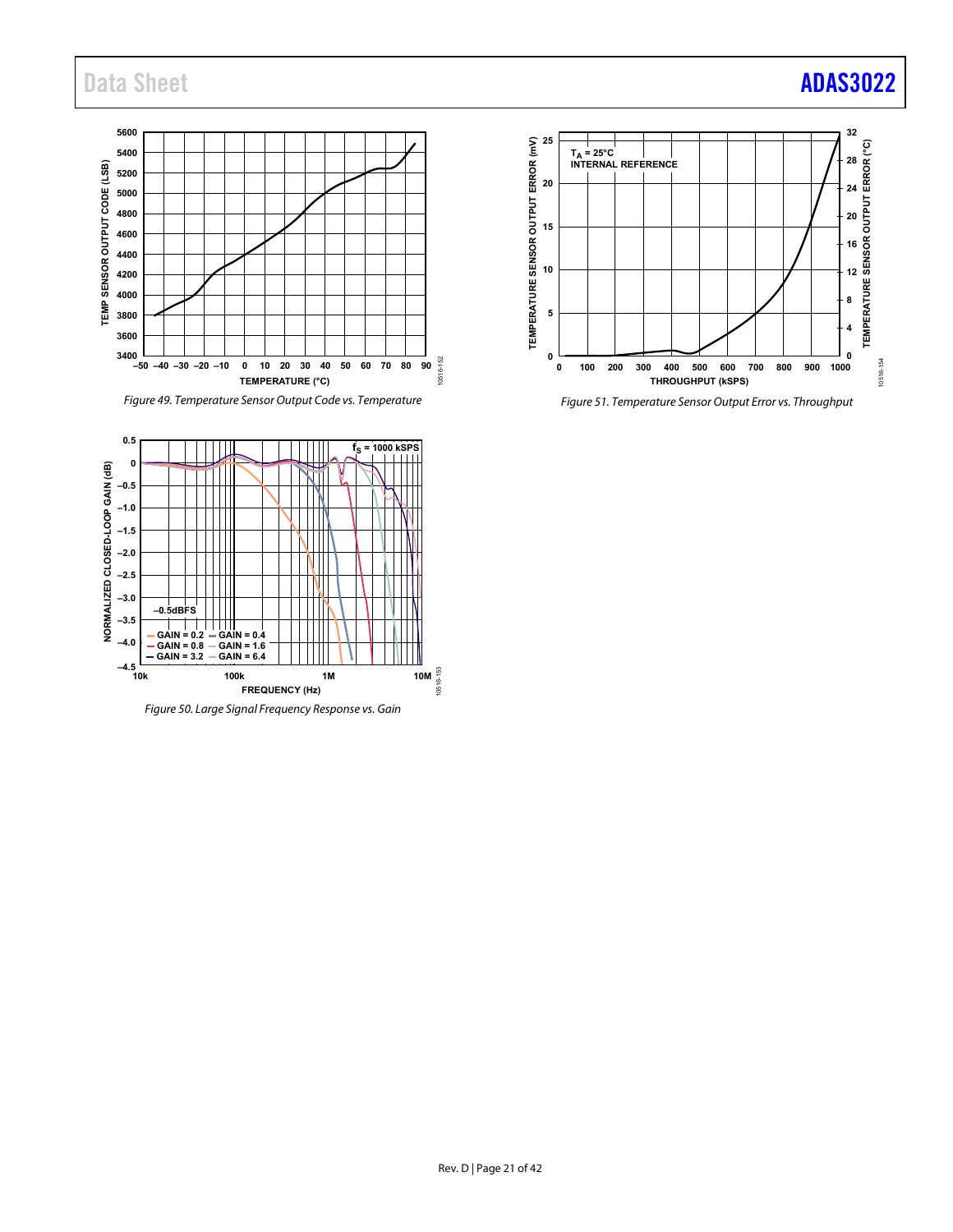Figure 49. Temperature Sensor Output Code vs. Temperature

Figure 50. Large Signal Frequency Response vs. Gain

Figure 51. Temperature Sensor Output Error vs. Throughput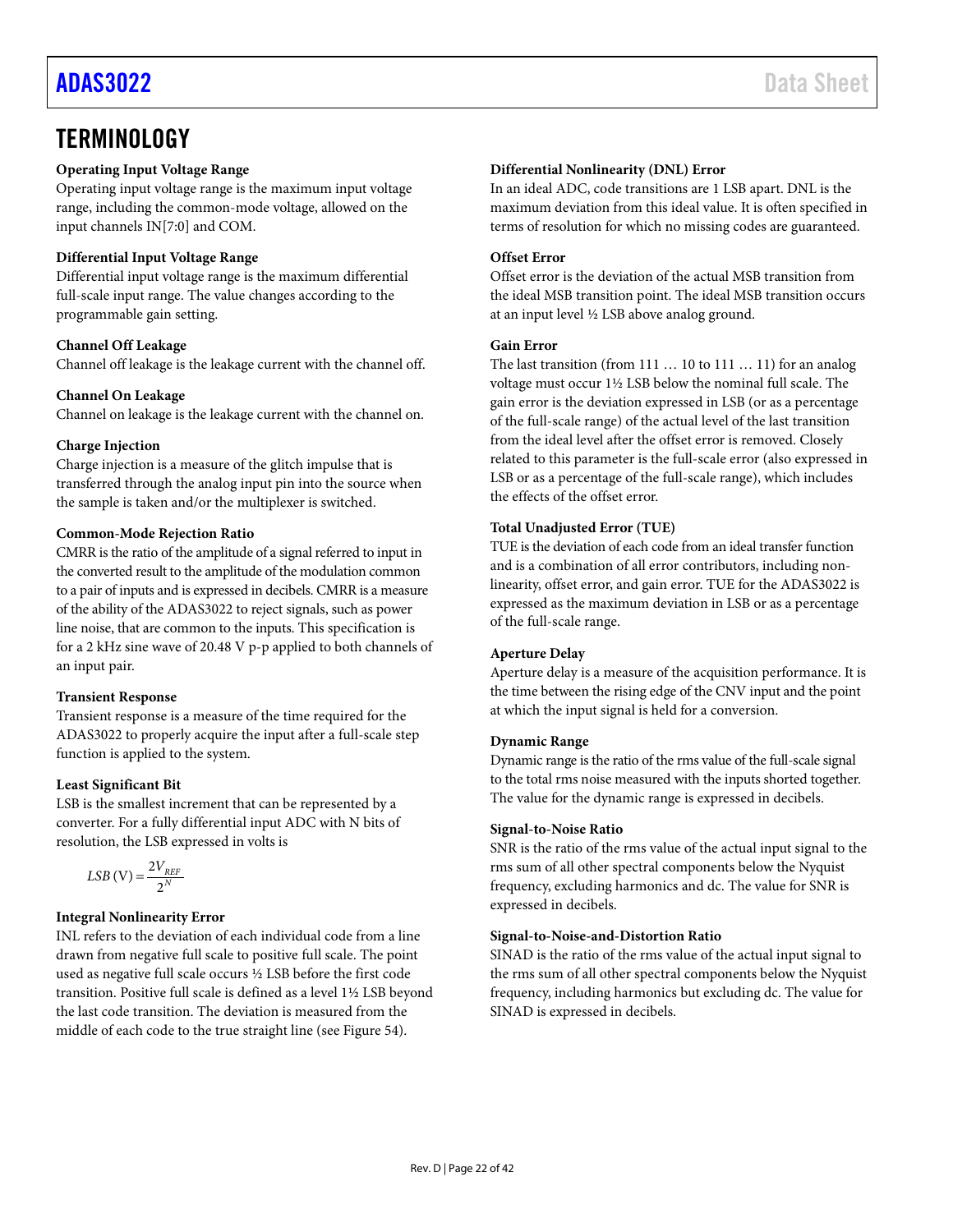# TERMINOLOGY

**Operating Input Voltage Range**
Operating input voltage range is the maximum input voltage range, including the common-mode voltage, allowed on the input channels IN[7:0] and COM.

**Differential Input Voltage Range**
Differential input voltage range is the maximum differential full-scale input range. The value changes according to the programmable gain setting.

**Channel Off Leakage**
Channel off leakage is the leakage current with the channel off.

**Channel On Leakage**
Channel on leakage is the leakage current with the channel on.

**Charge Injection**
Charge injection is a measure of the glitch impulse that is transferred through the analog input pin into the source when the sample is taken and/or the multiplexer is switched.

**Common-Mode Rejection Ratio**
CMRR is the ratio of the amplitude of a signal referred to input in the converted result to the amplitude of the modulation common to a pair of inputs and is expressed in decibels. CMRR is a measure of the ability of the ADAS3022 to reject signals, such as power line noise, that are common to the inputs. This specification is for a 2 kHz sine wave of 20.48 V p-p applied to both channels of an input pair.

**Transient Response**
Transient response is a measure of the time required for the ADAS3022 to properly acquire the input after a full-scale step function is applied to the system.

**Least Significant Bit**
LSB is the smallest increment that can be represented by a converter. For a fully differential input ADC with N bits of resolution, the LSB expressed in volts is

$$LSB\,(\text{V}) = \frac{2V_{REF}}{2^N}$$

**Integral Nonlinearity Error**
INL refers to the deviation of each individual code from a line drawn from negative full scale to positive full scale. The point used as negative full scale occurs ½ LSB before the first code transition. Positive full scale is defined as a level 1½ LSB beyond the last code transition. The deviation is measured from the middle of each code to the true straight line (see Figure 54).

**Differential Nonlinearity (DNL) Error**
In an ideal ADC, code transitions are 1 LSB apart. DNL is the maximum deviation from this ideal value. It is often specified in terms of resolution for which no missing codes are guaranteed.

**Offset Error**
Offset error is the deviation of the actual MSB transition from the ideal MSB transition point. The ideal MSB transition occurs at an input level ½ LSB above analog ground.

**Gain Error**
The last transition (from 111 … 10 to 111 … 11) for an analog voltage must occur 1½ LSB below the nominal full scale. The gain error is the deviation expressed in LSB (or as a percentage of the full-scale range) of the actual level of the last transition from the ideal level after the offset error is removed. Closely related to this parameter is the full-scale error (also expressed in LSB or as a percentage of the full-scale range), which includes the effects of the offset error.

**Total Unadjusted Error (TUE)**
TUE is the deviation of each code from an ideal transfer function and is a combination of all error contributors, including nonlinearity, offset error, and gain error. TUE for the ADAS3022 is expressed as the maximum deviation in LSB or as a percentage of the full-scale range.

**Aperture Delay**
Aperture delay is a measure of the acquisition performance. It is the time between the rising edge of the CNV input and the point at which the input signal is held for a conversion.

**Dynamic Range**
Dynamic range is the ratio of the rms value of the full-scale signal to the total rms noise measured with the inputs shorted together. The value for the dynamic range is expressed in decibels.

**Signal-to-Noise Ratio**
SNR is the ratio of the rms value of the actual input signal to the rms sum of all other spectral components below the Nyquist frequency, excluding harmonics and dc. The value for SNR is expressed in decibels.

**Signal-to-Noise-and-Distortion Ratio**
SINAD is the ratio of the rms value of the actual input signal to the rms sum of all other spectral components below the Nyquist frequency, including harmonics but excluding dc. The value for SINAD is expressed in decibels.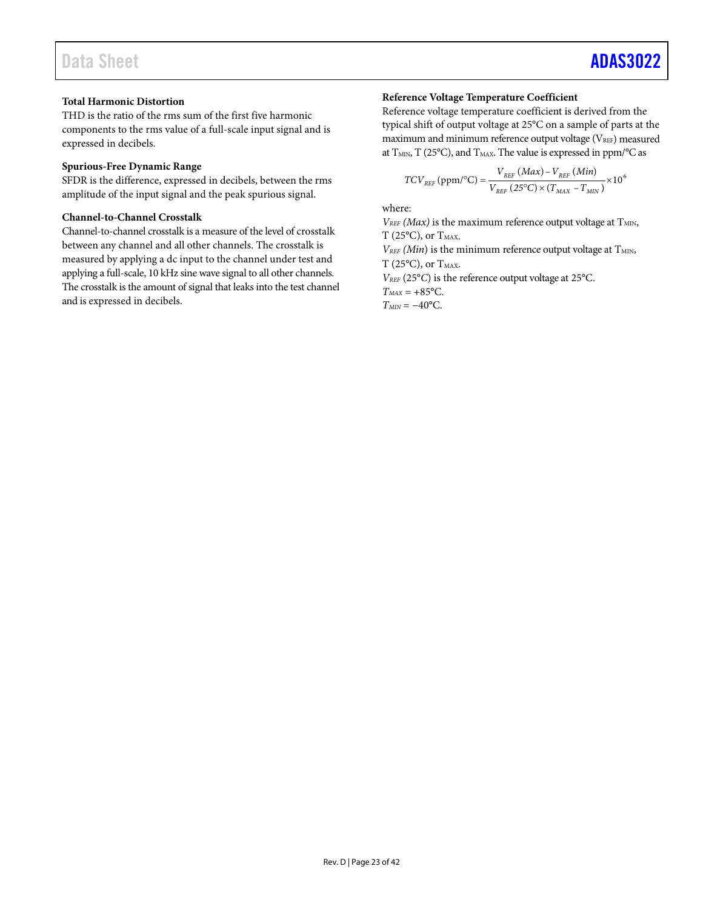### Total Harmonic Distortion

THD is the ratio of the rms sum of the first five harmonic components to the rms value of a full-scale input signal and is expressed in decibels.

### Spurious-Free Dynamic Range

SFDR is the difference, expressed in decibels, between the rms amplitude of the input signal and the peak spurious signal.

### Channel-to-Channel Crosstalk

Channel-to-channel crosstalk is a measure of the level of crosstalk between any channel and all other channels. The crosstalk is measured by applying a dc input to the channel under test and applying a full-scale, 10 kHz sine wave signal to all other channels. The crosstalk is the amount of signal that leaks into the test channel and is expressed in decibels.

### Reference Voltage Temperature Coefficient

Reference voltage temperature coefficient is derived from the typical shift of output voltage at 25°C on a sample of parts at the maximum and minimum reference output voltage ($V_{REF}$) measured at $T_{MIN}$, T (25°C), and $T_{MAX}$. The value is expressed in ppm/°C as

$$TCV_{REF}\,(\text{ppm/°C}) = \frac{V_{REF}\,(Max) - V_{REF}\,(Min)}{V_{REF}\,(25°C) \times (T_{MAX} - T_{MIN})} \times 10^{6}$$

where:

$V_{REF}$ *(Max)* is the maximum reference output voltage at $T_{MIN}$, T (25°C), or $T_{MAX}$.

$V_{REF}$ (*Min*) is the minimum reference output voltage at $T_{MIN}$, T (25°C), or $T_{MAX}$.

$V_{REF}$ (25°*C*) is the reference output voltage at 25°C.

$T_{MAX}$ = +85°C.

$T_{MIN}$ = −40°C.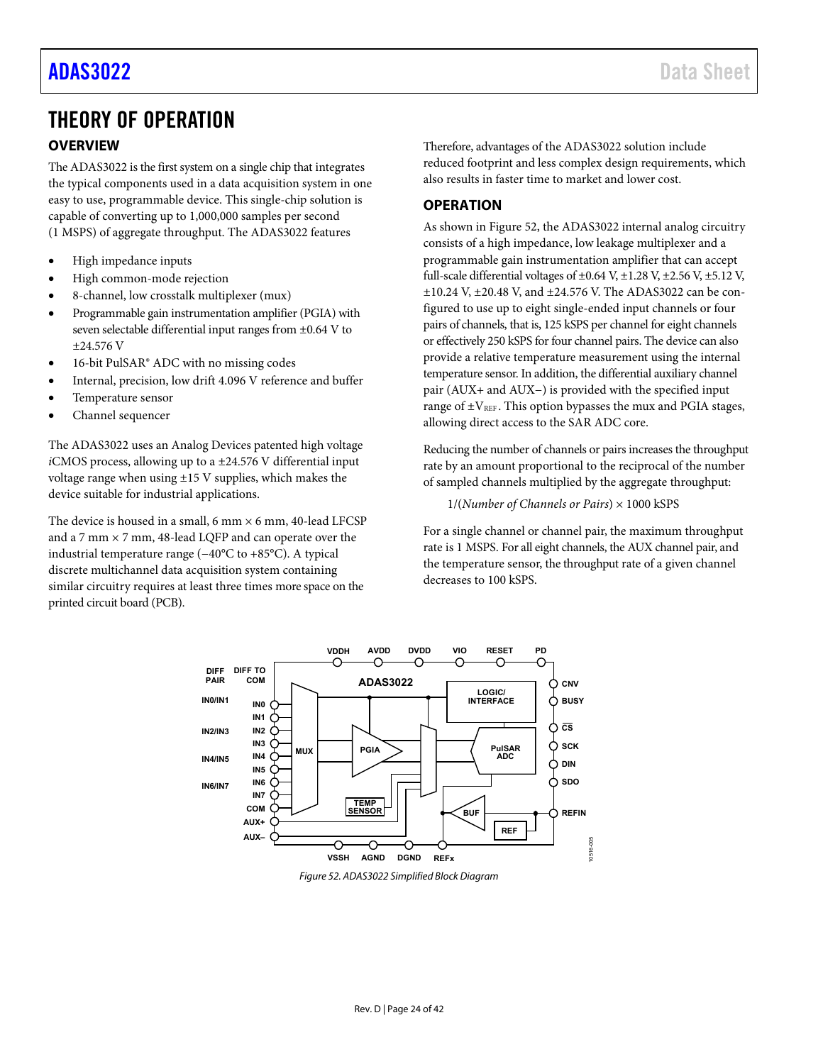// THEORY OF OPERATION

## OVERVIEW

The ADAS3022 is the first system on a single chip that integrates the typical components used in a data acquisition system in one easy to use, programmable device. This single-chip solution is capable of converting up to 1,000,000 samples per second (1 MSPS) of aggregate throughput. The ADAS3022 features

- High impedance inputs
- High common-mode rejection
- 8-channel, low crosstalk multiplexer (mux)
- Programmable gain instrumentation amplifier (PGIA) with seven selectable differential input ranges from ±0.64 V to ±24.576 V
- 16-bit PulSAR® ADC with no missing codes
- Internal, precision, low drift 4.096 V reference and buffer
- Temperature sensor
- Channel sequencer

The ADAS3022 uses an Analog Devices patented high voltage *i*CMOS process, allowing up to a ±24.576 V differential input voltage range when using ±15 V supplies, which makes the device suitable for industrial applications.

The device is housed in a small, 6 mm × 6 mm, 40-lead LFCSP and a 7 mm × 7 mm, 48-lead LQFP and can operate over the industrial temperature range (−40°C to +85°C). A typical discrete multichannel data acquisition system containing similar circuitry requires at least three times more space on the printed circuit board (PCB).

Therefore, advantages of the ADAS3022 solution include reduced footprint and less complex design requirements, which also results in faster time to market and lower cost.

## OPERATION

As shown in Figure 52, the ADAS3022 internal analog circuitry consists of a high impedance, low leakage multiplexer and a programmable gain instrumentation amplifier that can accept full-scale differential voltages of ±0.64 V, ±1.28 V, ±2.56 V, ±5.12 V, ±10.24 V, ±20.48 V, and ±24.576 V. The ADAS3022 can be configured to use up to eight single-ended input channels or four pairs of channels, that is, 125 kSPS per channel for eight channels or effectively 250 kSPS for four channel pairs. The device can also provide a relative temperature measurement using the internal temperature sensor. In addition, the differential auxiliary channel pair (AUX+ and AUX−) is provided with the specified input range of $\pm V_{REF}$. This option bypasses the mux and PGIA stages, allowing direct access to the SAR ADC core.

Reducing the number of channels or pairs increases the throughput rate by an amount proportional to the reciprocal of the number of sampled channels multiplied by the aggregate throughput:

1/(*Number of Channels or Pairs*) × 1000 kSPS

For a single channel or channel pair, the maximum throughput rate is 1 MSPS. For all eight channels, the AUX channel pair, and the temperature sensor, the throughput rate of a given channel decreases to 100 kSPS.

Figure 52. ADAS3022 Simplified Block Diagram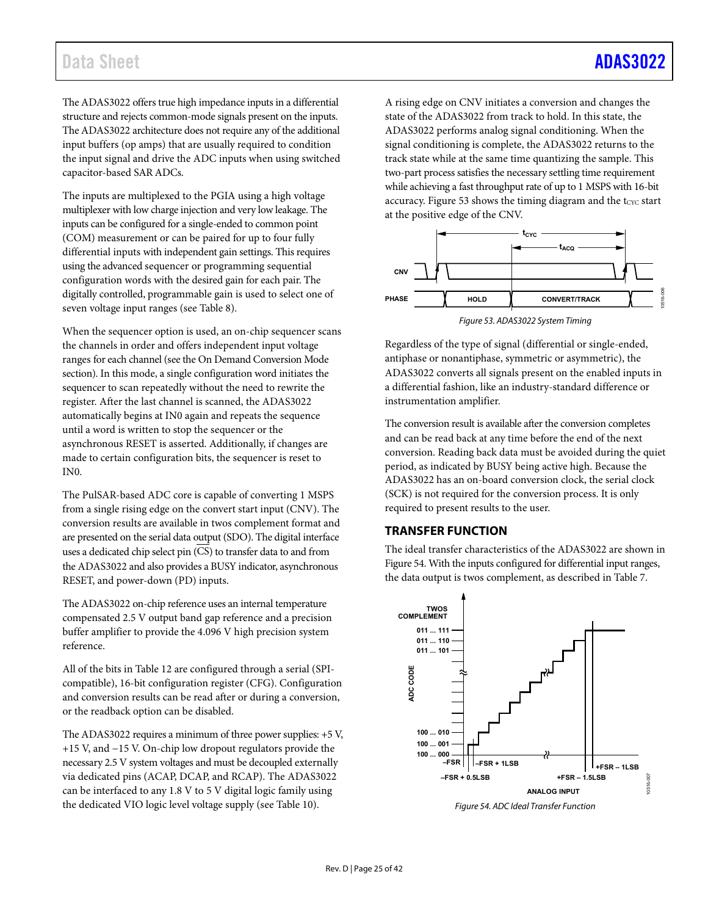The ADAS3022 offers true high impedance inputs in a differential structure and rejects common-mode signals present on the inputs. The ADAS3022 architecture does not require any of the additional input buffers (op amps) that are usually required to condition the input signal and drive the ADC inputs when using switched capacitor-based SAR ADCs.

The inputs are multiplexed to the PGIA using a high voltage multiplexer with low charge injection and very low leakage. The inputs can be configured for a single-ended to common point (COM) measurement or can be paired for up to four fully differential inputs with independent gain settings. This requires using the advanced sequencer or programming sequential configuration words with the desired gain for each pair. The digitally controlled, programmable gain is used to select one of seven voltage input ranges (see Table 8).

When the sequencer option is used, an on-chip sequencer scans the channels in order and offers independent input voltage ranges for each channel (see the On Demand Conversion Mode section). In this mode, a single configuration word initiates the sequencer to scan repeatedly without the need to rewrite the register. After the last channel is scanned, the ADAS3022 automatically begins at IN0 again and repeats the sequence until a word is written to stop the sequencer or the asynchronous RESET is asserted. Additionally, if changes are made to certain configuration bits, the sequencer is reset to IN0.

The PulSAR-based ADC core is capable of converting 1 MSPS from a single rising edge on the convert start input (CNV). The conversion results are available in twos complement format and are presented on the serial data output (SDO). The digital interface uses a dedicated chip select pin (CS) to transfer data to and from the ADAS3022 and also provides a BUSY indicator, asynchronous RESET, and power-down (PD) inputs.

The ADAS3022 on-chip reference uses an internal temperature compensated 2.5 V output band gap reference and a precision buffer amplifier to provide the 4.096 V high precision system reference.

All of the bits in Table 12 are configured through a serial (SPI-compatible), 16-bit configuration register (CFG). Configuration and conversion results can be read after or during a conversion, or the readback option can be disabled.

The ADAS3022 requires a minimum of three power supplies: +5 V, +15 V, and −15 V. On-chip low dropout regulators provide the necessary 2.5 V system voltages and must be decoupled externally via dedicated pins (ACAP, DCAP, and RCAP). The ADAS3022 can be interfaced to any 1.8 V to 5 V digital logic family using the dedicated VIO logic level voltage supply (see Table 10).

A rising edge on CNV initiates a conversion and changes the state of the ADAS3022 from track to hold. In this state, the ADAS3022 performs analog signal conditioning. When the signal conditioning is complete, the ADAS3022 returns to the track state while at the same time quantizing the sample. This two-part process satisfies the necessary settling time requirement while achieving a fast throughput rate of up to 1 MSPS with 16-bit accuracy. Figure 53 shows the timing diagram and the $t_{CYC}$ start at the positive edge of the CNV.

Figure 53. ADAS3022 System Timing

Regardless of the type of signal (differential or single-ended, antiphase or nonantiphase, symmetric or asymmetric), the ADAS3022 converts all signals present on the enabled inputs in a differential fashion, like an industry-standard difference or instrumentation amplifier.

The conversion result is available after the conversion completes and can be read back at any time before the end of the next conversion. Reading back data must be avoided during the quiet period, as indicated by BUSY being active high. Because the ADAS3022 has an on-board conversion clock, the serial clock (SCK) is not required for the conversion process. It is only required to present results to the user.

## TRANSFER FUNCTION

The ideal transfer characteristics of the ADAS3022 are shown in Figure 54. With the inputs configured for differential input ranges, the data output is twos complement, as described in Table 7.

Figure 54. ADC Ideal Transfer Function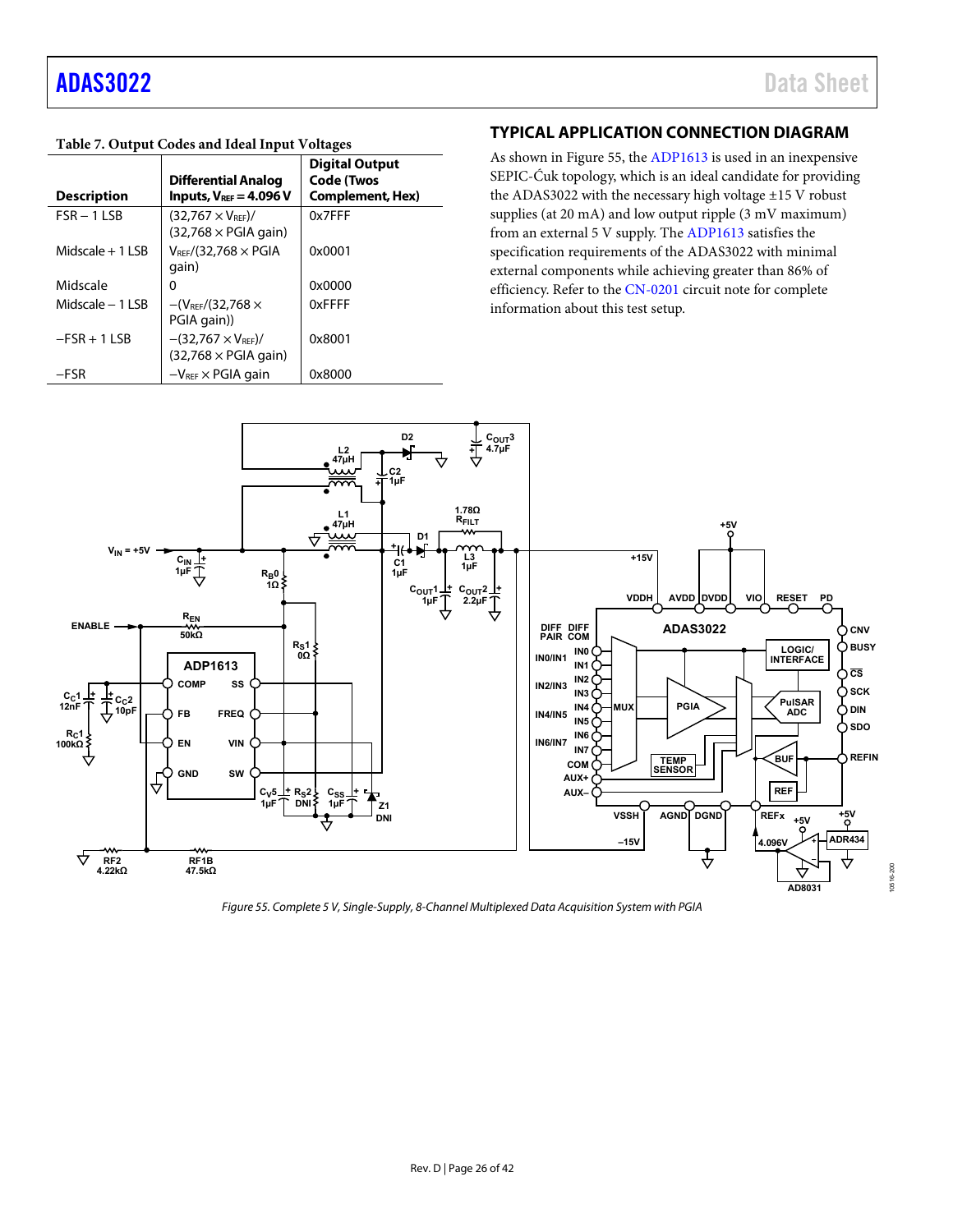**Table 7. Output Codes and Ideal Input Voltages**

| Description | Differential Analog Inputs, $V_{REF}$ = 4.096 V | Digital Output Code (Twos Complement, Hex) |
|---|---|---|
| FSR − 1 LSB | (32,767 × $V_{REF}$)/(32,768 × PGIA gain) | 0x7FFF |
| Midscale + 1 LSB | $V_{REF}$/(32,768 × PGIA gain) | 0x0001 |
| Midscale | 0 | 0x0000 |
| Midscale − 1 LSB | −($V_{REF}$/(32,768 × PGIA gain)) | 0xFFFF |
| −FSR + 1 LSB | −(32,767 × $V_{REF}$)/(32,768 × PGIA gain) | 0x8001 |
| −FSR | −$V_{REF}$ × PGIA gain | 0x8000 |

## TYPICAL APPLICATION CONNECTION DIAGRAM

As shown in Figure 55, the ADP1613 is used in an inexpensive SEPIC-Ćuk topology, which is an ideal candidate for providing the ADAS3022 with the necessary high voltage ±15 V robust supplies (at 20 mA) and low output ripple (3 mV maximum) from an external 5 V supply. The ADP1613 satisfies the specification requirements of the ADAS3022 with minimal external components while achieving greater than 86% of efficiency. Refer to the CN-0201 circuit note for complete information about this test setup.

*Figure 55. Complete 5 V, Single-Supply, 8-Channel Multiplexed Data Acquisition System with PGIA*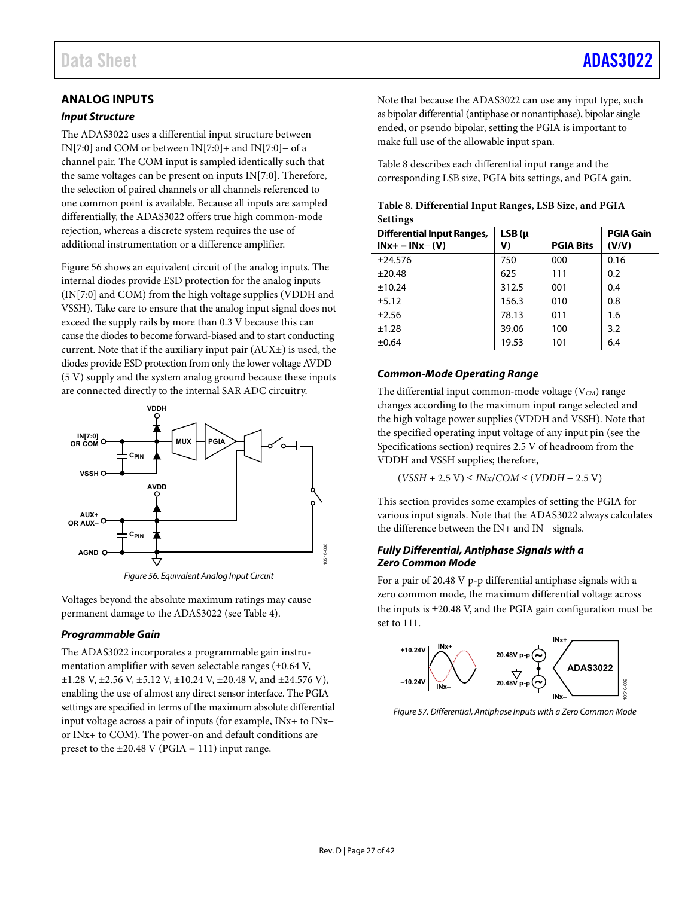## ANALOG INPUTS

### Input Structure

The ADAS3022 uses a differential input structure between IN[7:0] and COM or between IN[7:0]+ and IN[7:0]− of a channel pair. The COM input is sampled identically such that the same voltages can be present on inputs IN[7:0]. Therefore, the selection of paired channels or all channels referenced to one common point is available. Because all inputs are sampled differentially, the ADAS3022 offers true high common-mode rejection, whereas a discrete system requires the use of additional instrumentation or a difference amplifier.

Figure 56 shows an equivalent circuit of the analog inputs. The internal diodes provide ESD protection for the analog inputs (IN[7:0] and COM) from the high voltage supplies (VDDH and VSSH). Take care to ensure that the analog input signal does not exceed the supply rails by more than 0.3 V because this can cause the diodes to become forward-biased and to start conducting current. Note that if the auxiliary input pair (AUX±) is used, the diodes provide ESD protection from only the lower voltage AVDD (5 V) supply and the system analog ground because these inputs are connected directly to the internal SAR ADC circuitry.

Figure 56. Equivalent Analog Input Circuit

Voltages beyond the absolute maximum ratings may cause permanent damage to the ADAS3022 (see Table 4).

### Programmable Gain

The ADAS3022 incorporates a programmable gain instrumentation amplifier with seven selectable ranges (±0.64 V, ±1.28 V, ±2.56 V, ±5.12 V, ±10.24 V, ±20.48 V, and ±24.576 V), enabling the use of almost any direct sensor interface. The PGIA settings are specified in terms of the maximum absolute differential input voltage across a pair of inputs (for example, INx+ to INx− or INx+ to COM). The power-on and default conditions are preset to the ±20.48 V (PGIA = 111) input range.

Note that because the ADAS3022 can use any input type, such as bipolar differential (antiphase or nonantiphase), bipolar single ended, or pseudo bipolar, setting the PGIA is important to make full use of the allowable input span.

Table 8 describes each differential input range and the corresponding LSB size, PGIA bits settings, and PGIA gain.

**Table 8. Differential Input Ranges, LSB Size, and PGIA Settings**

| Differential Input Ranges, INx+ − INx− (V) | LSB (μV) | PGIA Bits | PGIA Gain (V/V) |
|---|---|---|---|
| ±24.576 | 750 | 000 | 0.16 |
| ±20.48 | 625 | 111 | 0.2 |
| ±10.24 | 312.5 | 001 | 0.4 |
| ±5.12 | 156.3 | 010 | 0.8 |
| ±2.56 | 78.13 | 011 | 1.6 |
| ±1.28 | 39.06 | 100 | 3.2 |
| ±0.64 | 19.53 | 101 | 6.4 |

### Common-Mode Operating Range

The differential input common-mode voltage ($V_{CM}$) range changes according to the maximum input range selected and the high voltage power supplies (VDDH and VSSH). Note that the specified operating input voltage of any input pin (see the Specifications section) requires 2.5 V of headroom from the VDDH and VSSH supplies; therefore,

$$(VSSH + 2.5\text{ V}) \leq INx/COM \leq (VDDH - 2.5\text{ V})$$

This section provides some examples of setting the PGIA for various input signals. Note that the ADAS3022 always calculates the difference between the IN+ and IN− signals.

### Fully Differential, Antiphase Signals with a Zero Common Mode

For a pair of 20.48 V p-p differential antiphase signals with a zero common mode, the maximum differential voltage across the inputs is ±20.48 V, and the PGIA gain configuration must be set to 111.

Figure 57. Differential, Antiphase Inputs with a Zero Common Mode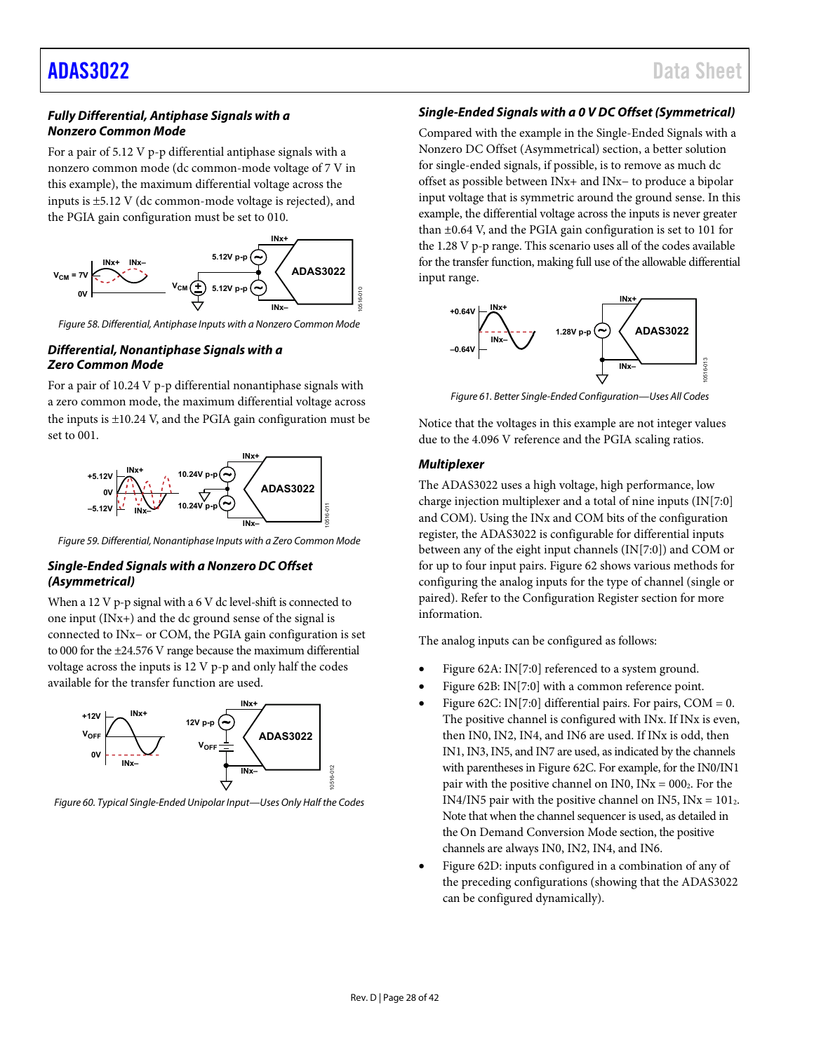### Fully Differential, Antiphase Signals with a Nonzero Common Mode

For a pair of 5.12 V p-p differential antiphase signals with a nonzero common mode (dc common-mode voltage of 7 V in this example), the maximum differential voltage across the inputs is ±5.12 V (dc common-mode voltage is rejected), and the PGIA gain configuration must be set to 010.

Figure 58. Differential, Antiphase Inputs with a Nonzero Common Mode

### Differential, Nonantiphase Signals with a Zero Common Mode

For a pair of 10.24 V p-p differential nonantiphase signals with a zero common mode, the maximum differential voltage across the inputs is ±10.24 V, and the PGIA gain configuration must be set to 001.

Figure 59. Differential, Nonantiphase Inputs with a Zero Common Mode

### Single-Ended Signals with a Nonzero DC Offset (Asymmetrical)

When a 12 V p-p signal with a 6 V dc level-shift is connected to one input (INx+) and the dc ground sense of the signal is connected to INx− or COM, the PGIA gain configuration is set to 000 for the ±24.576 V range because the maximum differential voltage across the inputs is 12 V p-p and only half the codes available for the transfer function are used.

Figure 60. Typical Single-Ended Unipolar Input—Uses Only Half the Codes

### Single-Ended Signals with a 0 V DC Offset (Symmetrical)

Compared with the example in the Single-Ended Signals with a Nonzero DC Offset (Asymmetrical) section, a better solution for single-ended signals, if possible, is to remove as much dc offset as possible between INx+ and INx− to produce a bipolar input voltage that is symmetric around the ground sense. In this example, the differential voltage across the inputs is never greater than ±0.64 V, and the PGIA gain configuration is set to 101 for the 1.28 V p-p range. This scenario uses all of the codes available for the transfer function, making full use of the allowable differential input range.

Figure 61. Better Single-Ended Configuration—Uses All Codes

Notice that the voltages in this example are not integer values due to the 4.096 V reference and the PGIA scaling ratios.

### Multiplexer

The ADAS3022 uses a high voltage, high performance, low charge injection multiplexer and a total of nine inputs (IN[7:0] and COM). Using the INx and COM bits of the configuration register, the ADAS3022 is configurable for differential inputs between any of the eight input channels (IN[7:0]) and COM or for up to four input pairs. Figure 62 shows various methods for configuring the analog inputs for the type of channel (single or paired). Refer to the Configuration Register section for more information.

The analog inputs can be configured as follows:

- Figure 62A: IN[7:0] referenced to a system ground.
- Figure 62B: IN[7:0] with a common reference point.
- Figure 62C: IN[7:0] differential pairs. For pairs, COM = 0. The positive channel is configured with INx. If INx is even, then IN0, IN2, IN4, and IN6 are used. If INx is odd, then IN1, IN3, IN5, and IN7 are used, as indicated by the channels with parentheses in Figure 62C. For example, for the IN0/IN1 pair with the positive channel on IN0, INx = $000_2$. For the IN4/IN5 pair with the positive channel on IN5, INx = $101_2$. Note that when the channel sequencer is used, as detailed in the On Demand Conversion Mode section, the positive channels are always IN0, IN2, IN4, and IN6.
- Figure 62D: inputs configured in a combination of any of the preceding configurations (showing that the ADAS3022 can be configured dynamically).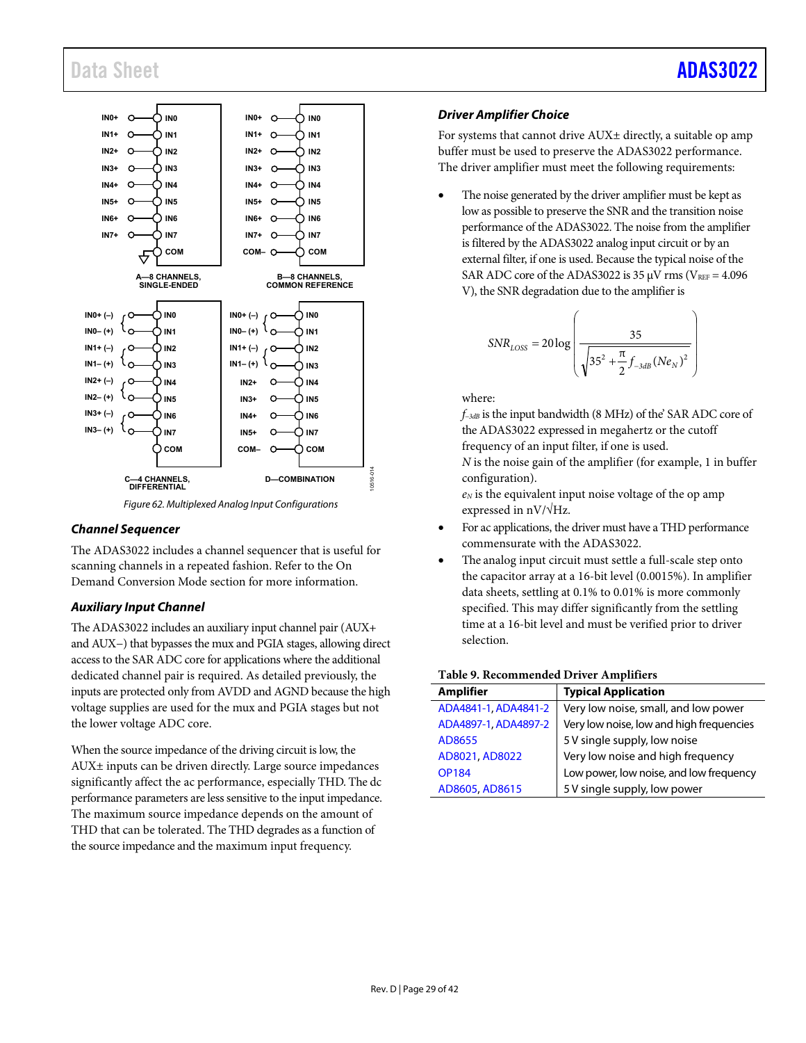Figure 62. Multiplexed Analog Input Configurations

### Channel Sequencer

The ADAS3022 includes a channel sequencer that is useful for scanning channels in a repeated fashion. Refer to the On Demand Conversion Mode section for more information.

### Auxiliary Input Channel

The ADAS3022 includes an auxiliary input channel pair (AUX+ and AUX−) that bypasses the mux and PGIA stages, allowing direct access to the SAR ADC core for applications where the additional dedicated channel pair is required. As detailed previously, the inputs are protected only from AVDD and AGND because the high voltage supplies are used for the mux and PGIA stages but not the lower voltage ADC core.

When the source impedance of the driving circuit is low, the AUX± inputs can be driven directly. Large source impedances significantly affect the ac performance, especially THD. The dc performance parameters are less sensitive to the input impedance. The maximum source impedance depends on the amount of THD that can be tolerated. The THD degrades as a function of the source impedance and the maximum input frequency.

### Driver Amplifier Choice

For systems that cannot drive AUX± directly, a suitable op amp buffer must be used to preserve the ADAS3022 performance. The driver amplifier must meet the following requirements:

- The noise generated by the driver amplifier must be kept as low as possible to preserve the SNR and the transition noise performance of the ADAS3022. The noise from the amplifier is filtered by the ADAS3022 analog input circuit or by an external filter, if one is used. Because the typical noise of the SAR ADC core of the ADAS3022 is 35 μV rms ($V_{REF}$ = 4.096 V), the SNR degradation due to the amplifier is

$$SNR_{LOSS} = 20\log\left(\frac{35}{\sqrt{35^2 + \frac{\pi}{2} f_{-3dB} (Ne_N)^2}}\right)$$

  where:
  $f_{-3dB}$ is the input bandwidth (8 MHz) of the' SAR ADC core of the ADAS3022 expressed in megahertz or the cutoff frequency of an input filter, if one is used.
  $N$ is the noise gain of the amplifier (for example, 1 in buffer configuration).
  $e_N$ is the equivalent input noise voltage of the op amp expressed in nV/√Hz.

- For ac applications, the driver must have a THD performance commensurate with the ADAS3022.
- The analog input circuit must settle a full-scale step onto the capacitor array at a 16-bit level (0.0015%). In amplifier data sheets, settling at 0.1% to 0.01% is more commonly specified. This may differ significantly from the settling time at a 16-bit level and must be verified prior to driver selection.

**Table 9. Recommended Driver Amplifiers**

| Amplifier | Typical Application |
|---|---|
| ADA4841-1, ADA4841-2 | Very low noise, small, and low power |
| ADA4897-1, ADA4897-2 | Very low noise, low and high frequencies |
| AD8655 | 5 V single supply, low noise |
| AD8021, AD8022 | Very low noise and high frequency |
| OP184 | Low power, low noise, and low frequency |
| AD8605, AD8615 | 5 V single supply, low power |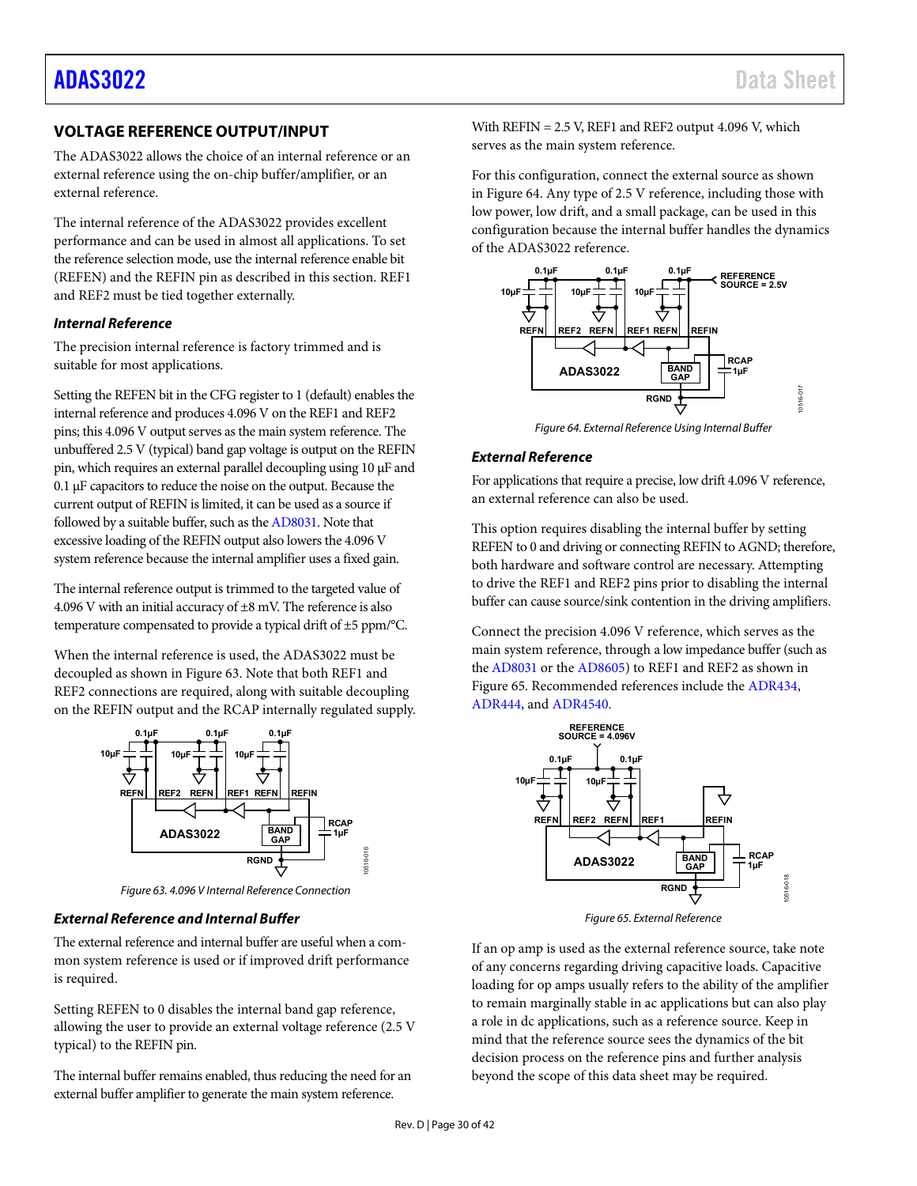## VOLTAGE REFERENCE OUTPUT/INPUT

The ADAS3022 allows the choice of an internal reference or an external reference using the on-chip buffer/amplifier, or an external reference.

The internal reference of the ADAS3022 provides excellent performance and can be used in almost all applications. To set the reference selection mode, use the internal reference enable bit (REFEN) and the REFIN pin as described in this section. REF1 and REF2 must be tied together externally.

### *Internal Reference*

The precision internal reference is factory trimmed and is suitable for most applications.

Setting the REFEN bit in the CFG register to 1 (default) enables the internal reference and produces 4.096 V on the REF1 and REF2 pins; this 4.096 V output serves as the main system reference. The unbuffered 2.5 V (typical) band gap voltage is output on the REFIN pin, which requires an external parallel decoupling using 10 µF and 0.1 µF capacitors to reduce the noise on the output. Because the current output of REFIN is limited, it can be used as a source if followed by a suitable buffer, such as the AD8031. Note that excessive loading of the REFIN output also lowers the 4.096 V system reference because the internal amplifier uses a fixed gain.

The internal reference output is trimmed to the targeted value of 4.096 V with an initial accuracy of ±8 mV. The reference is also temperature compensated to provide a typical drift of ±5 ppm/°C.

When the internal reference is used, the ADAS3022 must be decoupled as shown in Figure 63. Note that both REF1 and REF2 connections are required, along with suitable decoupling on the REFIN output and the RCAP internally regulated supply.

*Figure 63. 4.096 V Internal Reference Connection*

### *External Reference and Internal Buffer*

The external reference and internal buffer are useful when a common system reference is used or if improved drift performance is required.

Setting REFEN to 0 disables the internal band gap reference, allowing the user to provide an external voltage reference (2.5 V typical) to the REFIN pin.

The internal buffer remains enabled, thus reducing the need for an external buffer amplifier to generate the main system reference.

With REFIN = 2.5 V, REF1 and REF2 output 4.096 V, which serves as the main system reference.

For this configuration, connect the external source as shown in Figure 64. Any type of 2.5 V reference, including those with low power, low drift, and a small package, can be used in this configuration because the internal buffer handles the dynamics of the ADAS3022 reference.

*Figure 64. External Reference Using Internal Buffer*

### *External Reference*

For applications that require a precise, low drift 4.096 V reference, an external reference can also be used.

This option requires disabling the internal buffer by setting REFEN to 0 and driving or connecting REFIN to AGND; therefore, both hardware and software control are necessary. Attempting to drive the REF1 and REF2 pins prior to disabling the internal buffer can cause source/sink contention in the driving amplifiers.

Connect the precision 4.096 V reference, which serves as the main system reference, through a low impedance buffer (such as the AD8031 or the AD8605) to REF1 and REF2 as shown in Figure 65. Recommended references include the ADR434, ADR444, and ADR4540.

*Figure 65. External Reference*

If an op amp is used as the external reference source, take note of any concerns regarding driving capacitive loads. Capacitive loading for op amps usually refers to the ability of the amplifier to remain marginally stable in ac applications but can also play a role in dc applications, such as a reference source. Keep in mind that the reference source sees the dynamics of the bit decision process on the reference pins and further analysis beyond the scope of this data sheet may be required.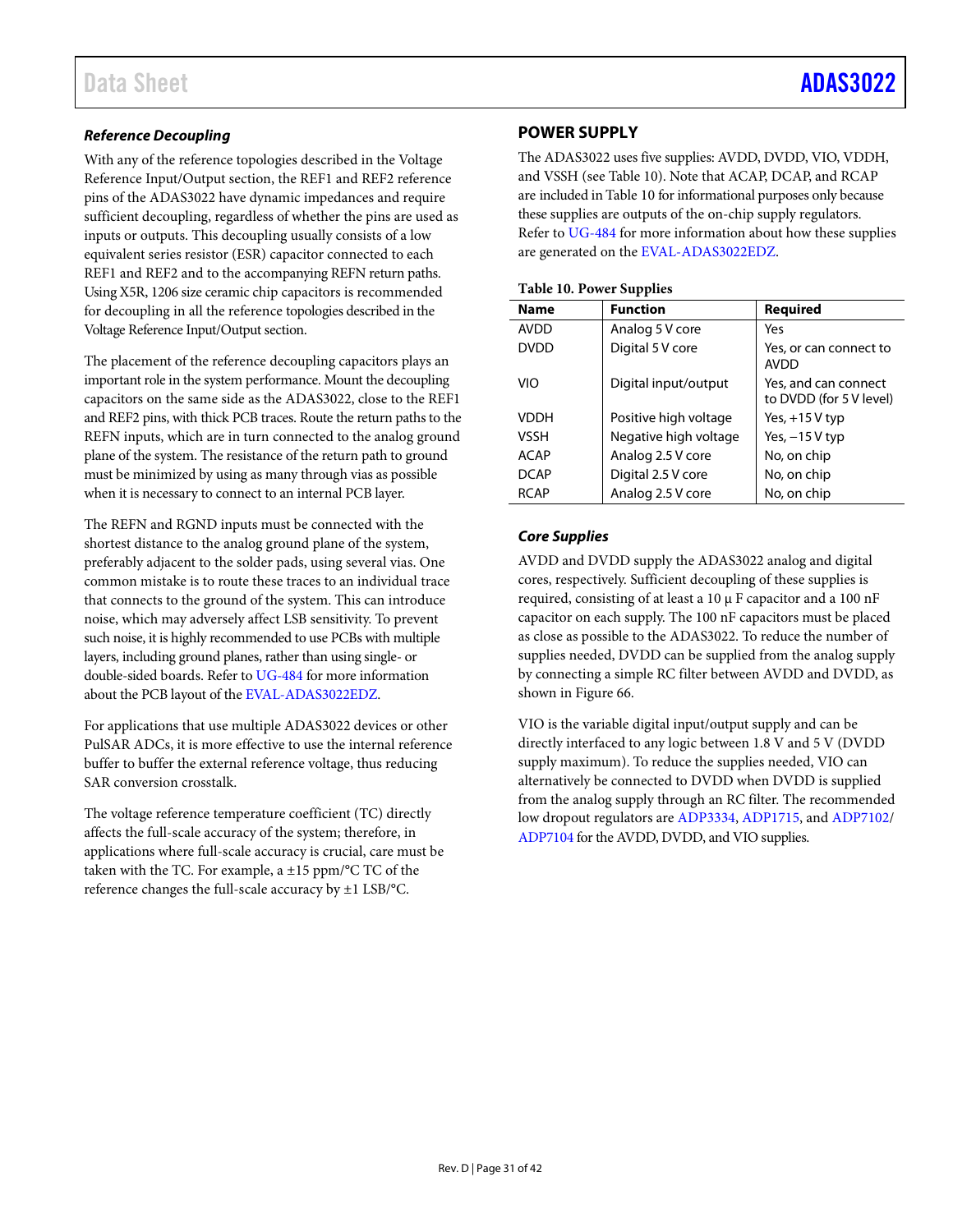### *Reference Decoupling*

With any of the reference topologies described in the Voltage Reference Input/Output section, the REF1 and REF2 reference pins of the ADAS3022 have dynamic impedances and require sufficient decoupling, regardless of whether the pins are used as inputs or outputs. This decoupling usually consists of a low equivalent series resistor (ESR) capacitor connected to each REF1 and REF2 and to the accompanying REFN return paths. Using X5R, 1206 size ceramic chip capacitors is recommended for decoupling in all the reference topologies described in the Voltage Reference Input/Output section.

The placement of the reference decoupling capacitors plays an important role in the system performance. Mount the decoupling capacitors on the same side as the ADAS3022, close to the REF1 and REF2 pins, with thick PCB traces. Route the return paths to the REFN inputs, which are in turn connected to the analog ground plane of the system. The resistance of the return path to ground must be minimized by using as many through vias as possible when it is necessary to connect to an internal PCB layer.

The REFN and RGND inputs must be connected with the shortest distance to the analog ground plane of the system, preferably adjacent to the solder pads, using several vias. One common mistake is to route these traces to an individual trace that connects to the ground of the system. This can introduce noise, which may adversely affect LSB sensitivity. To prevent such noise, it is highly recommended to use PCBs with multiple layers, including ground planes, rather than using single- or double-sided boards. Refer to UG-484 for more information about the PCB layout of the EVAL-ADAS3022EDZ.

For applications that use multiple ADAS3022 devices or other PulSAR ADCs, it is more effective to use the internal reference buffer to buffer the external reference voltage, thus reducing SAR conversion crosstalk.

The voltage reference temperature coefficient (TC) directly affects the full-scale accuracy of the system; therefore, in applications where full-scale accuracy is crucial, care must be taken with the TC. For example, a ±15 ppm/°C TC of the reference changes the full-scale accuracy by ±1 LSB/°C.

## POWER SUPPLY

The ADAS3022 uses five supplies: AVDD, DVDD, VIO, VDDH, and VSSH (see Table 10). Note that ACAP, DCAP, and RCAP are included in Table 10 for informational purposes only because these supplies are outputs of the on-chip supply regulators. Refer to UG-484 for more information about how these supplies are generated on the EVAL-ADAS3022EDZ.

**Table 10. Power Supplies**

| Name | Function | Required |
|---|---|---|
| AVDD | Analog 5 V core | Yes |
| DVDD | Digital 5 V core | Yes, or can connect to AVDD |
| VIO | Digital input/output | Yes, and can connect to DVDD (for 5 V level) |
| VDDH | Positive high voltage | Yes, +15 V typ |
| VSSH | Negative high voltage | Yes, −15 V typ |
| ACAP | Analog 2.5 V core | No, on chip |
| DCAP | Digital 2.5 V core | No, on chip |
| RCAP | Analog 2.5 V core | No, on chip |

### *Core Supplies*

AVDD and DVDD supply the ADAS3022 analog and digital cores, respectively. Sufficient decoupling of these supplies is required, consisting of at least a 10 µF capacitor and a 100 nF capacitor on each supply. The 100 nF capacitors must be placed as close as possible to the ADAS3022. To reduce the number of supplies needed, DVDD can be supplied from the analog supply by connecting a simple RC filter between AVDD and DVDD, as shown in Figure 66.

VIO is the variable digital input/output supply and can be directly interfaced to any logic between 1.8 V and 5 V (DVDD supply maximum). To reduce the supplies needed, VIO can alternatively be connected to DVDD when DVDD is supplied from the analog supply through an RC filter. The recommended low dropout regulators are ADP3334, ADP1715, and ADP7102/ ADP7104 for the AVDD, DVDD, and VIO supplies.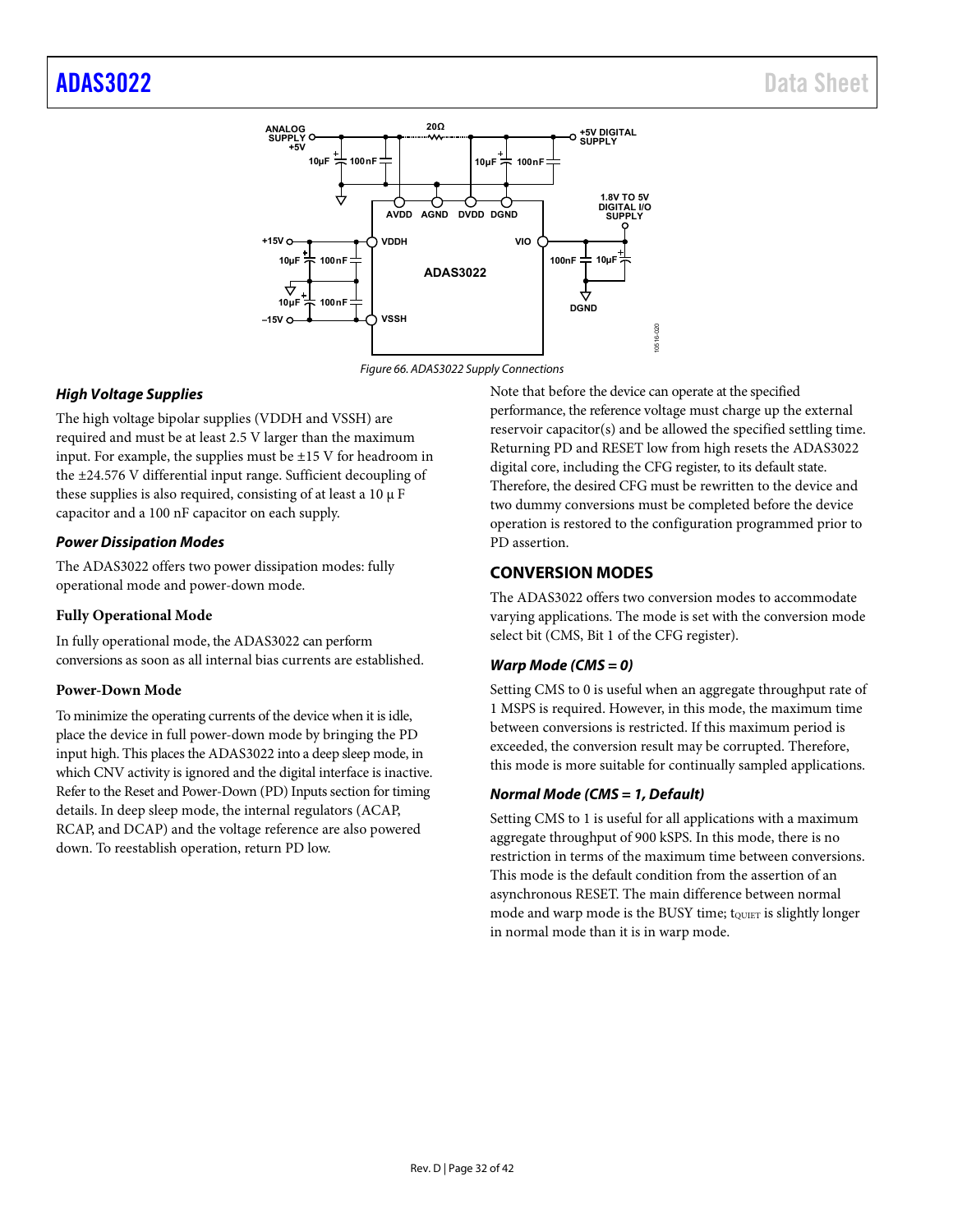Figure 66. ADAS3022 Supply Connections

### *High Voltage Supplies*

The high voltage bipolar supplies (VDDH and VSSH) are required and must be at least 2.5 V larger than the maximum input. For example, the supplies must be ±15 V for headroom in the ±24.576 V differential input range. Sufficient decoupling of these supplies is also required, consisting of at least a 10 µ F capacitor and a 100 nF capacitor on each supply.

### *Power Dissipation Modes*

The ADAS3022 offers two power dissipation modes: fully operational mode and power-down mode.

#### Fully Operational Mode

In fully operational mode, the ADAS3022 can perform conversions as soon as all internal bias currents are established.

#### Power-Down Mode

To minimize the operating currents of the device when it is idle, place the device in full power-down mode by bringing the PD input high. This places the ADAS3022 into a deep sleep mode, in which CNV activity is ignored and the digital interface is inactive. Refer to the Reset and Power-Down (PD) Inputs section for timing details. In deep sleep mode, the internal regulators (ACAP, RCAP, and DCAP) and the voltage reference are also powered down. To reestablish operation, return PD low.

Note that before the device can operate at the specified performance, the reference voltage must charge up the external reservoir capacitor(s) and be allowed the specified settling time. Returning PD and RESET low from high resets the ADAS3022 digital core, including the CFG register, to its default state. Therefore, the desired CFG must be rewritten to the device and two dummy conversions must be completed before the device operation is restored to the configuration programmed prior to PD assertion.

## CONVERSION MODES

The ADAS3022 offers two conversion modes to accommodate varying applications. The mode is set with the conversion mode select bit (CMS, Bit 1 of the CFG register).

### *Warp Mode (CMS = 0)*

Setting CMS to 0 is useful when an aggregate throughput rate of 1 MSPS is required. However, in this mode, the maximum time between conversions is restricted. If this maximum period is exceeded, the conversion result may be corrupted. Therefore, this mode is more suitable for continually sampled applications.

### *Normal Mode (CMS = 1, Default)*

Setting CMS to 1 is useful for all applications with a maximum aggregate throughput of 900 kSPS. In this mode, there is no restriction in terms of the maximum time between conversions. This mode is the default condition from the assertion of an asynchronous RESET. The main difference between normal mode and warp mode is the BUSY time; $t_{QUIET}$ is slightly longer in normal mode than it is in warp mode.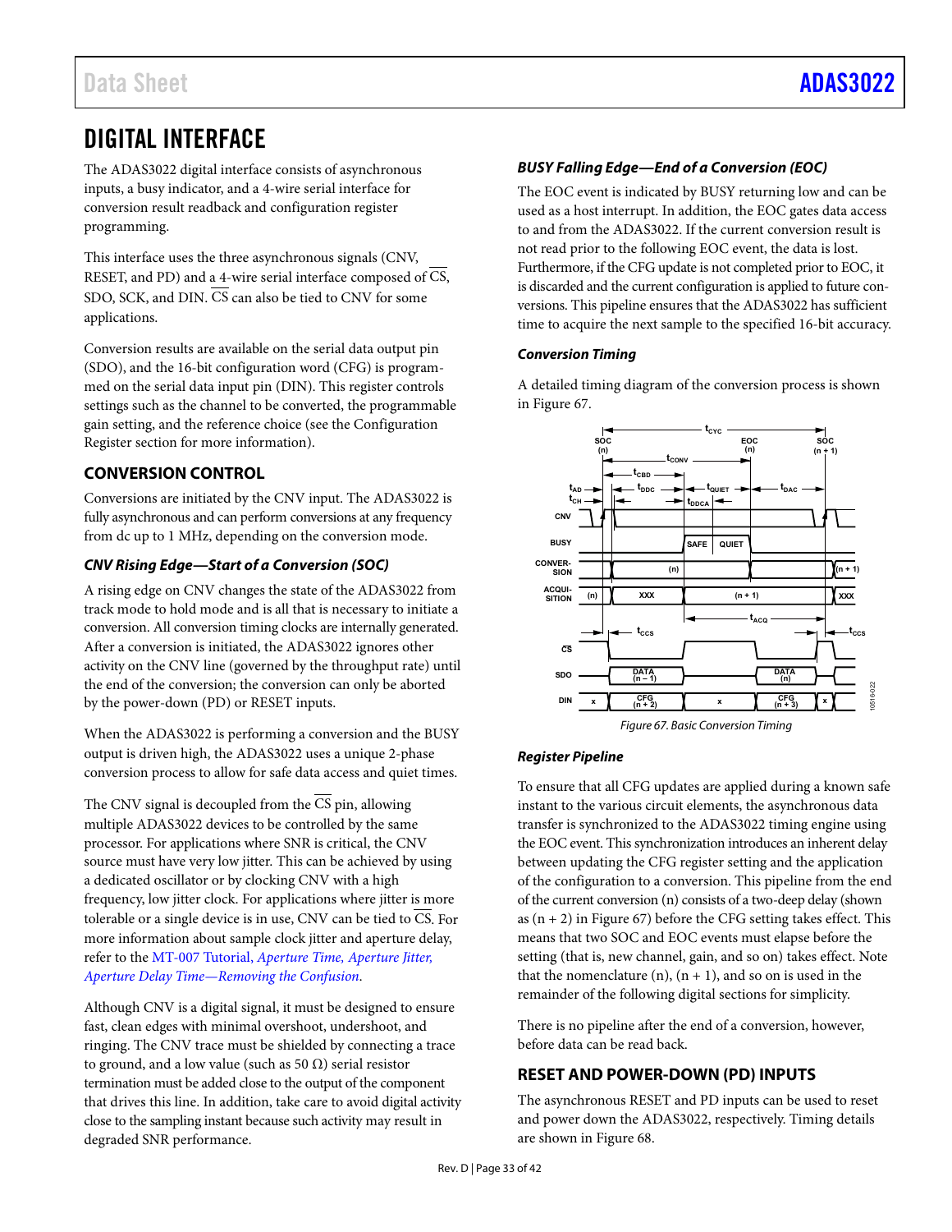# DIGITAL INTERFACE

The ADAS3022 digital interface consists of asynchronous inputs, a busy indicator, and a 4-wire serial interface for conversion result readback and configuration register programming.

This interface uses the three asynchronous signals (CNV, RESET, and PD) and a 4-wire serial interface composed of $\overline{CS}$, SDO, SCK, and DIN. $\overline{CS}$ can also be tied to CNV for some applications.

Conversion results are available on the serial data output pin (SDO), and the 16-bit configuration word (CFG) is programmed on the serial data input pin (DIN). This register controls settings such as the channel to be converted, the programmable gain setting, and the reference choice (see the Configuration Register section for more information).

## CONVERSION CONTROL

Conversions are initiated by the CNV input. The ADAS3022 is fully asynchronous and can perform conversions at any frequency from dc up to 1 MHz, depending on the conversion mode.

### *CNV Rising Edge—Start of a Conversion (SOC)*

A rising edge on CNV changes the state of the ADAS3022 from track mode to hold mode and is all that is necessary to initiate a conversion. All conversion timing clocks are internally generated. After a conversion is initiated, the ADAS3022 ignores other activity on the CNV line (governed by the throughput rate) until the end of the conversion; the conversion can only be aborted by the power-down (PD) or RESET inputs.

When the ADAS3022 is performing a conversion and the BUSY output is driven high, the ADAS3022 uses a unique 2-phase conversion process to allow for safe data access and quiet times.

The CNV signal is decoupled from the $\overline{CS}$ pin, allowing multiple ADAS3022 devices to be controlled by the same processor. For applications where SNR is critical, the CNV source must have very low jitter. This can be achieved by using a dedicated oscillator or by clocking CNV with a high frequency, low jitter clock. For applications where jitter is more tolerable or a single device is in use, CNV can be tied to $\overline{CS}$. For more information about sample clock jitter and aperture delay, refer to the MT-007 Tutorial, *Aperture Time, Aperture Jitter, Aperture Delay Time—Removing the Confusion*.

Although CNV is a digital signal, it must be designed to ensure fast, clean edges with minimal overshoot, undershoot, and ringing. The CNV trace must be shielded by connecting a trace to ground, and a low value (such as 50 Ω) serial resistor termination must be added close to the output of the component that drives this line. In addition, take care to avoid digital activity close to the sampling instant because such activity may result in degraded SNR performance.

### *BUSY Falling Edge—End of a Conversion (EOC)*

The EOC event is indicated by BUSY returning low and can be used as a host interrupt. In addition, the EOC gates data access to and from the ADAS3022. If the current conversion result is not read prior to the following EOC event, the data is lost. Furthermore, if the CFG update is not completed prior to EOC, it is discarded and the current configuration is applied to future conversions. This pipeline ensures that the ADAS3022 has sufficient time to acquire the next sample to the specified 16-bit accuracy.

### *Conversion Timing*

A detailed timing diagram of the conversion process is shown in Figure 67.

Figure 67. Basic Conversion Timing

### *Register Pipeline*

To ensure that all CFG updates are applied during a known safe instant to the various circuit elements, the asynchronous data transfer is synchronized to the ADAS3022 timing engine using the EOC event. This synchronization introduces an inherent delay between updating the CFG register setting and the application of the configuration to a conversion. This pipeline from the end of the current conversion (n) consists of a two-deep delay (shown as (n + 2) in Figure 67) before the CFG setting takes effect. This means that two SOC and EOC events must elapse before the setting (that is, new channel, gain, and so on) takes effect. Note that the nomenclature (n), (n + 1), and so on is used in the remainder of the following digital sections for simplicity.

There is no pipeline after the end of a conversion, however, before data can be read back.

## RESET AND POWER-DOWN (PD) INPUTS

The asynchronous RESET and PD inputs can be used to reset and power down the ADAS3022, respectively. Timing details are shown in Figure 68.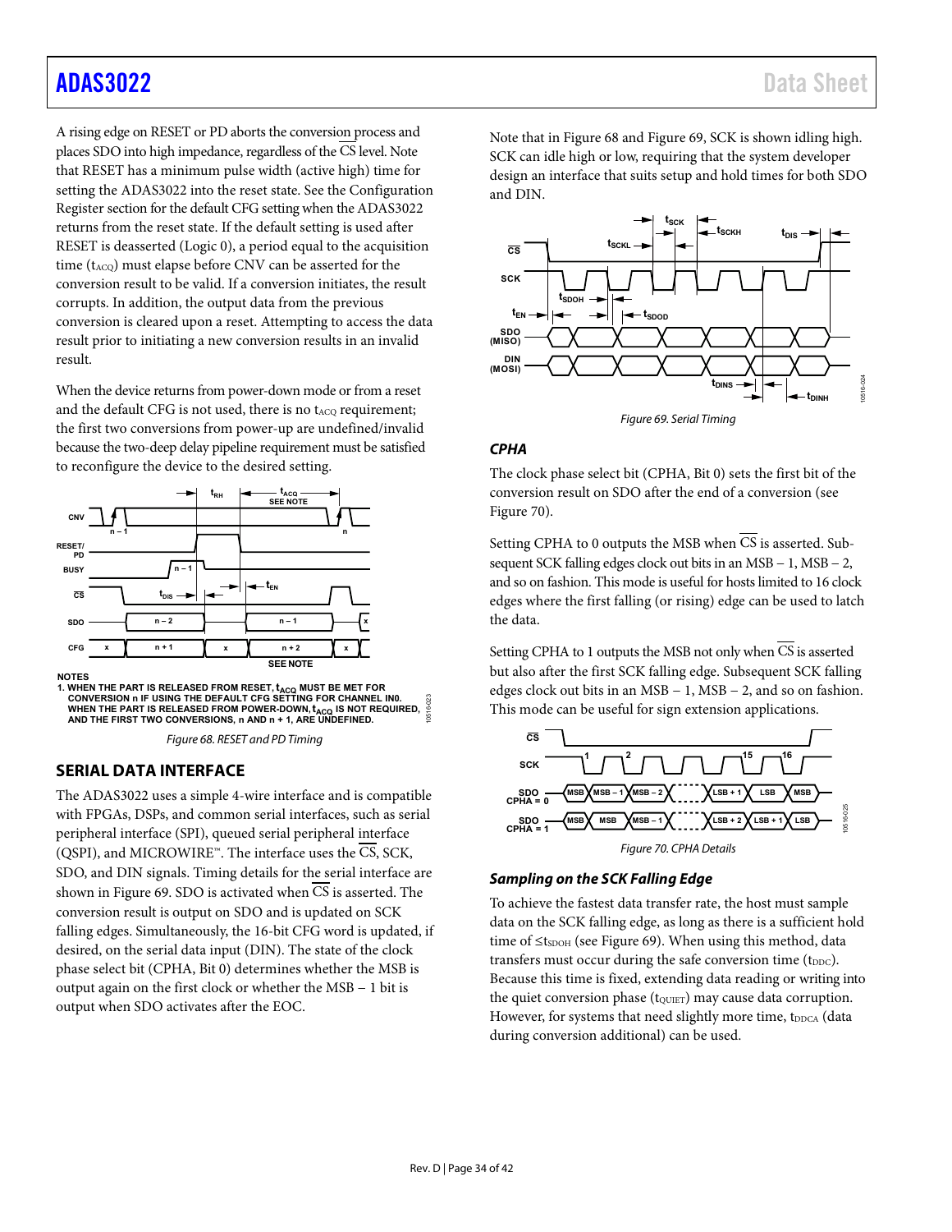A rising edge on RESET or PD aborts the conversion process and places SDO into high impedance, regardless of the $\overline{CS}$ level. Note that RESET has a minimum pulse width (active high) time for setting the ADAS3022 into the reset state. See the Configuration Register section for the default CFG setting when the ADAS3022 returns from the reset state. If the default setting is used after RESET is deasserted (Logic 0), a period equal to the acquisition time ($t_{ACQ}$) must elapse before CNV can be asserted for the conversion result to be valid. If a conversion initiates, the result corrupts. In addition, the output data from the previous conversion is cleared upon a reset. Attempting to access the data result prior to initiating a new conversion results in an invalid result.

When the device returns from power-down mode or from a reset and the default CFG is not used, there is no $t_{ACQ}$ requirement; the first two conversions from power-up are undefined/invalid because the two-deep delay pipeline requirement must be satisfied to reconfigure the device to the desired setting.

NOTES
1. WHEN THE PART IS RELEASED FROM RESET, $t_{ACQ}$ MUST BE MET FOR CONVERSION n IF USING THE DEFAULT CFG SETTING FOR CHANNEL IN0. WHEN THE PART IS RELEASED FROM POWER-DOWN, $t_{ACQ}$ IS NOT REQUIRED, AND THE FIRST TWO CONVERSIONS, n AND n + 1, ARE UNDEFINED.

*Figure 68. RESET and PD Timing*

## SERIAL DATA INTERFACE

The ADAS3022 uses a simple 4-wire interface and is compatible with FPGAs, DSPs, and common serial interfaces, such as serial peripheral interface (SPI), queued serial peripheral interface (QSPI), and MICROWIRE™. The interface uses the $\overline{CS}$, SCK, SDO, and DIN signals. Timing details for the serial interface are shown in Figure 69. SDO is activated when $\overline{CS}$ is asserted. The conversion result is output on SDO and is updated on SCK falling edges. Simultaneously, the 16-bit CFG word is updated, if desired, on the serial data input (DIN). The state of the clock phase select bit (CPHA, Bit 0) determines whether the MSB is output again on the first clock or whether the MSB − 1 bit is output when SDO activates after the EOC.

Note that in Figure 68 and Figure 69, SCK is shown idling high. SCK can idle high or low, requiring that the system developer design an interface that suits setup and hold times for both SDO and DIN.

*Figure 69. Serial Timing*

### *CPHA*

The clock phase select bit (CPHA, Bit 0) sets the first bit of the conversion result on SDO after the end of a conversion (see Figure 70).

Setting CPHA to 0 outputs the MSB when $\overline{CS}$ is asserted. Subsequent SCK falling edges clock out bits in an MSB − 1, MSB − 2, and so on fashion. This mode is useful for hosts limited to 16 clock edges where the first falling (or rising) edge can be used to latch the data.

Setting CPHA to 1 outputs the MSB not only when $\overline{CS}$ is asserted but also after the first SCK falling edge. Subsequent SCK falling edges clock out bits in an MSB − 1, MSB − 2, and so on fashion. This mode can be useful for sign extension applications.

*Figure 70. CPHA Details*

### *Sampling on the SCK Falling Edge*

To achieve the fastest data transfer rate, the host must sample data on the SCK falling edge, as long as there is a sufficient hold time of $\leq t_{SDOH}$ (see Figure 69). When using this method, data transfers must occur during the safe conversion time ($t_{DDC}$). Because this time is fixed, extending data reading or writing into the quiet conversion phase ($t_{QUIET}$) may cause data corruption. However, for systems that need slightly more time, $t_{DDCA}$ (data during conversion additional) can be used.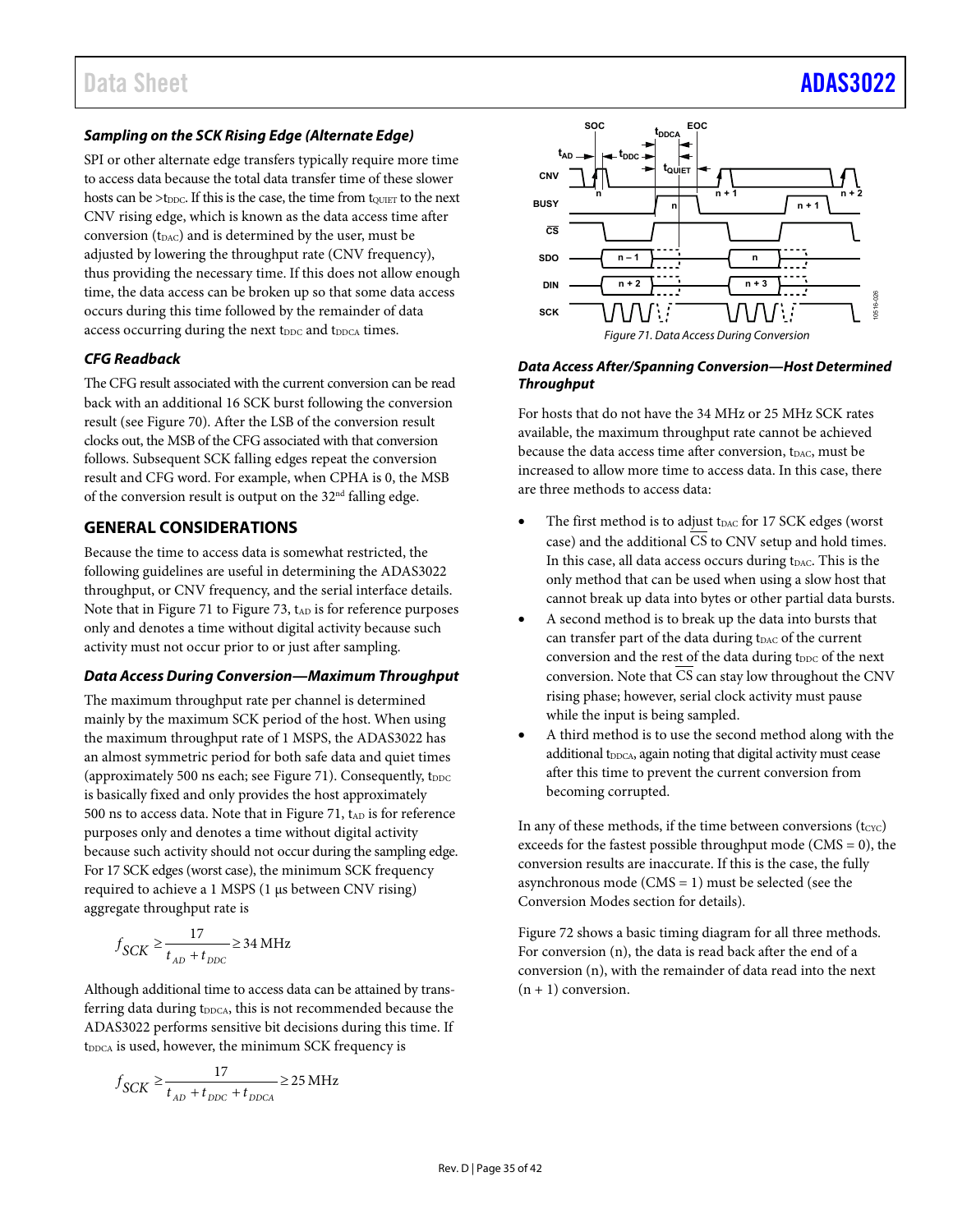### *Sampling on the SCK Rising Edge (Alternate Edge)*

SPI or other alternate edge transfers typically require more time to access data because the total data transfer time of these slower hosts can be >$t_{DDC}$. If this is the case, the time from $t_{QUIET}$ to the next CNV rising edge, which is known as the data access time after conversion ($t_{DAC}$) and is determined by the user, must be adjusted by lowering the throughput rate (CNV frequency), thus providing the necessary time. If this does not allow enough time, the data access can be broken up so that some data access occurs during this time followed by the remainder of data access occurring during the next $t_{DDC}$ and $t_{DDCA}$ times.

### *CFG Readback*

The CFG result associated with the current conversion can be read back with an additional 16 SCK burst following the conversion result (see Figure 70). After the LSB of the conversion result clocks out, the MSB of the CFG associated with that conversion follows. Subsequent SCK falling edges repeat the conversion result and CFG word. For example, when CPHA is 0, the MSB of the conversion result is output on the 32nd falling edge.

## GENERAL CONSIDERATIONS

Because the time to access data is somewhat restricted, the following guidelines are useful in determining the ADAS3022 throughput, or CNV frequency, and the serial interface details. Note that in Figure 71 to Figure 73, $t_{AD}$ is for reference purposes only and denotes a time without digital activity because such activity must not occur prior to or just after sampling.

### *Data Access During Conversion—Maximum Throughput*

The maximum throughput rate per channel is determined mainly by the maximum SCK period of the host. When using the maximum throughput rate of 1 MSPS, the ADAS3022 has an almost symmetric period for both safe data and quiet times (approximately 500 ns each; see Figure 71). Consequently, $t_{DDC}$ is basically fixed and only provides the host approximately 500 ns to access data. Note that in Figure 71, $t_{AD}$ is for reference purposes only and denotes a time without digital activity because such activity should not occur during the sampling edge. For 17 SCK edges (worst case), the minimum SCK frequency required to achieve a 1 MSPS (1 µs between CNV rising) aggregate throughput rate is

$$f_{SCK} \geq \frac{17}{t_{AD} + t_{DDC}} \geq 34 \text{ MHz}$$

Although additional time to access data can be attained by transferring data during $t_{DDCA}$, this is not recommended because the ADAS3022 performs sensitive bit decisions during this time. If $t_{DDCA}$ is used, however, the minimum SCK frequency is

$$f_{SCK} \geq \frac{17}{t_{AD} + t_{DDC} + t_{DDCA}} \geq 25 \text{ MHz}$$

*Figure 71. Data Access During Conversion*

### *Data Access After/Spanning Conversion—Host Determined Throughput*

For hosts that do not have the 34 MHz or 25 MHz SCK rates available, the maximum throughput rate cannot be achieved because the data access time after conversion, $t_{DAC}$, must be increased to allow more time to access data. In this case, there are three methods to access data:

- The first method is to adjust $t_{DAC}$ for 17 SCK edges (worst case) and the additional $\overline{CS}$ to CNV setup and hold times. In this case, all data access occurs during $t_{DAC}$. This is the only method that can be used when using a slow host that cannot break up data into bytes or other partial data bursts.
- A second method is to break up the data into bursts that can transfer part of the data during $t_{DAC}$ of the current conversion and the rest of the data during $t_{DDC}$ of the next conversion. Note that $\overline{CS}$ can stay low throughout the CNV rising phase; however, serial clock activity must pause while the input is being sampled.
- A third method is to use the second method along with the additional $t_{DDCA}$, again noting that digital activity must cease after this time to prevent the current conversion from becoming corrupted.

In any of these methods, if the time between conversions ($t_{CYC}$) exceeds for the fastest possible throughput mode (CMS = 0), the conversion results are inaccurate. If this is the case, the fully asynchronous mode (CMS = 1) must be selected (see the Conversion Modes section for details).

Figure 72 shows a basic timing diagram for all three methods. For conversion (n), the data is read back after the end of a conversion (n), with the remainder of data read into the next (n + 1) conversion.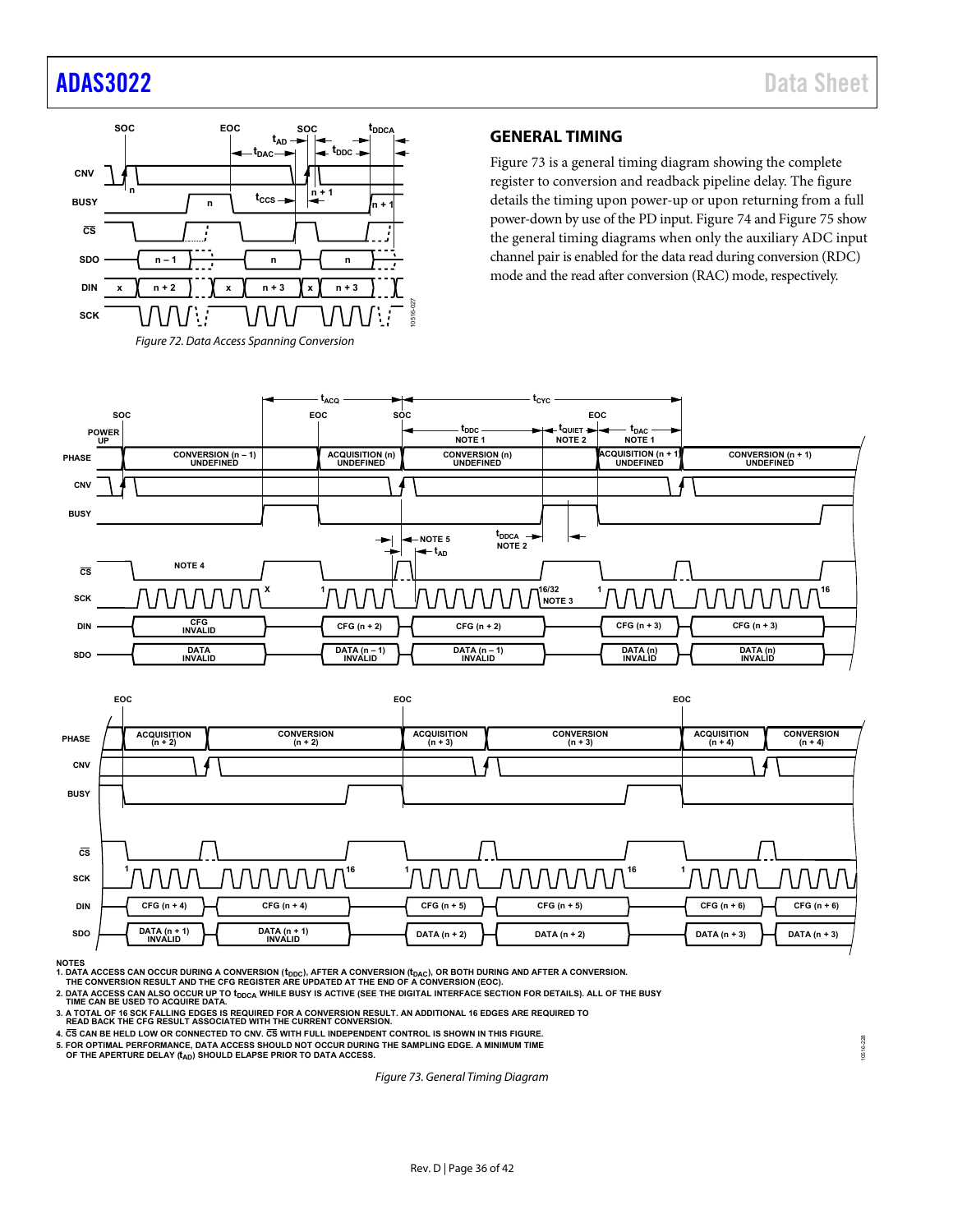*Figure 72. Data Access Spanning Conversion*

## GENERAL TIMING

Figure 73 is a general timing diagram showing the complete register to conversion and readback pipeline delay. The figure details the timing upon power-up or upon returning from a full power-down by use of the PD input. Figure 74 and Figure 75 show the general timing diagrams when only the auxiliary ADC input channel pair is enabled for the data read during conversion (RDC) mode and the read after conversion (RAC) mode, respectively.

NOTES
1. DATA ACCESS CAN OCCUR DURING A CONVERSION ($t_{DDC}$), AFTER A CONVERSION ($t_{DAC}$), OR BOTH DURING AND AFTER A CONVERSION. THE CONVERSION RESULT AND THE CFG REGISTER ARE UPDATED AT THE END OF A CONVERSION (EOC).
2. DATA ACCESS CAN ALSO OCCUR UP TO $t_{DDCA}$ WHILE BUSY IS ACTIVE (SEE THE DIGITAL INTERFACE SECTION FOR DETAILS). ALL OF THE BUSY TIME CAN BE USED TO ACQUIRE DATA.
3. A TOTAL OF 16 SCK FALLING EDGES IS REQUIRED FOR A CONVERSION RESULT. AN ADDITIONAL 16 EDGES ARE REQUIRED TO READ BACK THE CFG RESULT ASSOCIATED WITH THE CURRENT CONVERSION.
4. CS CAN BE HELD LOW OR CONNECTED TO CNV. CS WITH FULL INDEPENDENT CONTROL IS SHOWN IN THIS FIGURE.
5. FOR OPTIMAL PERFORMANCE, DATA ACCESS SHOULD NOT OCCUR DURING THE SAMPLING EDGE. A MINIMUM TIME OF THE APERTURE DELAY ($t_{AD}$) SHOULD ELAPSE PRIOR TO DATA ACCESS.

*Figure 73. General Timing Diagram*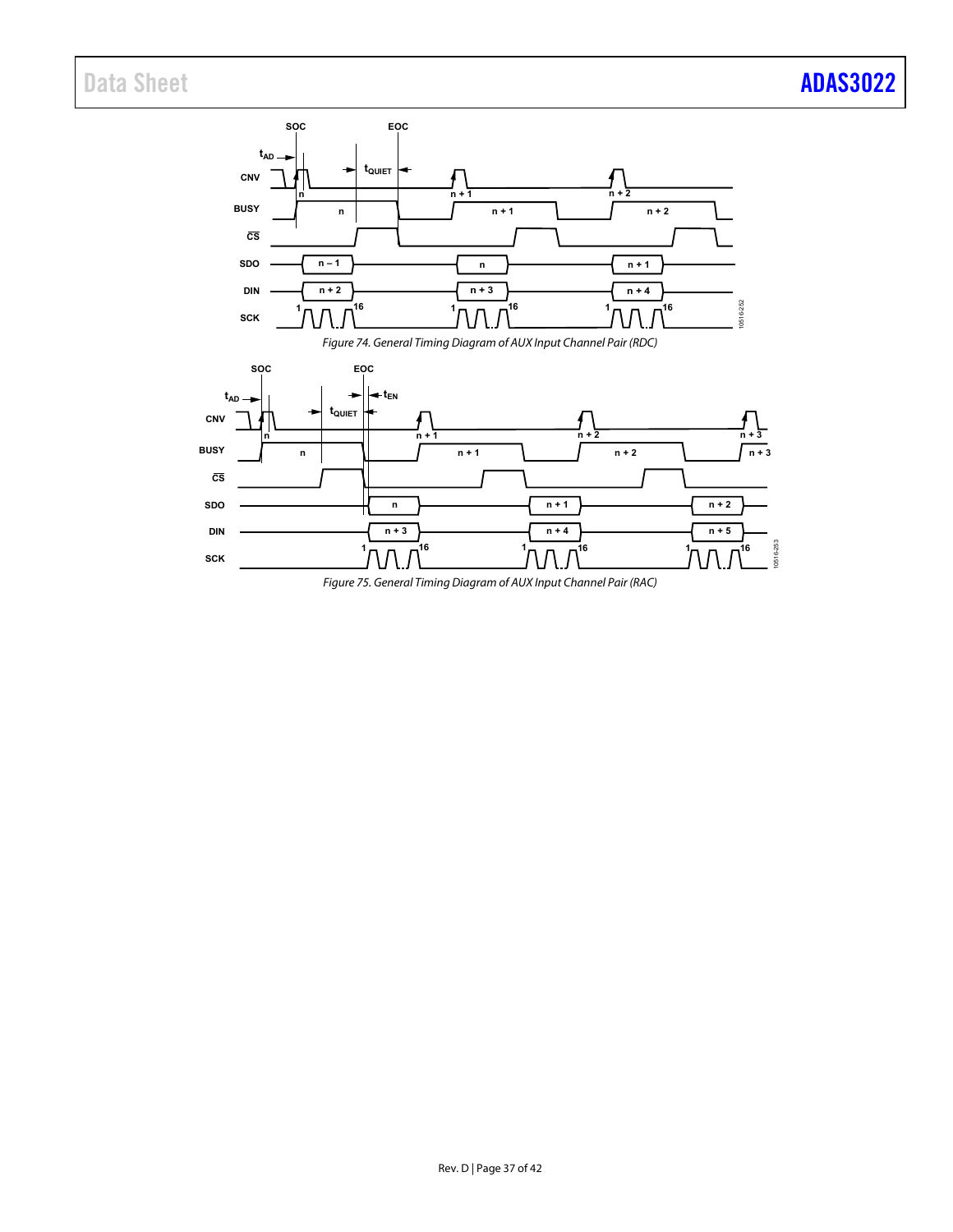Figure 74. General Timing Diagram of AUX Input Channel Pair (RDC)

Figure 75. General Timing Diagram of AUX Input Channel Pair (RAC)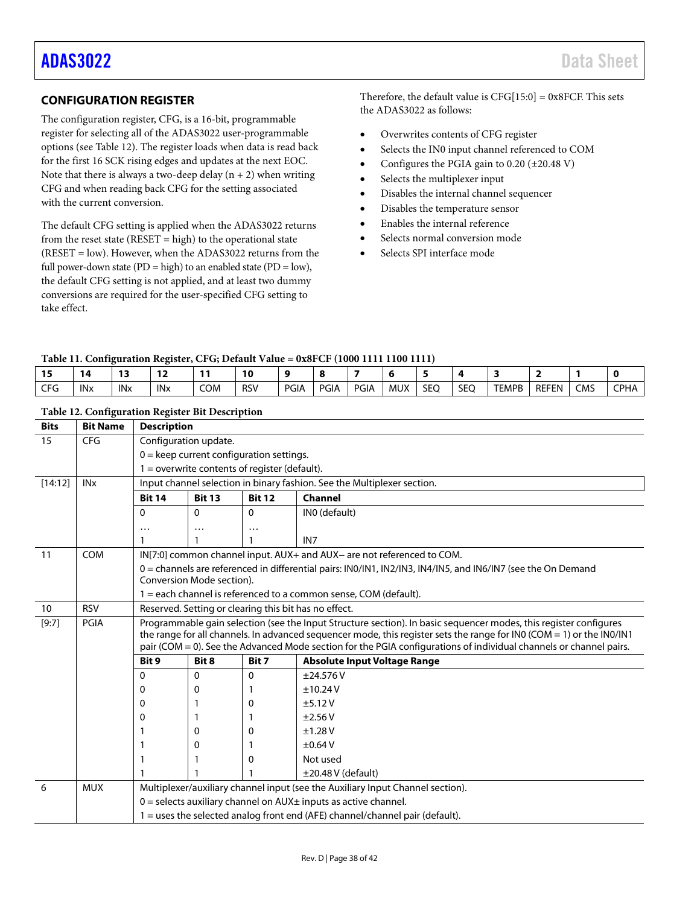## CONFIGURATION REGISTER

The configuration register, CFG, is a 16-bit, programmable register for selecting all of the ADAS3022 user-programmable options (see Table 12). The register loads when data is read back for the first 16 SCK rising edges and updates at the next EOC. Note that there is always a two-deep delay (n + 2) when writing CFG and when reading back CFG for the setting associated with the current conversion.

The default CFG setting is applied when the ADAS3022 returns from the reset state (RESET = high) to the operational state (RESET = low). However, when the ADAS3022 returns from the full power-down state (PD = high) to an enabled state (PD = low), the default CFG setting is not applied, and at least two dummy conversions are required for the user-specified CFG setting to take effect.

Therefore, the default value is CFG[15:0] = 0x8FCF. This sets the ADAS3022 as follows:

- Overwrites contents of CFG register
- Selects the IN0 input channel referenced to COM
- Configures the PGIA gain to 0.20 (±20.48 V)
- Selects the multiplexer input
- Disables the internal channel sequencer
- Disables the temperature sensor
- Enables the internal reference
- Selects normal conversion mode
- Selects SPI interface mode

**Table 11. Configuration Register, CFG; Default Value = 0x8FCF (1000 1111 1100 1111)**

| 15 | 14 | 13 | 12 | 11 | 10 | 9 | 8 | 7 | 6 | 5 | 4 | 3 | 2 | 1 | 0 |
|---|---|---|---|---|---|---|---|---|---|---|---|---|---|---|---|
| CFG | INx | INx | INx | COM | RSV | PGIA | PGIA | PGIA | MUX | SEQ | SEQ | TEMPB | REFEN | CMS | CPHA |

**Table 12. Configuration Register Bit Description**

| Bits | Bit Name | Description | | | |
|---|---|---|---|---|---|
| 15 | CFG | Configuration update. | | | |
| | | 0 = keep current configuration settings. | | | |
| | | 1 = overwrite contents of register (default). | | | |
| [14:12] | INx | Input channel selection in binary fashion. See the Multiplexer section. | | | |
| | | **Bit 14** | **Bit 13** | **Bit 12** | **Channel** |
| | | 0 | 0 | 0 | IN0 (default) |
| | | … | … | … | |
| | | 1 | 1 | 1 | IN7 |
| 11 | COM | IN[7:0] common channel input. AUX+ and AUX− are not referenced to COM. | | | |
| | | 0 = channels are referenced in differential pairs: IN0/IN1, IN2/IN3, IN4/IN5, and IN6/IN7 (see the On Demand Conversion Mode section). | | | |
| | | 1 = each channel is referenced to a common sense, COM (default). | | | |
| 10 | RSV | Reserved. Setting or clearing this bit has no effect. | | | |
| [9:7] | PGIA | Programmable gain selection (see the Input Structure section). In basic sequencer modes, this register configures the range for all channels. In advanced sequencer mode, this register sets the range for IN0 (COM = 1) or the IN0/IN1 pair (COM = 0). See the Advanced Mode section for the PGIA configurations of individual channels or channel pairs. | | | |
| | | **Bit 9** | **Bit 8** | **Bit 7** | **Absolute Input Voltage Range** |
| | | 0 | 0 | 0 | ±24.576 V |
| | | 0 | 0 | 1 | ±10.24 V |
| | | 0 | 1 | 0 | ±5.12 V |
| | | 0 | 1 | 1 | ±2.56 V |
| | | 1 | 0 | 0 | ±1.28 V |
| | | 1 | 0 | 1 | ±0.64 V |
| | | 1 | 1 | 0 | Not used |
| | | 1 | 1 | 1 | ±20.48 V (default) |
| 6 | MUX | Multiplexer/auxiliary channel input (see the Auxiliary Input Channel section). | | | |
| | | 0 = selects auxiliary channel on AUX± inputs as active channel. | | | |
| | | 1 = uses the selected analog front end (AFE) channel/channel pair (default). | | | |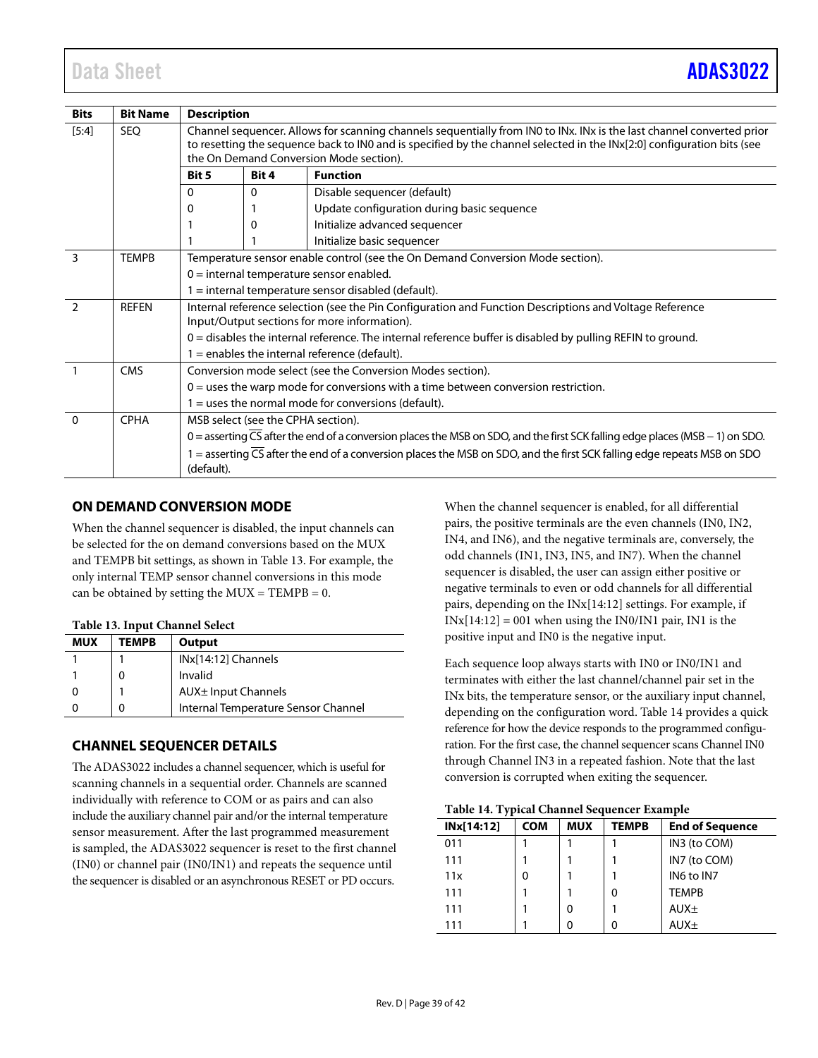| Bits | Bit Name | Description | | |
|---|---|---|---|---|
| [5:4] | SEQ | Channel sequencer. Allows for scanning channels sequentially from IN0 to INx. INx is the last channel converted prior to resetting the sequence back to IN0 and is specified by the channel selected in the INx[2:0] configuration bits (see the On Demand Conversion Mode section). | | |
| | | **Bit 5** | **Bit 4** | **Function** |
| | | 0 | 0 | Disable sequencer (default) |
| | | 0 | 1 | Update configuration during basic sequence |
| | | 1 | 0 | Initialize advanced sequencer |
| | | 1 | 1 | Initialize basic sequencer |
| 3 | TEMPB | Temperature sensor enable control (see the On Demand Conversion Mode section).<br>0 = internal temperature sensor enabled.<br>1 = internal temperature sensor disabled (default). | | |
| 2 | REFEN | Internal reference selection (see the Pin Configuration and Function Descriptions and Voltage Reference Input/Output sections for more information).<br>0 = disables the internal reference. The internal reference buffer is disabled by pulling REFIN to ground.<br>1 = enables the internal reference (default). | | |
| 1 | CMS | Conversion mode select (see the Conversion Modes section).<br>0 = uses the warp mode for conversions with a time between conversion restriction.<br>1 = uses the normal mode for conversions (default). | | |
| 0 | CPHA | MSB select (see the CPHA section).<br>0 = asserting $\overline{CS}$ after the end of a conversion places the MSB on SDO, and the first SCK falling edge places (MSB − 1) on SDO.<br>1 = asserting $\overline{CS}$ after the end of a conversion places the MSB on SDO, and the first SCK falling edge repeats MSB on SDO (default). | | |

## ON DEMAND CONVERSION MODE

When the channel sequencer is disabled, the input channels can be selected for the on demand conversions based on the MUX and TEMPB bit settings, as shown in Table 13. For example, the only internal TEMP sensor channel conversions in this mode can be obtained by setting the MUX = TEMPB = 0.

**Table 13. Input Channel Select**

| MUX | TEMPB | Output |
|---|---|---|
| 1 | 1 | INx[14:12] Channels |
| 1 | 0 | Invalid |
| 0 | 1 | AUX± Input Channels |
| 0 | 0 | Internal Temperature Sensor Channel |

## CHANNEL SEQUENCER DETAILS

The ADAS3022 includes a channel sequencer, which is useful for scanning channels in a sequential order. Channels are scanned individually with reference to COM or as pairs and can also include the auxiliary channel pair and/or the internal temperature sensor measurement. After the last programmed measurement is sampled, the ADAS3022 sequencer is reset to the first channel (IN0) or channel pair (IN0/IN1) and repeats the sequence until the sequencer is disabled or an asynchronous RESET or PD occurs.

When the channel sequencer is enabled, for all differential pairs, the positive terminals are the even channels (IN0, IN2, IN4, and IN6), and the negative terminals are, conversely, the odd channels (IN1, IN3, IN5, and IN7). When the channel sequencer is disabled, the user can assign either positive or negative terminals to even or odd channels for all differential pairs, depending on the INx[14:12] settings. For example, if INx[14:12] = 001 when using the IN0/IN1 pair, IN1 is the positive input and IN0 is the negative input.

Each sequence loop always starts with IN0 or IN0/IN1 and terminates with either the last channel/channel pair set in the INx bits, the temperature sensor, or the auxiliary input channel, depending on the configuration word. Table 14 provides a quick reference for how the device responds to the programmed configuration. For the first case, the channel sequencer scans Channel IN0 through Channel IN3 in a repeated fashion. Note that the last conversion is corrupted when exiting the sequencer.

**Table 14. Typical Channel Sequencer Example**

| INx[14:12] | COM | MUX | TEMPB | End of Sequence |
|---|---|---|---|---|
| 011 | 1 | 1 | 1 | IN3 (to COM) |
| 111 | 1 | 1 | 1 | IN7 (to COM) |
| 11x | 0 | 1 | 1 | IN6 to IN7 |
| 111 | 1 | 1 | 0 | TEMPB |
| 111 | 1 | 0 | 1 | AUX± |
| 111 | 1 | 0 | 0 | AUX± |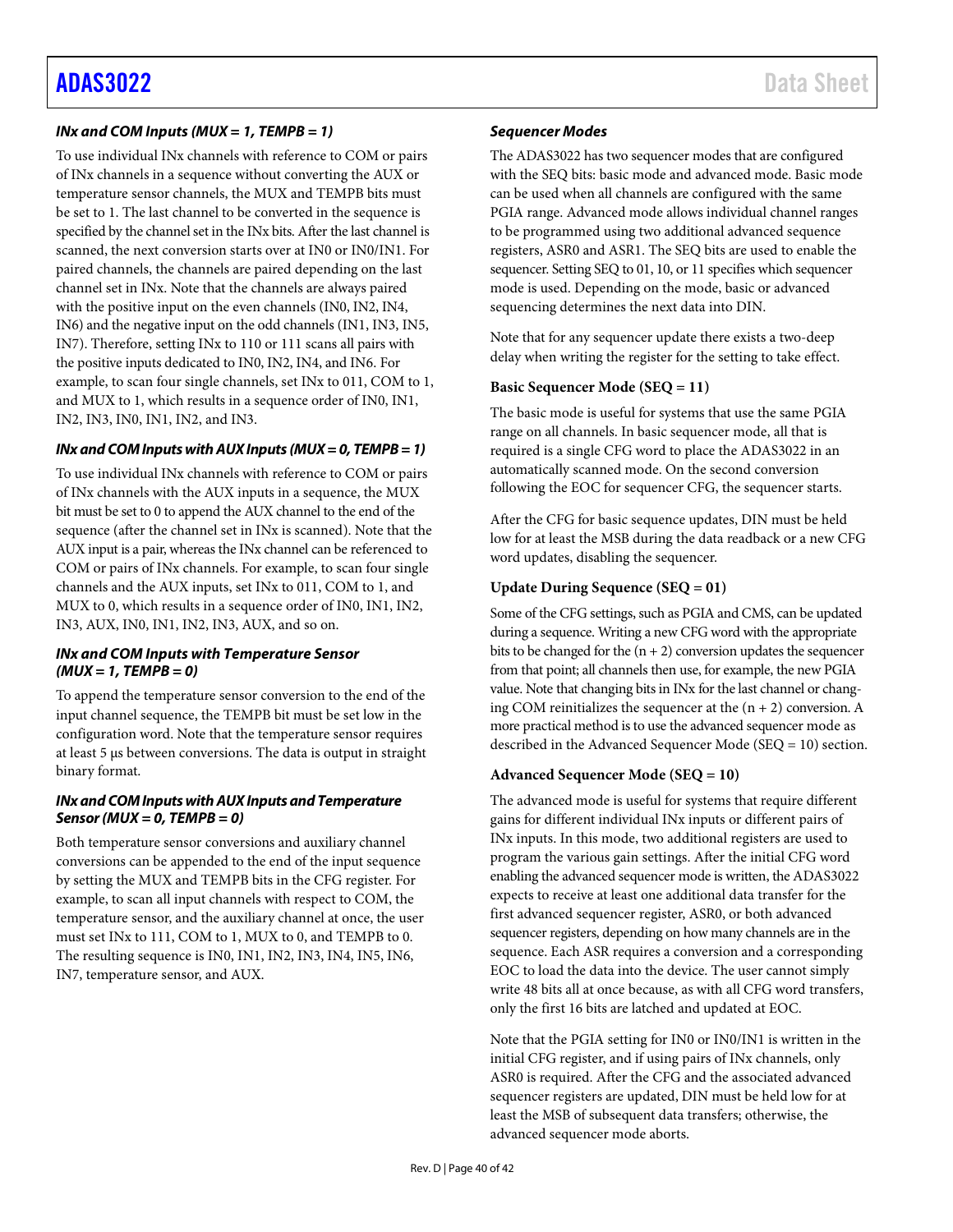### INx and COM Inputs (MUX = 1, TEMPB = 1)

To use individual INx channels with reference to COM or pairs of INx channels in a sequence without converting the AUX or temperature sensor channels, the MUX and TEMPB bits must be set to 1. The last channel to be converted in the sequence is specified by the channel set in the INx bits. After the last channel is scanned, the next conversion starts over at IN0 or IN0/IN1. For paired channels, the channels are paired depending on the last channel set in INx. Note that the channels are always paired with the positive input on the even channels (IN0, IN2, IN4, IN6) and the negative input on the odd channels (IN1, IN3, IN5, IN7). Therefore, setting INx to 110 or 111 scans all pairs with the positive inputs dedicated to IN0, IN2, IN4, and IN6. For example, to scan four single channels, set INx to 011, COM to 1, and MUX to 1, which results in a sequence order of IN0, IN1, IN2, IN3, IN0, IN1, IN2, and IN3.

### INx and COM Inputs with AUX Inputs (MUX = 0, TEMPB = 1)

To use individual INx channels with reference to COM or pairs of INx channels with the AUX inputs in a sequence, the MUX bit must be set to 0 to append the AUX channel to the end of the sequence (after the channel set in INx is scanned). Note that the AUX input is a pair, whereas the INx channel can be referenced to COM or pairs of INx channels. For example, to scan four single channels and the AUX inputs, set INx to 011, COM to 1, and MUX to 0, which results in a sequence order of IN0, IN1, IN2, IN3, AUX, IN0, IN1, IN2, IN3, AUX, and so on.

### INx and COM Inputs with Temperature Sensor (MUX = 1, TEMPB = 0)

To append the temperature sensor conversion to the end of the input channel sequence, the TEMPB bit must be set low in the configuration word. Note that the temperature sensor requires at least 5 μs between conversions. The data is output in straight binary format.

### INx and COM Inputs with AUX Inputs and Temperature Sensor (MUX = 0, TEMPB = 0)

Both temperature sensor conversions and auxiliary channel conversions can be appended to the end of the input sequence by setting the MUX and TEMPB bits in the CFG register. For example, to scan all input channels with respect to COM, the temperature sensor, and the auxiliary channel at once, the user must set INx to 111, COM to 1, MUX to 0, and TEMPB to 0. The resulting sequence is IN0, IN1, IN2, IN3, IN4, IN5, IN6, IN7, temperature sensor, and AUX.

### Sequencer Modes

The ADAS3022 has two sequencer modes that are configured with the SEQ bits: basic mode and advanced mode. Basic mode can be used when all channels are configured with the same PGIA range. Advanced mode allows individual channel ranges to be programmed using two additional advanced sequence registers, ASR0 and ASR1. The SEQ bits are used to enable the sequencer. Setting SEQ to 01, 10, or 11 specifies which sequencer mode is used. Depending on the mode, basic or advanced sequencing determines the next data into DIN.

Note that for any sequencer update there exists a two-deep delay when writing the register for the setting to take effect.

#### Basic Sequencer Mode (SEQ = 11)

The basic mode is useful for systems that use the same PGIA range on all channels. In basic sequencer mode, all that is required is a single CFG word to place the ADAS3022 in an automatically scanned mode. On the second conversion following the EOC for sequencer CFG, the sequencer starts.

After the CFG for basic sequence updates, DIN must be held low for at least the MSB during the data readback or a new CFG word updates, disabling the sequencer.

#### Update During Sequence (SEQ = 01)

Some of the CFG settings, such as PGIA and CMS, can be updated during a sequence. Writing a new CFG word with the appropriate bits to be changed for the (n + 2) conversion updates the sequencer from that point; all channels then use, for example, the new PGIA value. Note that changing bits in INx for the last channel or changing COM reinitializes the sequencer at the (n + 2) conversion. A more practical method is to use the advanced sequencer mode as described in the Advanced Sequencer Mode (SEQ = 10) section.

#### Advanced Sequencer Mode (SEQ = 10)

The advanced mode is useful for systems that require different gains for different individual INx inputs or different pairs of INx inputs. In this mode, two additional registers are used to program the various gain settings. After the initial CFG word enabling the advanced sequencer mode is written, the ADAS3022 expects to receive at least one additional data transfer for the first advanced sequencer register, ASR0, or both advanced sequencer registers, depending on how many channels are in the sequence. Each ASR requires a conversion and a corresponding EOC to load the data into the device. The user cannot simply write 48 bits all at once because, as with all CFG word transfers, only the first 16 bits are latched and updated at EOC.

Note that the PGIA setting for IN0 or IN0/IN1 is written in the initial CFG register, and if using pairs of INx channels, only ASR0 is required. After the CFG and the associated advanced sequencer registers are updated, DIN must be held low for at least the MSB of subsequent data transfers; otherwise, the advanced sequencer mode aborts.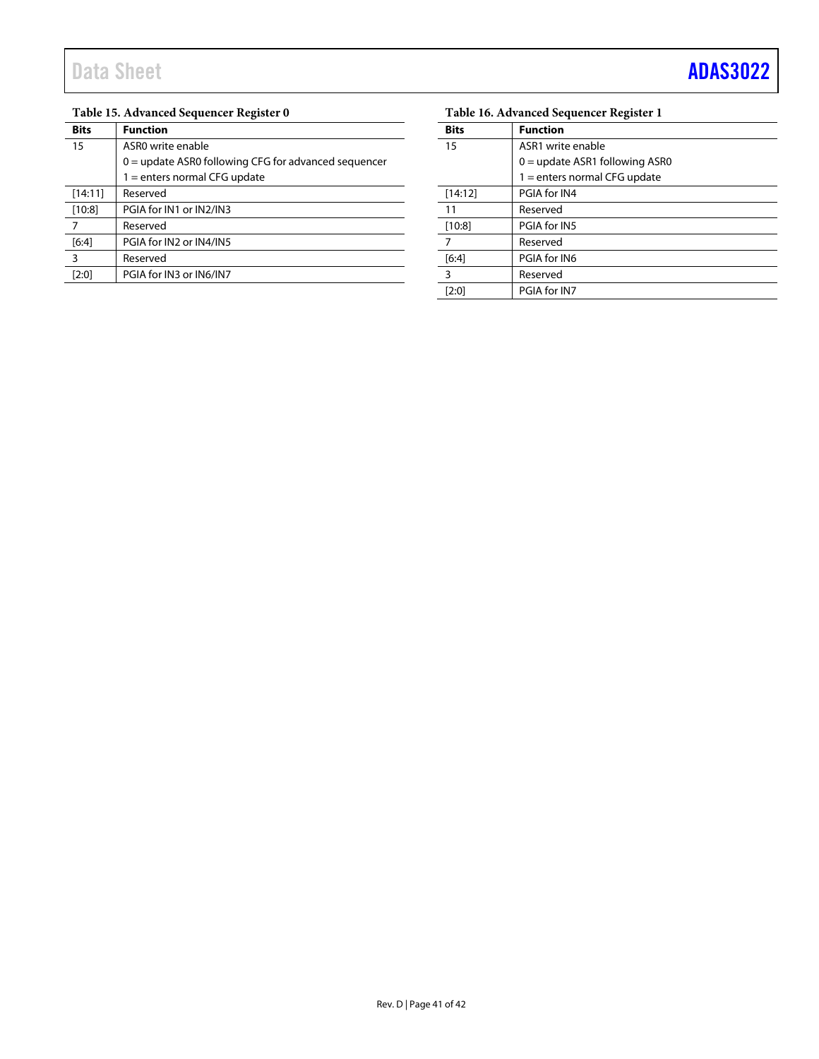**Table 15. Advanced Sequencer Register 0**

| Bits | Function |
|---|---|
| 15 | ASR0 write enable<br>0 = update ASR0 following CFG for advanced sequencer<br>1 = enters normal CFG update |
| [14:11] | Reserved |
| [10:8] | PGIA for IN1 or IN2/IN3 |
| 7 | Reserved |
| [6:4] | PGIA for IN2 or IN4/IN5 |
| 3 | Reserved |
| [2:0] | PGIA for IN3 or IN6/IN7 |

**Table 16. Advanced Sequencer Register 1**

| Bits | Function |
|---|---|
| 15 | ASR1 write enable<br>0 = update ASR1 following ASR0<br>1 = enters normal CFG update |
| [14:12] | PGIA for IN4 |
| 11 | Reserved |
| [10:8] | PGIA for IN5 |
| 7 | Reserved |
| [6:4] | PGIA for IN6 |
| 3 | Reserved |
| [2:0] | PGIA for IN7 |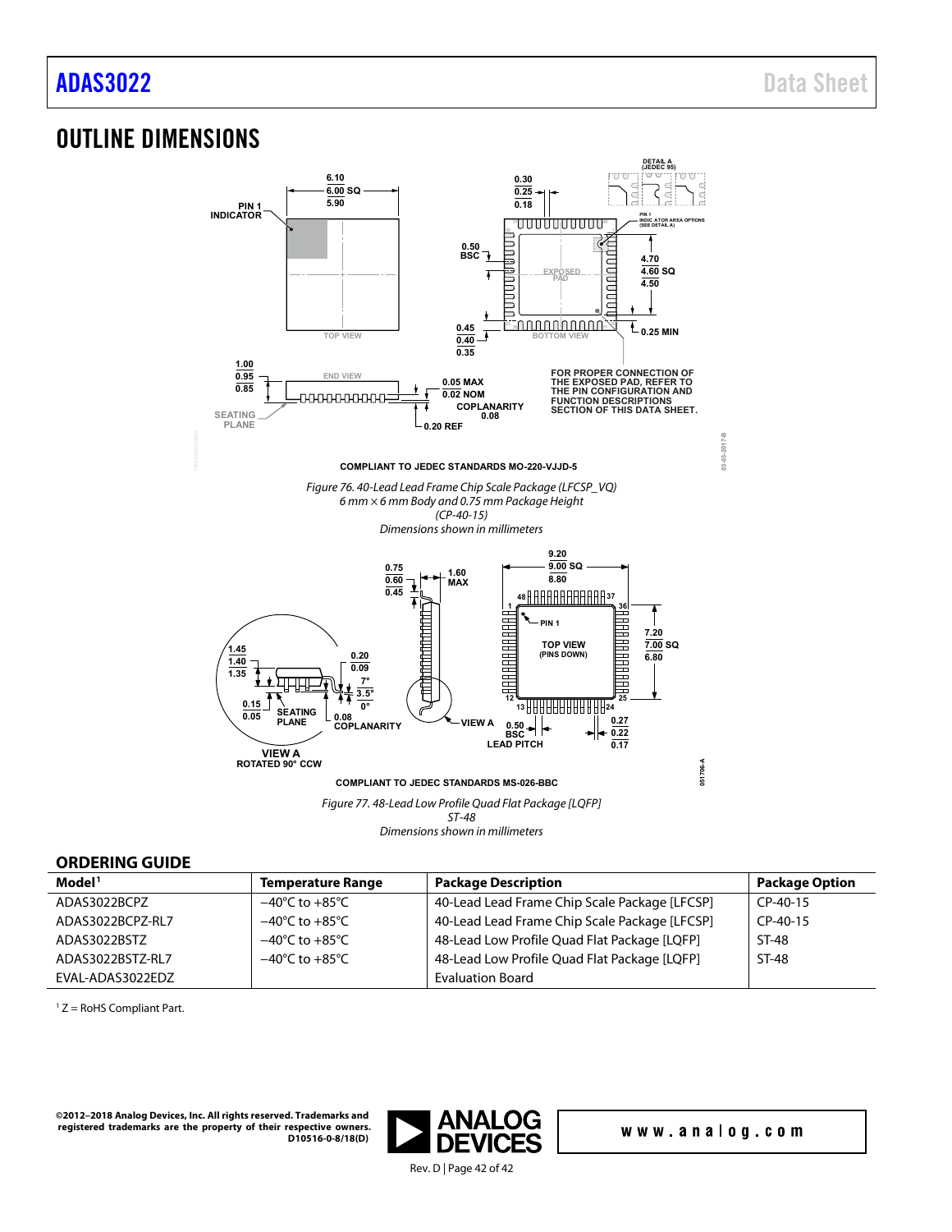# OUTLINE DIMENSIONS

6.10
6.00 SQ
5.90

PIN 1 INDICATOR

TOP VIEW

0.30
0.25
0.18

DETAIL A (JEDEC 95)

PIN 1 INDIC ATOR AREA OPTIONS (SEE DETAIL A)

0.50 BSC

EXPOSED PAD

4.70
4.60 SQ
4.50

0.45
0.40
0.35

BOTTOM VIEW

0.25 MIN

1.00
0.95
0.85

END VIEW

0.05 MAX
0.02 NOM

COPLANARITY
0.08

SEATING PLANE

0.20 REF

FOR PROPER CONNECTION OF THE EXPOSED PAD, REFER TO THE PIN CONFIGURATION AND FUNCTION DESCRIPTIONS SECTION OF THIS DATA SHEET.

COMPLIANT TO JEDEC STANDARDS MO-220-VJJD-5

03-03-2017-B

*Figure 76. 40-Lead Lead Frame Chip Scale Package (LFCSP_VQ)*
*6 mm × 6 mm Body and 0.75 mm Package Height*
*(CP-40-15)*
*Dimensions shown in millimeters*

0.75
0.60
0.45

1.60 MAX

9.20
9.00 SQ
8.80

48
37
1
36
PIN 1

TOP VIEW (PINS DOWN)

7.20
7.00 SQ
6.80

12
25
13
24

1.45
1.40
1.35

0.20
0.09

7°
3.5°
0°

0.15
0.05

SEATING PLANE

0.08 COPLANARITY

VIEW A

0.50 BSC LEAD PITCH

0.27
0.22
0.17

VIEW A ROTATED 90° CCW

COMPLIANT TO JEDEC STANDARDS MS-026-BBC

051706-A

*Figure 77. 48-Lead Low Profile Quad Flat Package [LQFP]*
*ST-48*
*Dimensions shown in millimeters*

## ORDERING GUIDE

| Model[1] | Temperature Range | Package Description | Package Option |
|---|---|---|---|
| ADAS3022BCPZ | −40°C to +85°C | 40-Lead Lead Frame Chip Scale Package [LFCSP] | CP-40-15 |
| ADAS3022BCPZ-RL7 | −40°C to +85°C | 40-Lead Lead Frame Chip Scale Package [LFCSP] | CP-40-15 |
| ADAS3022BSTZ | −40°C to +85°C | 48-Lead Low Profile Quad Flat Package [LQFP] | ST-48 |
| ADAS3022BSTZ-RL7 | −40°C to +85°C | 48-Lead Low Profile Quad Flat Package [LQFP] | ST-48 |
| EVAL-ADAS3022EDZ | | Evaluation Board | |

[1] Z = RoHS Compliant Part.

**©2012–2018 Analog Devices, Inc. All rights reserved. Trademarks and registered trademarks are the property of their respective owners. D10516-0-8/18(D)**